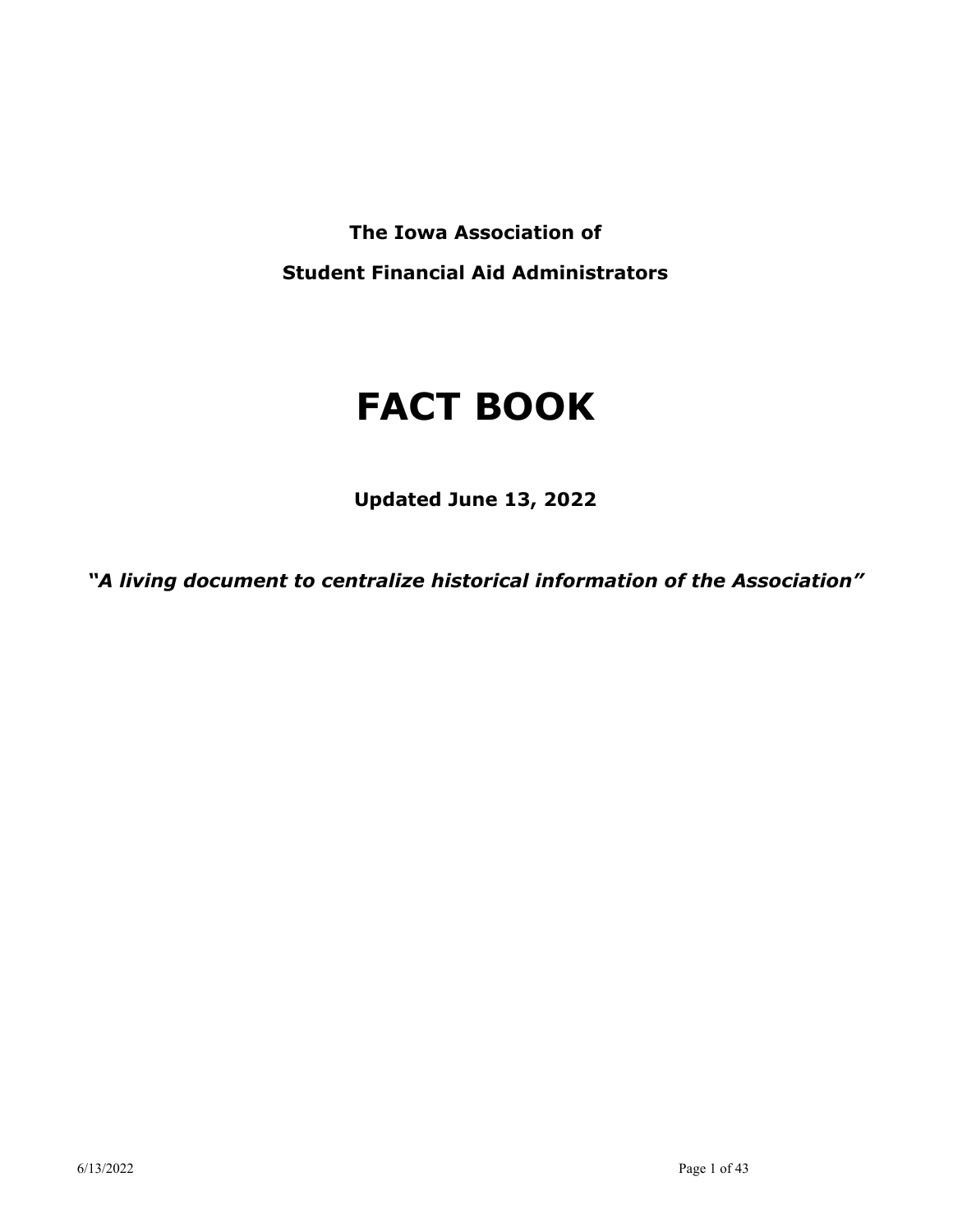**The Iowa Association of**

**Student Financial Aid Administrators**

# FACT BOOK

**Updated June 13, 2022**

***"A living document to centralize historical information of the Association"***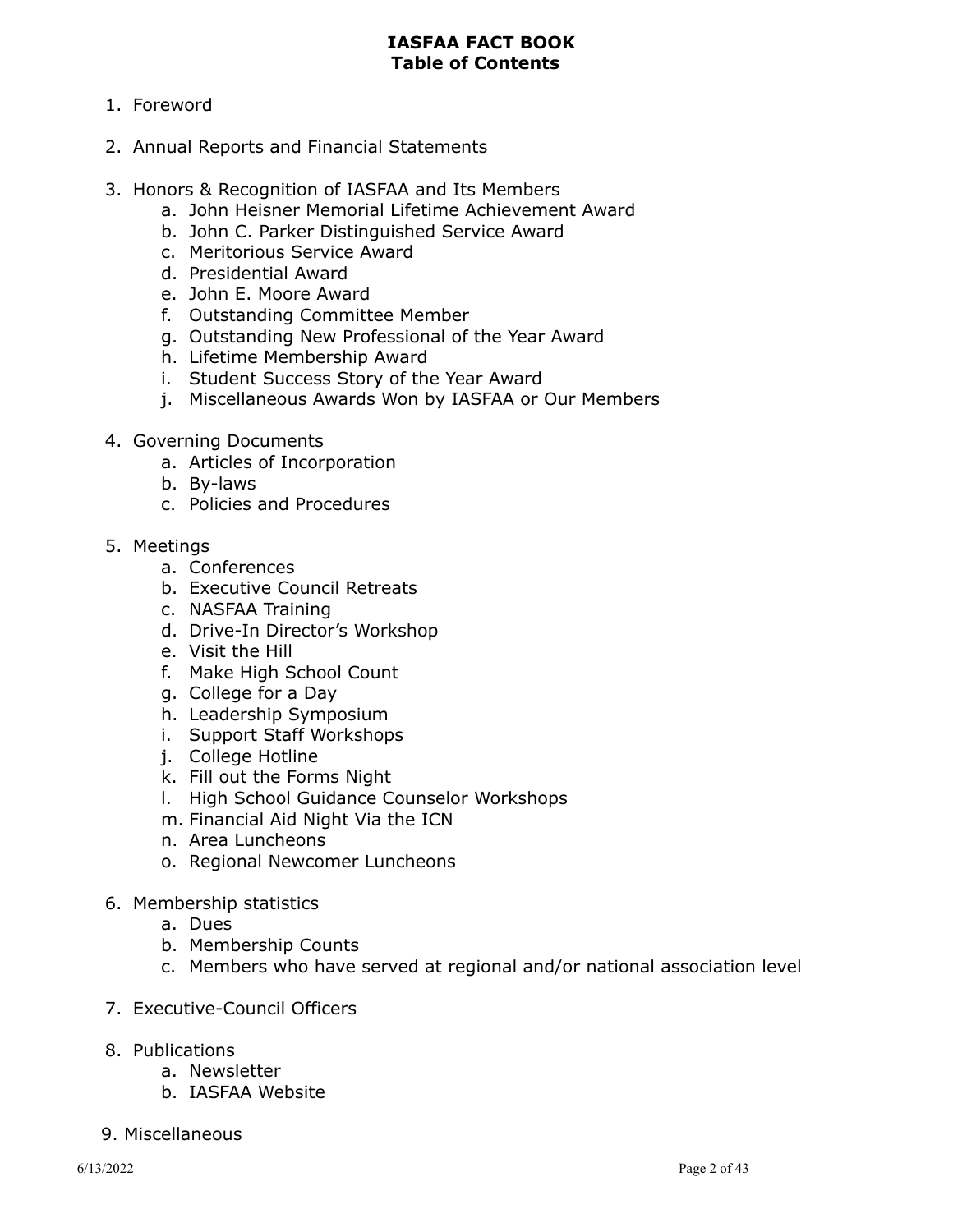# IASFAA FACT BOOK
## Table of Contents

1. Foreword

2. Annual Reports and Financial Statements

3. Honors & Recognition of IASFAA and Its Members
   a. John Heisner Memorial Lifetime Achievement Award
   b. John C. Parker Distinguished Service Award
   c. Meritorious Service Award
   d. Presidential Award
   e. John E. Moore Award
   f. Outstanding Committee Member
   g. Outstanding New Professional of the Year Award
   h. Lifetime Membership Award
   i. Student Success Story of the Year Award
   j. Miscellaneous Awards Won by IASFAA or Our Members

4. Governing Documents
   a. Articles of Incorporation
   b. By-laws
   c. Policies and Procedures

5. Meetings
   a. Conferences
   b. Executive Council Retreats
   c. NASFAA Training
   d. Drive-In Director's Workshop
   e. Visit the Hill
   f. Make High School Count
   g. College for a Day
   h. Leadership Symposium
   i. Support Staff Workshops
   j. College Hotline
   k. Fill out the Forms Night
   l. High School Guidance Counselor Workshops
   m. Financial Aid Night Via the ICN
   n. Area Luncheons
   o. Regional Newcomer Luncheons

6. Membership statistics
   a. Dues
   b. Membership Counts
   c. Members who have served at regional and/or national association level

7. Executive-Council Officers

8. Publications
   a. Newsletter
   b. IASFAA Website

9. Miscellaneous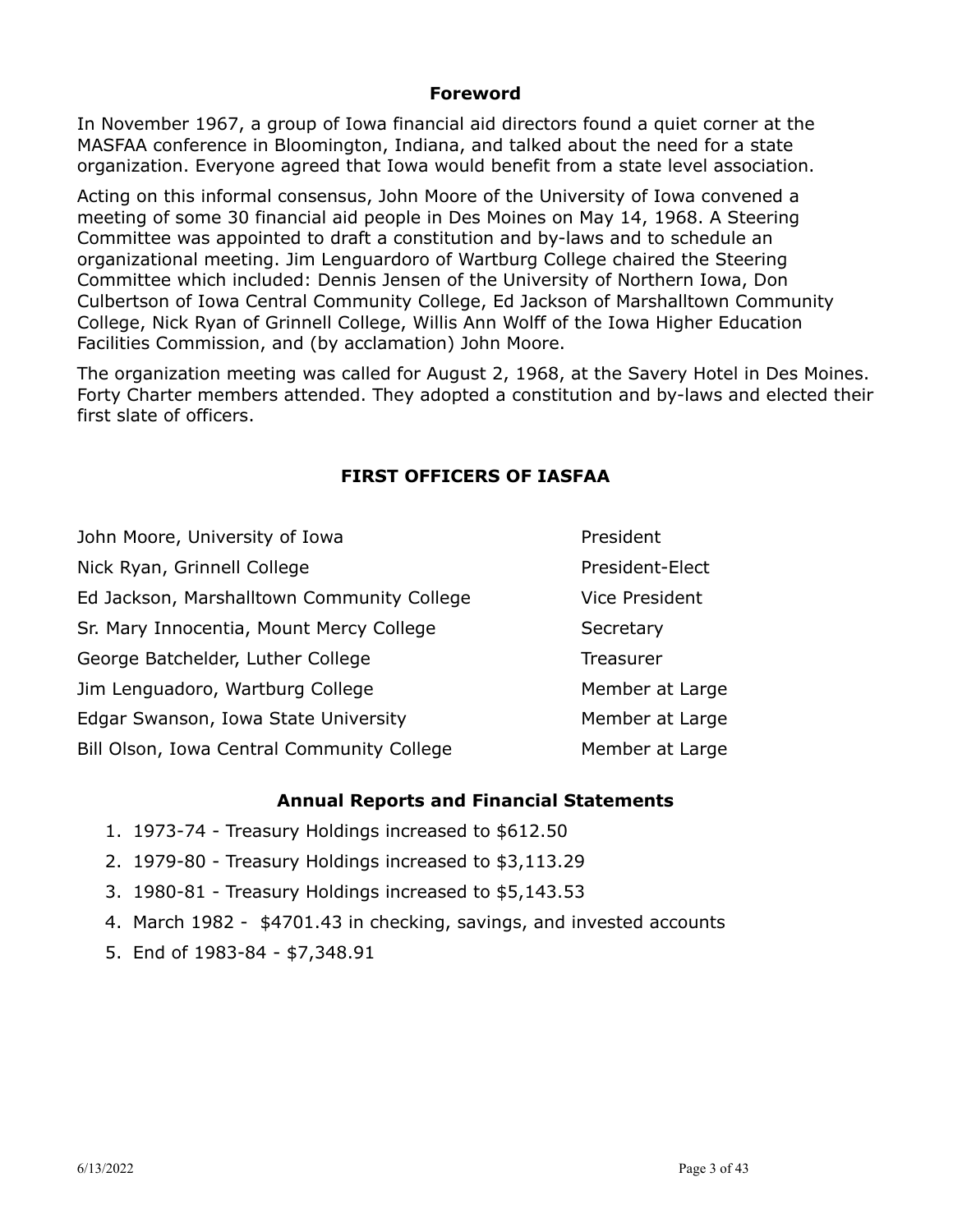## Foreword

In November 1967, a group of Iowa financial aid directors found a quiet corner at the MASFAA conference in Bloomington, Indiana, and talked about the need for a state organization. Everyone agreed that Iowa would benefit from a state level association.

Acting on this informal consensus, John Moore of the University of Iowa convened a meeting of some 30 financial aid people in Des Moines on May 14, 1968. A Steering Committee was appointed to draft a constitution and by-laws and to schedule an organizational meeting. Jim Lenguardoro of Wartburg College chaired the Steering Committee which included: Dennis Jensen of the University of Northern Iowa, Don Culbertson of Iowa Central Community College, Ed Jackson of Marshalltown Community College, Nick Ryan of Grinnell College, Willis Ann Wolff of the Iowa Higher Education Facilities Commission, and (by acclamation) John Moore.

The organization meeting was called for August 2, 1968, at the Savery Hotel in Des Moines. Forty Charter members attended. They adopted a constitution and by-laws and elected their first slate of officers.

## FIRST OFFICERS OF IASFAA

| | |
|---|---|
| John Moore, University of Iowa | President |
| Nick Ryan, Grinnell College | President-Elect |
| Ed Jackson, Marshalltown Community College | Vice President |
| Sr. Mary Innocentia, Mount Mercy College | Secretary |
| George Batchelder, Luther College | Treasurer |
| Jim Lenguadoro, Wartburg College | Member at Large |
| Edgar Swanson, Iowa State University | Member at Large |
| Bill Olson, Iowa Central Community College | Member at Large |

## Annual Reports and Financial Statements

1. 1973-74 - Treasury Holdings increased to $612.50
2. 1979-80 - Treasury Holdings increased to $3,113.29
3. 1980-81 - Treasury Holdings increased to $5,143.53
4. March 1982 - $4701.43 in checking, savings, and invested accounts
5. End of 1983-84 - $7,348.91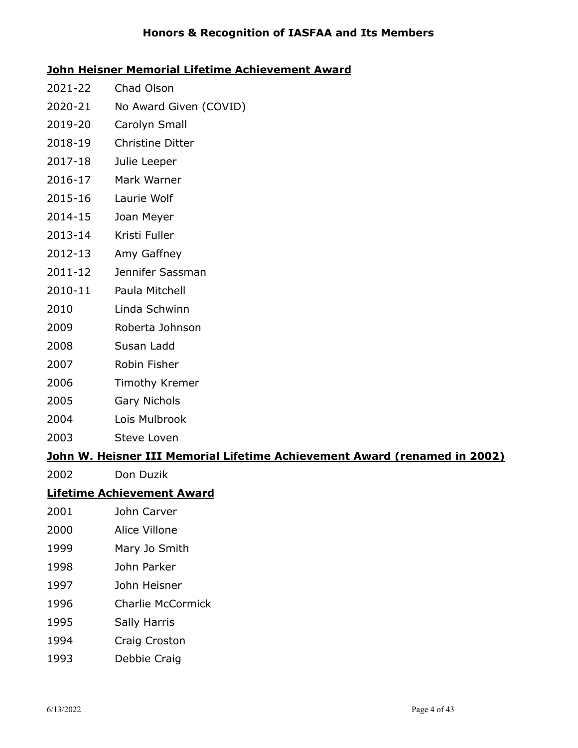# Honors & Recognition of IASFAA and Its Members

## John Heisner Memorial Lifetime Achievement Award

| | |
|---|---|
| 2021-22 | Chad Olson |
| 2020-21 | No Award Given (COVID) |
| 2019-20 | Carolyn Small |
| 2018-19 | Christine Ditter |
| 2017-18 | Julie Leeper |
| 2016-17 | Mark Warner |
| 2015-16 | Laurie Wolf |
| 2014-15 | Joan Meyer |
| 2013-14 | Kristi Fuller |
| 2012-13 | Amy Gaffney |
| 2011-12 | Jennifer Sassman |
| 2010-11 | Paula Mitchell |
| 2010 | Linda Schwinn |
| 2009 | Roberta Johnson |
| 2008 | Susan Ladd |
| 2007 | Robin Fisher |
| 2006 | Timothy Kremer |
| 2005 | Gary Nichols |
| 2004 | Lois Mulbrook |
| 2003 | Steve Loven |

## John W. Heisner III Memorial Lifetime Achievement Award (renamed in 2002)

| | |
|---|---|
| 2002 | Don Duzik |

## Lifetime Achievement Award

| | |
|---|---|
| 2001 | John Carver |
| 2000 | Alice Villone |
| 1999 | Mary Jo Smith |
| 1998 | John Parker |
| 1997 | John Heisner |
| 1996 | Charlie McCormick |
| 1995 | Sally Harris |
| 1994 | Craig Croston |
| 1993 | Debbie Craig |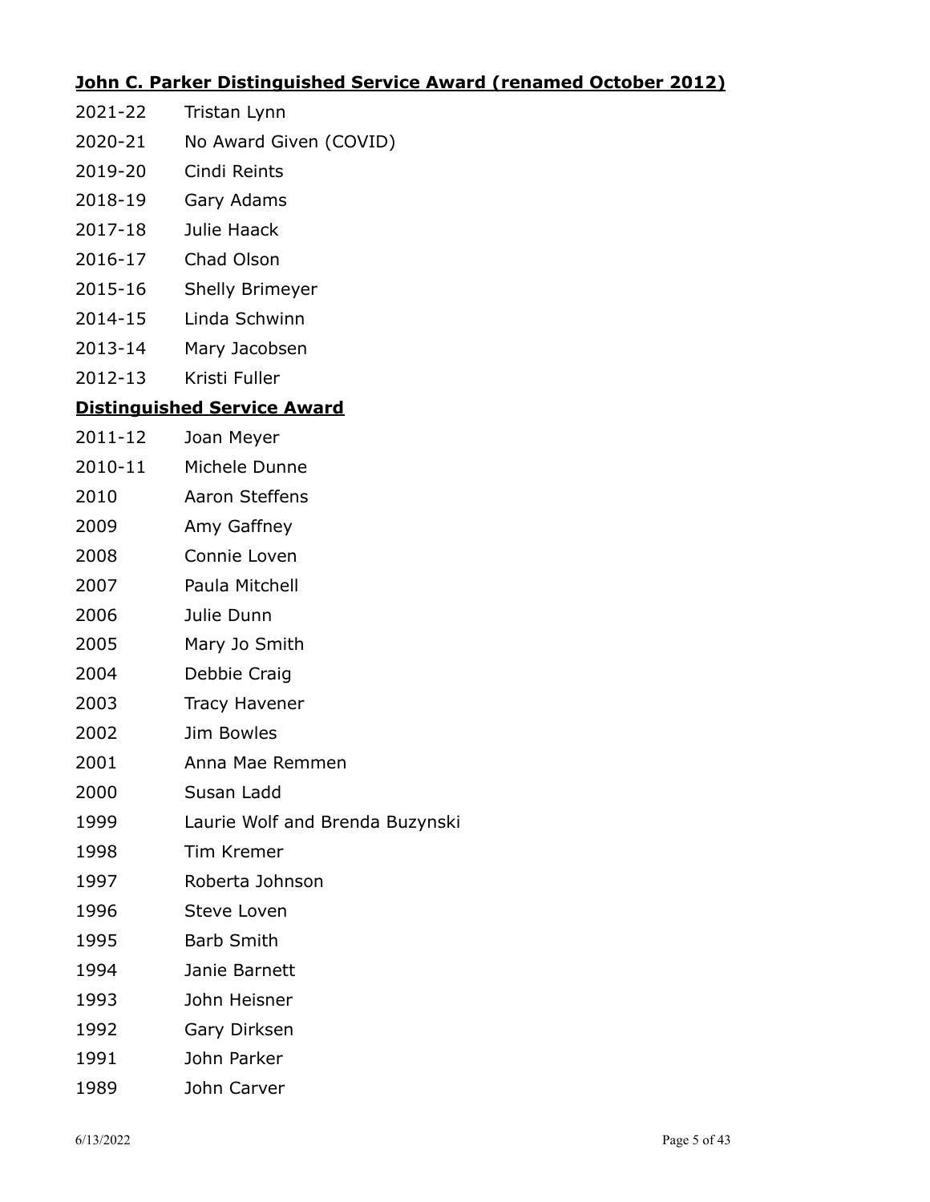**John C. Parker Distinguished Service Award (renamed October 2012)**

| | |
|---|---|
| 2021-22 | Tristan Lynn |
| 2020-21 | No Award Given (COVID) |
| 2019-20 | Cindi Reints |
| 2018-19 | Gary Adams |
| 2017-18 | Julie Haack |
| 2016-17 | Chad Olson |
| 2015-16 | Shelly Brimeyer |
| 2014-15 | Linda Schwinn |
| 2013-14 | Mary Jacobsen |
| 2012-13 | Kristi Fuller |

**Distinguished Service Award**

| | |
|---|---|
| 2011-12 | Joan Meyer |
| 2010-11 | Michele Dunne |
| 2010 | Aaron Steffens |
| 2009 | Amy Gaffney |
| 2008 | Connie Loven |
| 2007 | Paula Mitchell |
| 2006 | Julie Dunn |
| 2005 | Mary Jo Smith |
| 2004 | Debbie Craig |
| 2003 | Tracy Havener |
| 2002 | Jim Bowles |
| 2001 | Anna Mae Remmen |
| 2000 | Susan Ladd |
| 1999 | Laurie Wolf and Brenda Buzynski |
| 1998 | Tim Kremer |
| 1997 | Roberta Johnson |
| 1996 | Steve Loven |
| 1995 | Barb Smith |
| 1994 | Janie Barnett |
| 1993 | John Heisner |
| 1992 | Gary Dirksen |
| 1991 | John Parker |
| 1989 | John Carver |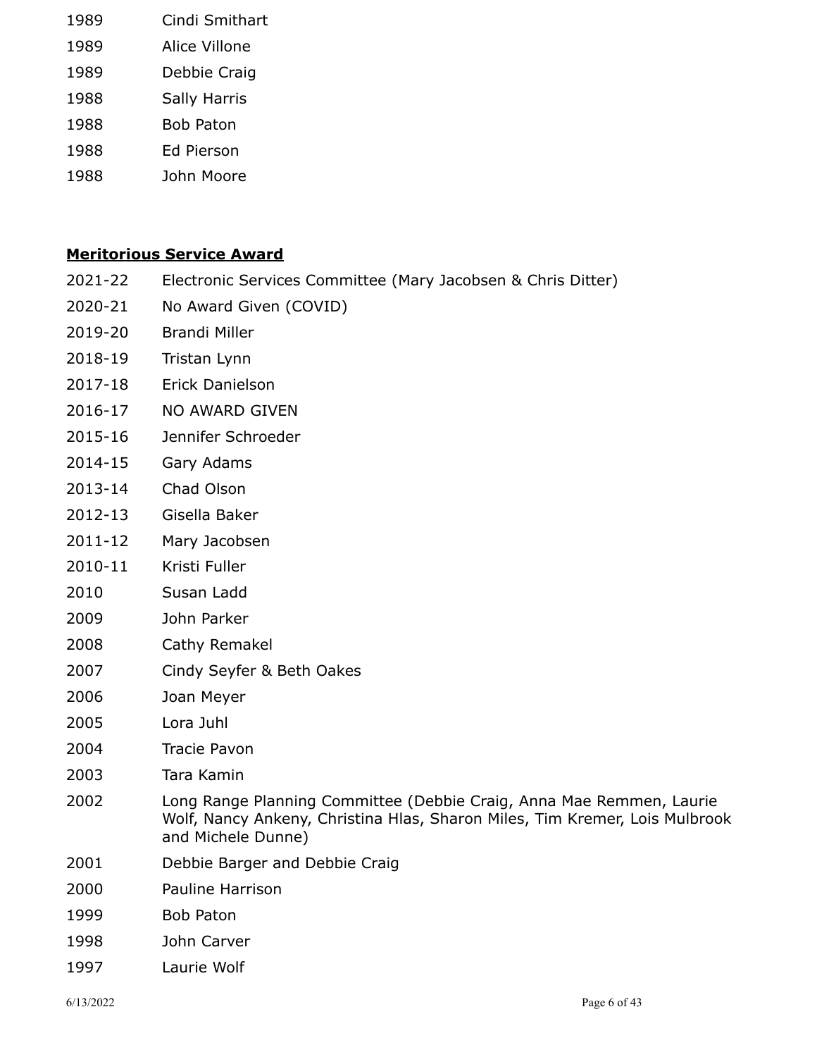| | |
|---|---|
| 1989 | Cindi Smithart |
| 1989 | Alice Villone |
| 1989 | Debbie Craig |
| 1988 | Sally Harris |
| 1988 | Bob Paton |
| 1988 | Ed Pierson |
| 1988 | John Moore |

**Meritorious Service Award**

| | |
|---|---|
| 2021-22 | Electronic Services Committee (Mary Jacobsen & Chris Ditter) |
| 2020-21 | No Award Given (COVID) |
| 2019-20 | Brandi Miller |
| 2018-19 | Tristan Lynn |
| 2017-18 | Erick Danielson |
| 2016-17 | NO AWARD GIVEN |
| 2015-16 | Jennifer Schroeder |
| 2014-15 | Gary Adams |
| 2013-14 | Chad Olson |
| 2012-13 | Gisella Baker |
| 2011-12 | Mary Jacobsen |
| 2010-11 | Kristi Fuller |
| 2010 | Susan Ladd |
| 2009 | John Parker |
| 2008 | Cathy Remakel |
| 2007 | Cindy Seyfer & Beth Oakes |
| 2006 | Joan Meyer |
| 2005 | Lora Juhl |
| 2004 | Tracie Pavon |
| 2003 | Tara Kamin |
| 2002 | Long Range Planning Committee (Debbie Craig, Anna Mae Remmen, Laurie Wolf, Nancy Ankeny, Christina Hlas, Sharon Miles, Tim Kremer, Lois Mulbrook and Michele Dunne) |
| 2001 | Debbie Barger and Debbie Craig |
| 2000 | Pauline Harrison |
| 1999 | Bob Paton |
| 1998 | John Carver |
| 1997 | Laurie Wolf |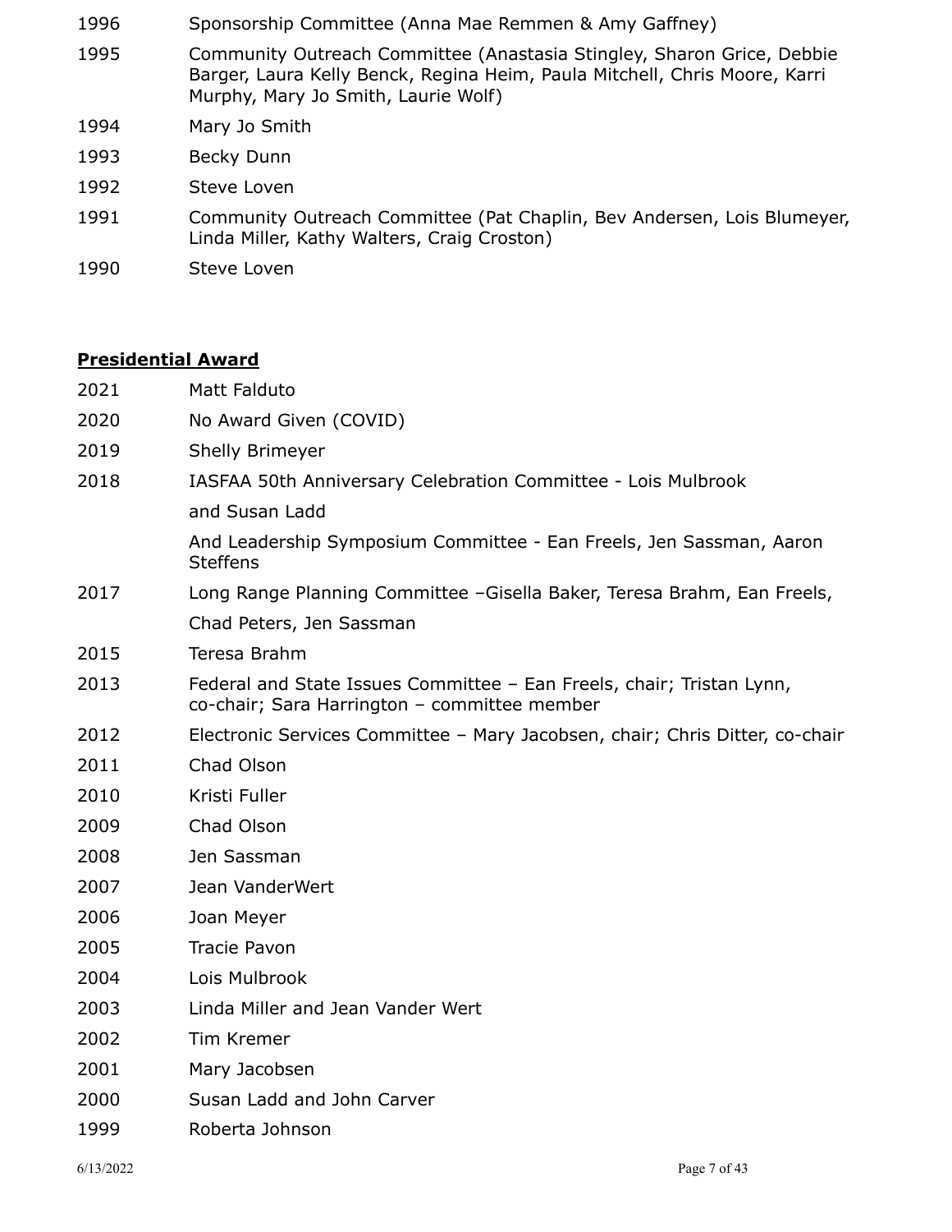1996 Sponsorship Committee (Anna Mae Remmen & Amy Gaffney)

1995 Community Outreach Committee (Anastasia Stingley, Sharon Grice, Debbie Barger, Laura Kelly Benck, Regina Heim, Paula Mitchell, Chris Moore, Karri Murphy, Mary Jo Smith, Laurie Wolf)

1994 Mary Jo Smith

1993 Becky Dunn

1992 Steve Loven

1991 Community Outreach Committee (Pat Chaplin, Bev Andersen, Lois Blumeyer, Linda Miller, Kathy Walters, Craig Croston)

1990 Steve Loven

## **Presidential Award**

2021 Matt Falduto

2020 No Award Given (COVID)

2019 Shelly Brimeyer

2018 IASFAA 50th Anniversary Celebration Committee - Lois Mulbrook and Susan Ladd

And Leadership Symposium Committee - Ean Freels, Jen Sassman, Aaron Steffens

2017 Long Range Planning Committee –Gisella Baker, Teresa Brahm, Ean Freels, Chad Peters, Jen Sassman

2015 Teresa Brahm

2013 Federal and State Issues Committee – Ean Freels, chair; Tristan Lynn, co-chair; Sara Harrington – committee member

2012 Electronic Services Committee – Mary Jacobsen, chair; Chris Ditter, co-chair

2011 Chad Olson

2010 Kristi Fuller

2009 Chad Olson

2008 Jen Sassman

2007 Jean VanderWert

2006 Joan Meyer

2005 Tracie Pavon

2004 Lois Mulbrook

2003 Linda Miller and Jean Vander Wert

2002 Tim Kremer

2001 Mary Jacobsen

2000 Susan Ladd and John Carver

1999 Roberta Johnson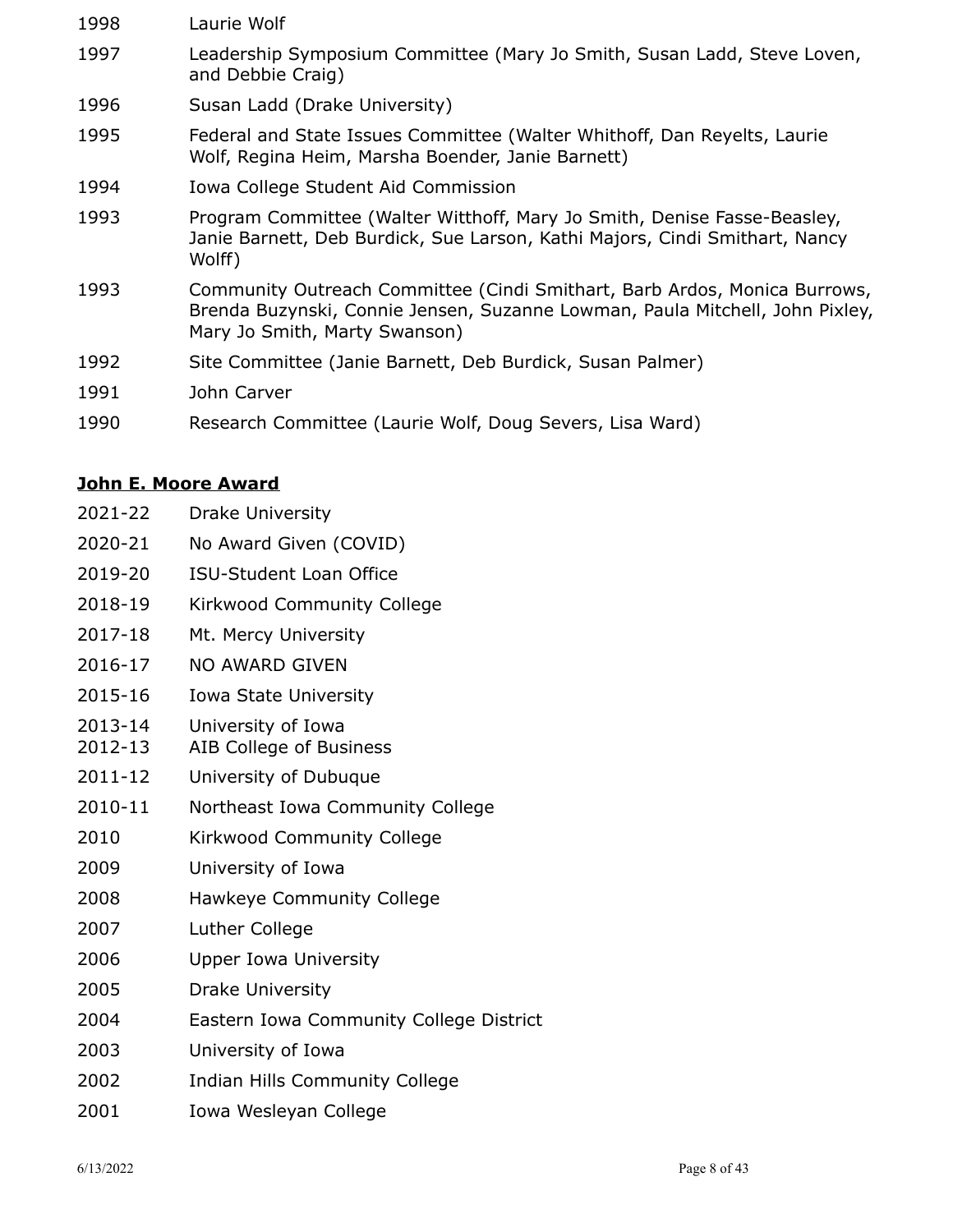| | |
|---|---|
| 1998 | Laurie Wolf |
| 1997 | Leadership Symposium Committee (Mary Jo Smith, Susan Ladd, Steve Loven, and Debbie Craig) |
| 1996 | Susan Ladd (Drake University) |
| 1995 | Federal and State Issues Committee (Walter Whithoff, Dan Reyelts, Laurie Wolf, Regina Heim, Marsha Boender, Janie Barnett) |
| 1994 | Iowa College Student Aid Commission |
| 1993 | Program Committee (Walter Witthoff, Mary Jo Smith, Denise Fasse-Beasley, Janie Barnett, Deb Burdick, Sue Larson, Kathi Majors, Cindi Smithart, Nancy Wolff) |
| 1993 | Community Outreach Committee (Cindi Smithart, Barb Ardos, Monica Burrows, Brenda Buzynski, Connie Jensen, Suzanne Lowman, Paula Mitchell, John Pixley, Mary Jo Smith, Marty Swanson) |
| 1992 | Site Committee (Janie Barnett, Deb Burdick, Susan Palmer) |
| 1991 | John Carver |
| 1990 | Research Committee (Laurie Wolf, Doug Severs, Lisa Ward) |

## **John E. Moore Award**

| | |
|---|---|
| 2021-22 | Drake University |
| 2020-21 | No Award Given (COVID) |
| 2019-20 | ISU-Student Loan Office |
| 2018-19 | Kirkwood Community College |
| 2017-18 | Mt. Mercy University |
| 2016-17 | NO AWARD GIVEN |
| 2015-16 | Iowa State University |
| 2013-14 | University of Iowa |
| 2012-13 | AIB College of Business |
| 2011-12 | University of Dubuque |
| 2010-11 | Northeast Iowa Community College |
| 2010 | Kirkwood Community College |
| 2009 | University of Iowa |
| 2008 | Hawkeye Community College |
| 2007 | Luther College |
| 2006 | Upper Iowa University |
| 2005 | Drake University |
| 2004 | Eastern Iowa Community College District |
| 2003 | University of Iowa |
| 2002 | Indian Hills Community College |
| 2001 | Iowa Wesleyan College |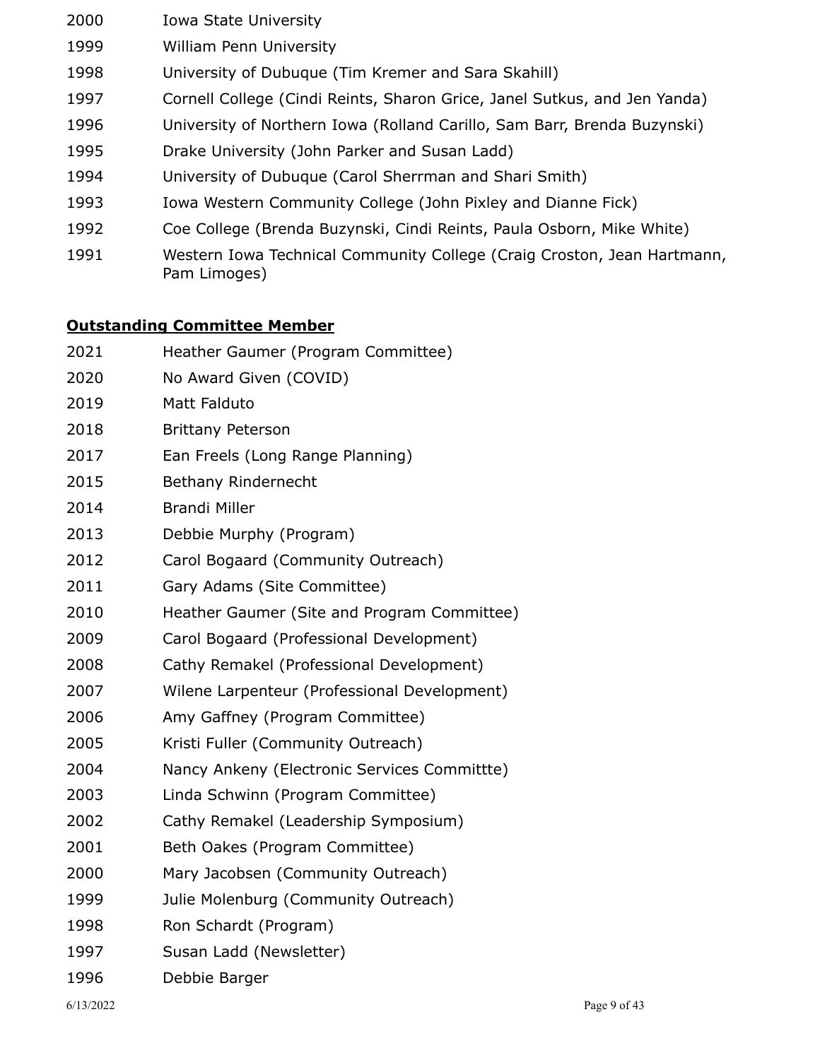| | |
|---|---|
| 2000 | Iowa State University |
| 1999 | William Penn University |
| 1998 | University of Dubuque (Tim Kremer and Sara Skahill) |
| 1997 | Cornell College (Cindi Reints, Sharon Grice, Janel Sutkus, and Jen Yanda) |
| 1996 | University of Northern Iowa (Rolland Carillo, Sam Barr, Brenda Buzynski) |
| 1995 | Drake University (John Parker and Susan Ladd) |
| 1994 | University of Dubuque (Carol Sherrman and Shari Smith) |
| 1993 | Iowa Western Community College (John Pixley and Dianne Fick) |
| 1992 | Coe College (Brenda Buzynski, Cindi Reints, Paula Osborn, Mike White) |
| 1991 | Western Iowa Technical Community College (Craig Croston, Jean Hartmann, Pam Limoges) |

## **Outstanding Committee Member**

| | |
|---|---|
| 2021 | Heather Gaumer (Program Committee) |
| 2020 | No Award Given (COVID) |
| 2019 | Matt Falduto |
| 2018 | Brittany Peterson |
| 2017 | Ean Freels (Long Range Planning) |
| 2015 | Bethany Rindernecht |
| 2014 | Brandi Miller |
| 2013 | Debbie Murphy (Program) |
| 2012 | Carol Bogaard (Community Outreach) |
| 2011 | Gary Adams (Site Committee) |
| 2010 | Heather Gaumer (Site and Program Committee) |
| 2009 | Carol Bogaard (Professional Development) |
| 2008 | Cathy Remakel (Professional Development) |
| 2007 | Wilene Larpenteur (Professional Development) |
| 2006 | Amy Gaffney (Program Committee) |
| 2005 | Kristi Fuller (Community Outreach) |
| 2004 | Nancy Ankeny (Electronic Services Committte) |
| 2003 | Linda Schwinn (Program Committee) |
| 2002 | Cathy Remakel (Leadership Symposium) |
| 2001 | Beth Oakes (Program Committee) |
| 2000 | Mary Jacobsen (Community Outreach) |
| 1999 | Julie Molenburg (Community Outreach) |
| 1998 | Ron Schardt (Program) |
| 1997 | Susan Ladd (Newsletter) |
| 1996 | Debbie Barger |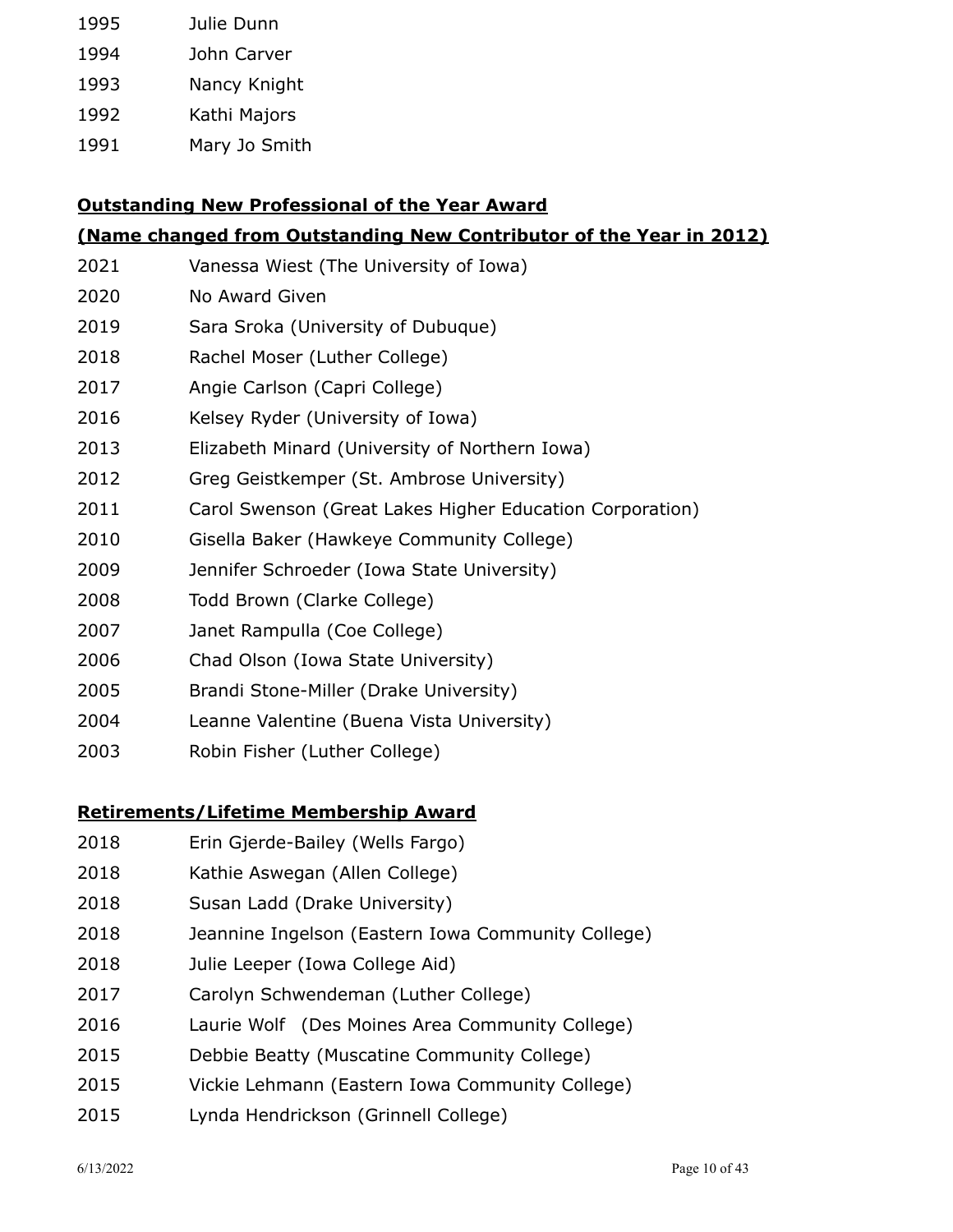1995 Julie Dunn

1994 John Carver

1993 Nancy Knight

1992 Kathi Majors

1991 Mary Jo Smith

**Outstanding New Professional of the Year Award**

**(Name changed from Outstanding New Contributor of the Year in 2012)**

2021 Vanessa Wiest (The University of Iowa)

2020 No Award Given

2019 Sara Sroka (University of Dubuque)

2018 Rachel Moser (Luther College)

2017 Angie Carlson (Capri College)

2016 Kelsey Ryder (University of Iowa)

2013 Elizabeth Minard (University of Northern Iowa)

2012 Greg Geistkemper (St. Ambrose University)

2011 Carol Swenson (Great Lakes Higher Education Corporation)

2010 Gisella Baker (Hawkeye Community College)

2009 Jennifer Schroeder (Iowa State University)

2008 Todd Brown (Clarke College)

2007 Janet Rampulla (Coe College)

2006 Chad Olson (Iowa State University)

2005 Brandi Stone-Miller (Drake University)

2004 Leanne Valentine (Buena Vista University)

2003 Robin Fisher (Luther College)

**Retirements/Lifetime Membership Award**

2018 Erin Gjerde-Bailey (Wells Fargo)

2018 Kathie Aswegan (Allen College)

2018 Susan Ladd (Drake University)

2018 Jeannine Ingelson (Eastern Iowa Community College)

2018 Julie Leeper (Iowa College Aid)

2017 Carolyn Schwendeman (Luther College)

2016 Laurie Wolf (Des Moines Area Community College)

2015 Debbie Beatty (Muscatine Community College)

2015 Vickie Lehmann (Eastern Iowa Community College)

2015 Lynda Hendrickson (Grinnell College)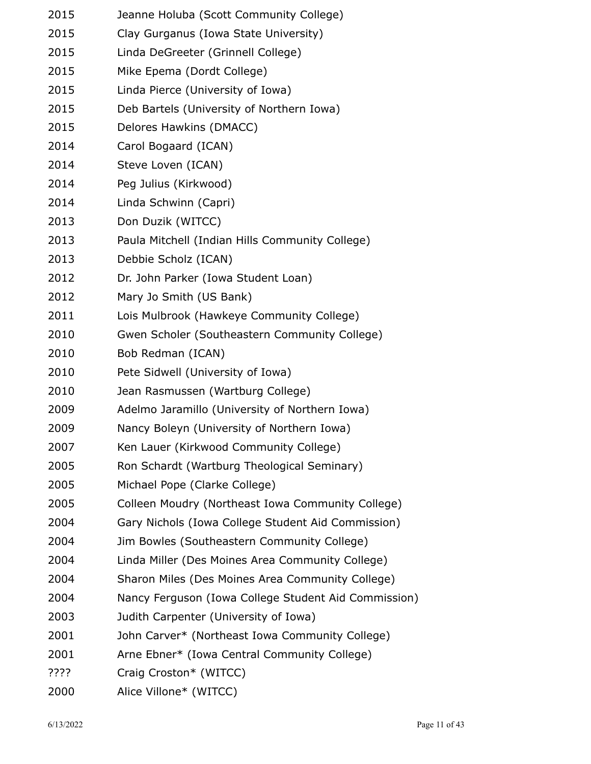2015 Jeanne Holuba (Scott Community College)
2015 Clay Gurganus (Iowa State University)
2015 Linda DeGreeter (Grinnell College)
2015 Mike Epema (Dordt College)
2015 Linda Pierce (University of Iowa)
2015 Deb Bartels (University of Northern Iowa)
2015 Delores Hawkins (DMACC)
2014 Carol Bogaard (ICAN)
2014 Steve Loven (ICAN)
2014 Peg Julius (Kirkwood)
2014 Linda Schwinn (Capri)
2013 Don Duzik (WITCC)
2013 Paula Mitchell (Indian Hills Community College)
2013 Debbie Scholz (ICAN)
2012 Dr. John Parker (Iowa Student Loan)
2012 Mary Jo Smith (US Bank)
2011 Lois Mulbrook (Hawkeye Community College)
2010 Gwen Scholer (Southeastern Community College)
2010 Bob Redman (ICAN)
2010 Pete Sidwell (University of Iowa)
2010 Jean Rasmussen (Wartburg College)
2009 Adelmo Jaramillo (University of Northern Iowa)
2009 Nancy Boleyn (University of Northern Iowa)
2007 Ken Lauer (Kirkwood Community College)
2005 Ron Schardt (Wartburg Theological Seminary)
2005 Michael Pope (Clarke College)
2005 Colleen Moudry (Northeast Iowa Community College)
2004 Gary Nichols (Iowa College Student Aid Commission)
2004 Jim Bowles (Southeastern Community College)
2004 Linda Miller (Des Moines Area Community College)
2004 Sharon Miles (Des Moines Area Community College)
2004 Nancy Ferguson (Iowa College Student Aid Commission)
2003 Judith Carpenter (University of Iowa)
2001 John Carver* (Northeast Iowa Community College)
2001 Arne Ebner* (Iowa Central Community College)
???? Craig Croston* (WITCC)
2000 Alice Villone* (WITCC)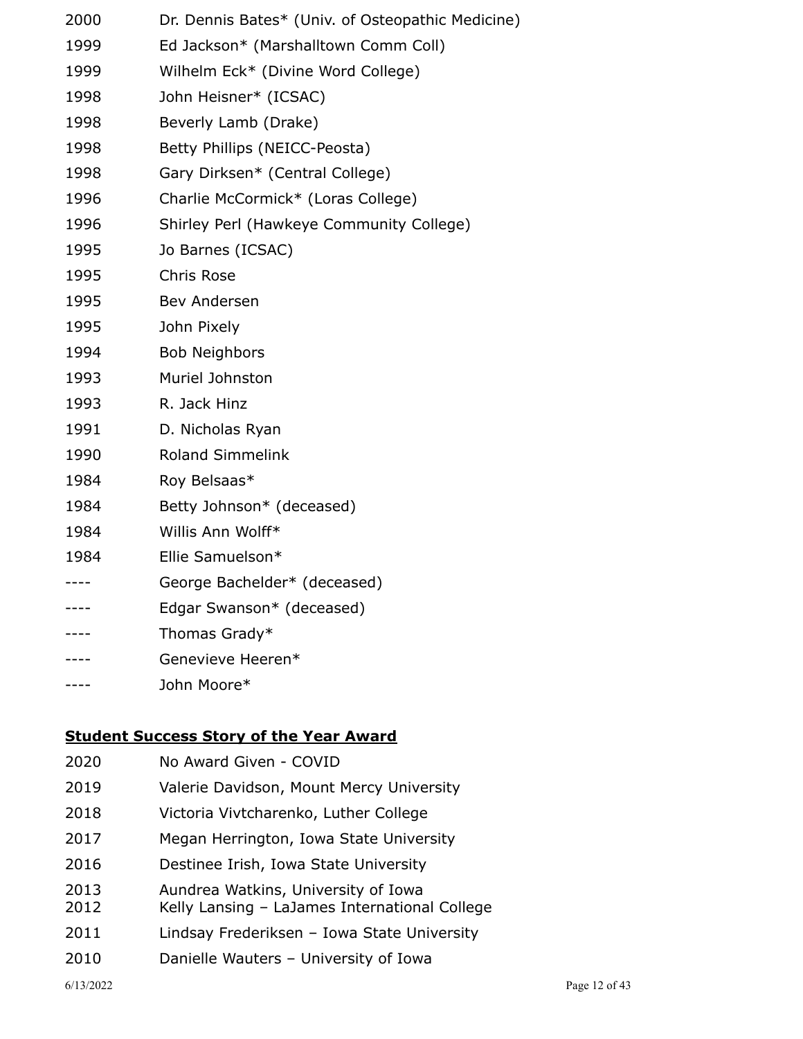| | |
|---|---|
| 2000 | Dr. Dennis Bates* (Univ. of Osteopathic Medicine) |
| 1999 | Ed Jackson* (Marshalltown Comm Coll) |
| 1999 | Wilhelm Eck* (Divine Word College) |
| 1998 | John Heisner* (ICSAC) |
| 1998 | Beverly Lamb (Drake) |
| 1998 | Betty Phillips (NEICC-Peosta) |
| 1998 | Gary Dirksen* (Central College) |
| 1996 | Charlie McCormick* (Loras College) |
| 1996 | Shirley Perl (Hawkeye Community College) |
| 1995 | Jo Barnes (ICSAC) |
| 1995 | Chris Rose |
| 1995 | Bev Andersen |
| 1995 | John Pixely |
| 1994 | Bob Neighbors |
| 1993 | Muriel Johnston |
| 1993 | R. Jack Hinz |
| 1991 | D. Nicholas Ryan |
| 1990 | Roland Simmelink |
| 1984 | Roy Belsaas* |
| 1984 | Betty Johnson* (deceased) |
| 1984 | Willis Ann Wolff* |
| 1984 | Ellie Samuelson* |
| ---- | George Bachelder* (deceased) |
| ---- | Edgar Swanson* (deceased) |
| ---- | Thomas Grady* |
| ---- | Genevieve Heeren* |
| ---- | John Moore* |

## **Student Success Story of the Year Award**

| | |
|---|---|
| 2020 | No Award Given - COVID |
| 2019 | Valerie Davidson, Mount Mercy University |
| 2018 | Victoria Vivtcharenko, Luther College |
| 2017 | Megan Herrington, Iowa State University |
| 2016 | Destinee Irish, Iowa State University |
| 2013 | Aundrea Watkins, University of Iowa |
| 2012 | Kelly Lansing – LaJames International College |
| 2011 | Lindsay Frederiksen – Iowa State University |
| 2010 | Danielle Wauters – University of Iowa |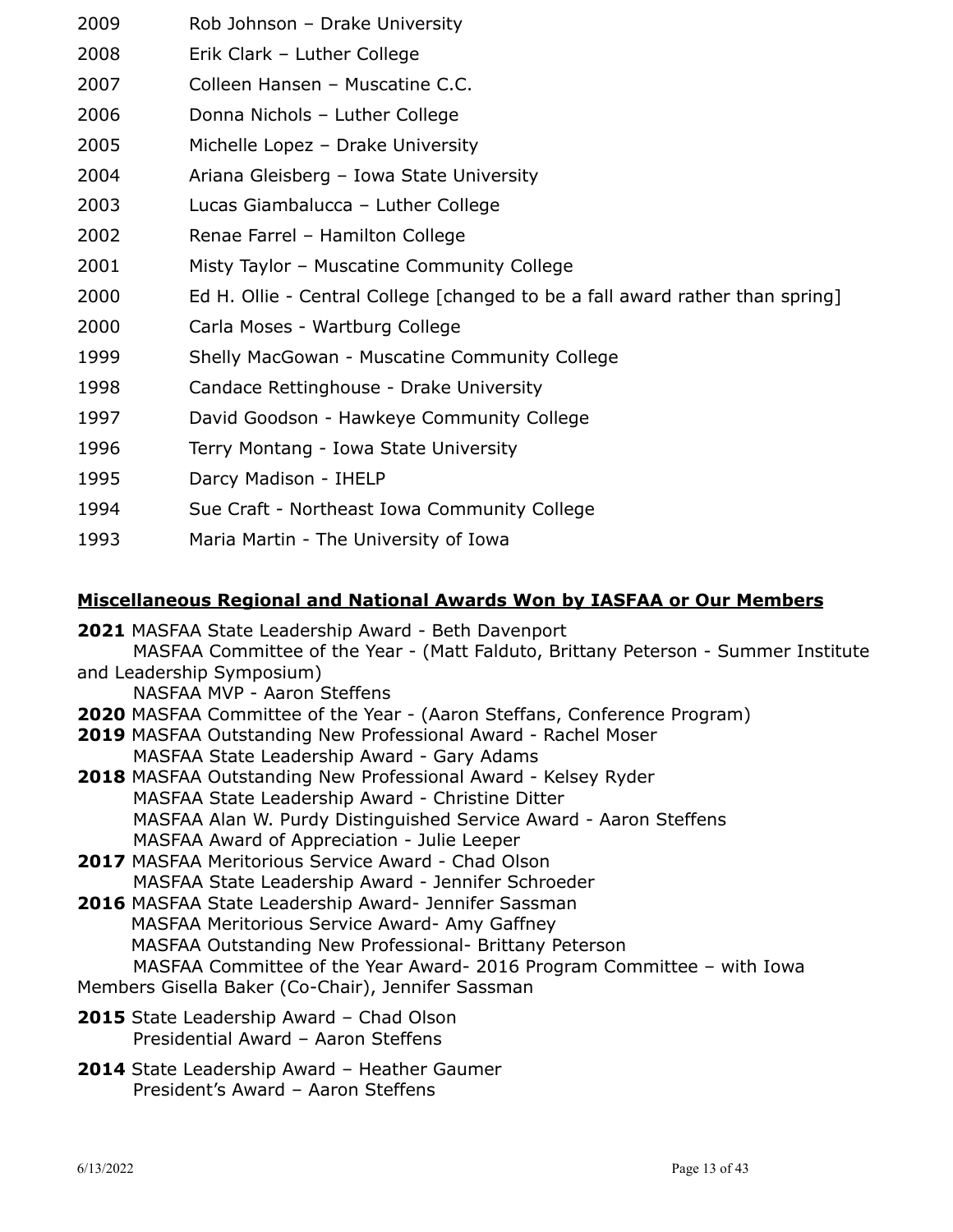| | |
|---|---|
| 2009 | Rob Johnson – Drake University |
| 2008 | Erik Clark – Luther College |
| 2007 | Colleen Hansen – Muscatine C.C. |
| 2006 | Donna Nichols – Luther College |
| 2005 | Michelle Lopez – Drake University |
| 2004 | Ariana Gleisberg – Iowa State University |
| 2003 | Lucas Giambalucca – Luther College |
| 2002 | Renae Farrel – Hamilton College |
| 2001 | Misty Taylor – Muscatine Community College |
| 2000 | Ed H. Ollie - Central College [changed to be a fall award rather than spring] |
| 2000 | Carla Moses - Wartburg College |
| 1999 | Shelly MacGowan - Muscatine Community College |
| 1998 | Candace Rettinghouse - Drake University |
| 1997 | David Goodson - Hawkeye Community College |
| 1996 | Terry Montang - Iowa State University |
| 1995 | Darcy Madison - IHELP |
| 1994 | Sue Craft - Northeast Iowa Community College |
| 1993 | Maria Martin - The University of Iowa |

## Miscellaneous Regional and National Awards Won by IASFAA or Our Members

**2021** MASFAA State Leadership Award - Beth Davenport
MASFAA Committee of the Year - (Matt Falduto, Brittany Peterson - Summer Institute and Leadership Symposium)
NASFAA MVP - Aaron Steffens

**2020** MASFAA Committee of the Year - (Aaron Steffans, Conference Program)

**2019** MASFAA Outstanding New Professional Award - Rachel Moser
MASFAA State Leadership Award - Gary Adams

**2018** MASFAA Outstanding New Professional Award - Kelsey Ryder
MASFAA State Leadership Award - Christine Ditter
MASFAA Alan W. Purdy Distinguished Service Award - Aaron Steffens
MASFAA Award of Appreciation - Julie Leeper

**2017** MASFAA Meritorious Service Award - Chad Olson
MASFAA State Leadership Award - Jennifer Schroeder

**2016** MASFAA State Leadership Award- Jennifer Sassman
MASFAA Meritorious Service Award- Amy Gaffney
MASFAA Outstanding New Professional- Brittany Peterson
MASFAA Committee of the Year Award- 2016 Program Committee – with Iowa Members Gisella Baker (Co-Chair), Jennifer Sassman

**2015** State Leadership Award – Chad Olson
Presidential Award – Aaron Steffens

**2014** State Leadership Award – Heather Gaumer
President's Award – Aaron Steffens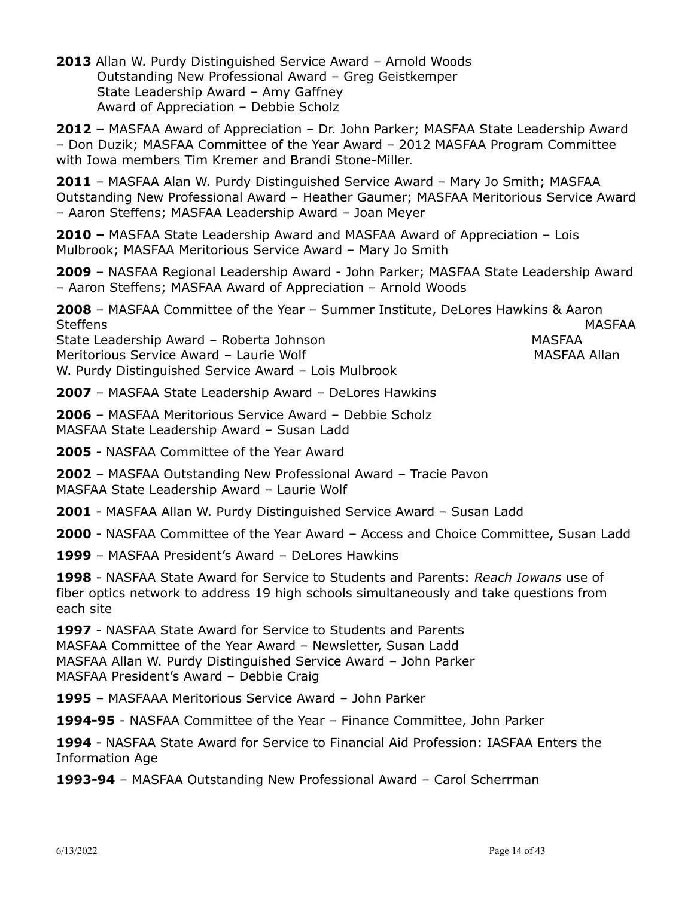**2013** Allan W. Purdy Distinguished Service Award – Arnold Woods
Outstanding New Professional Award – Greg Geistkemper
State Leadership Award – Amy Gaffney
Award of Appreciation – Debbie Scholz

**2012 –** MASFAA Award of Appreciation – Dr. John Parker; MASFAA State Leadership Award – Don Duzik; MASFAA Committee of the Year Award – 2012 MASFAA Program Committee with Iowa members Tim Kremer and Brandi Stone-Miller.

**2011** – MASFAA Alan W. Purdy Distinguished Service Award – Mary Jo Smith; MASFAA Outstanding New Professional Award – Heather Gaumer; MASFAA Meritorious Service Award – Aaron Steffens; MASFAA Leadership Award – Joan Meyer

**2010 –** MASFAA State Leadership Award and MASFAA Award of Appreciation – Lois Mulbrook; MASFAA Meritorious Service Award – Mary Jo Smith

**2009** – NASFAA Regional Leadership Award - John Parker; MASFAA State Leadership Award – Aaron Steffens; MASFAA Award of Appreciation – Arnold Woods

**2008** – MASFAA Committee of the Year – Summer Institute, DeLores Hawkins & Aaron Steffens
MASFAA State Leadership Award – Roberta Johnson
MASFAA Meritorious Service Award – Laurie Wolf
MASFAA Allan W. Purdy Distinguished Service Award – Lois Mulbrook

**2007** – MASFAA State Leadership Award – DeLores Hawkins

**2006** – MASFAA Meritorious Service Award – Debbie Scholz
MASFAA State Leadership Award – Susan Ladd

**2005** - NASFAA Committee of the Year Award

**2002** – MASFAA Outstanding New Professional Award – Tracie Pavon
MASFAA State Leadership Award – Laurie Wolf

**2001** - MASFAA Allan W. Purdy Distinguished Service Award – Susan Ladd

**2000** - NASFAA Committee of the Year Award – Access and Choice Committee, Susan Ladd

**1999** – MASFAA President's Award – DeLores Hawkins

**1998** - NASFAA State Award for Service to Students and Parents: *Reach Iowans* use of fiber optics network to address 19 high schools simultaneously and take questions from each site

**1997** - NASFAA State Award for Service to Students and Parents
MASFAA Committee of the Year Award – Newsletter, Susan Ladd
MASFAA Allan W. Purdy Distinguished Service Award – John Parker
MASFAA President's Award – Debbie Craig

**1995** – MASFAAA Meritorious Service Award – John Parker

**1994-95** - NASFAA Committee of the Year – Finance Committee, John Parker

**1994** - NASFAA State Award for Service to Financial Aid Profession: IASFAA Enters the Information Age

**1993-94** – MASFAA Outstanding New Professional Award – Carol Scherrman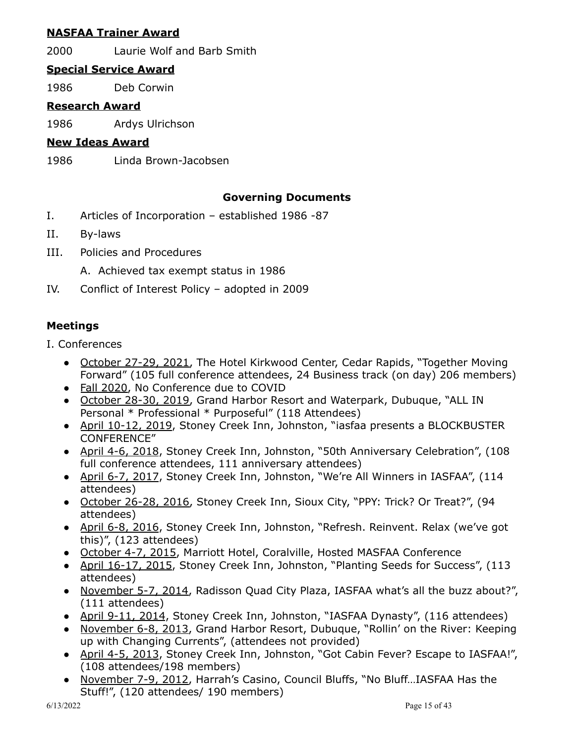**NASFAA Trainer Award**

2000 Laurie Wolf and Barb Smith

**Special Service Award**

1986 Deb Corwin

**Research Award**

1986 Ardys Ulrichson

**New Ideas Award**

1986 Linda Brown-Jacobsen

## Governing Documents

I. Articles of Incorporation – established 1986 -87

II. By-laws

III. Policies and Procedures

  A. Achieved tax exempt status in 1986

IV. Conflict of Interest Policy – adopted in 2009

## Meetings

I. Conferences

- October 27-29, 2021, The Hotel Kirkwood Center, Cedar Rapids, "Together Moving Forward" (105 full conference attendees, 24 Business track (on day) 206 members)
- Fall 2020, No Conference due to COVID
- October 28-30, 2019, Grand Harbor Resort and Waterpark, Dubuque, "ALL IN Personal * Professional * Purposeful" (118 Attendees)
- April 10-12, 2019, Stoney Creek Inn, Johnston, "iasfaa presents a BLOCKBUSTER CONFERENCE"
- April 4-6, 2018, Stoney Creek Inn, Johnston, "50th Anniversary Celebration", (108 full conference attendees, 111 anniversary attendees)
- April 6-7, 2017, Stoney Creek Inn, Johnston, "We're All Winners in IASFAA", (114 attendees)
- October 26-28, 2016, Stoney Creek Inn, Sioux City, "PPY: Trick? Or Treat?", (94 attendees)
- April 6-8, 2016, Stoney Creek Inn, Johnston, "Refresh. Reinvent. Relax (we've got this)", (123 attendees)
- October 4-7, 2015, Marriott Hotel, Coralville, Hosted MASFAA Conference
- April 16-17, 2015, Stoney Creek Inn, Johnston, "Planting Seeds for Success", (113 attendees)
- November 5-7, 2014, Radisson Quad City Plaza, IASFAA what's all the buzz about?", (111 attendees)
- April 9-11, 2014, Stoney Creek Inn, Johnston, "IASFAA Dynasty", (116 attendees)
- November 6-8, 2013, Grand Harbor Resort, Dubuque, "Rollin' on the River: Keeping up with Changing Currents", (attendees not provided)
- April 4-5, 2013, Stoney Creek Inn, Johnston, "Got Cabin Fever? Escape to IASFAA!", (108 attendees/198 members)
- November 7-9, 2012, Harrah's Casino, Council Bluffs, "No Bluff…IASFAA Has the Stuff!", (120 attendees/ 190 members)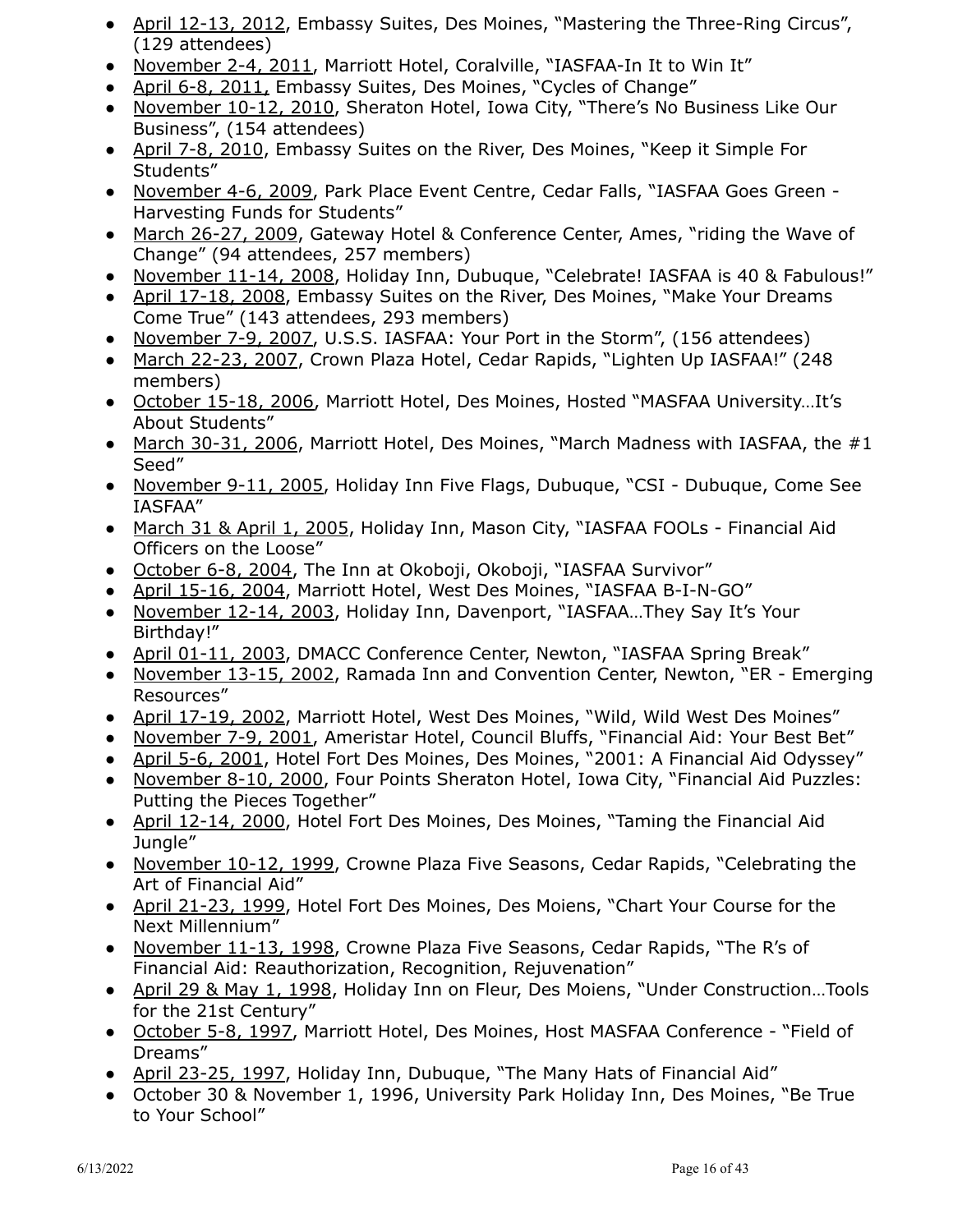- April 12-13, 2012, Embassy Suites, Des Moines, "Mastering the Three-Ring Circus", (129 attendees)
- November 2-4, 2011, Marriott Hotel, Coralville, "IASFAA-In It to Win It"
- April 6-8, 2011, Embassy Suites, Des Moines, "Cycles of Change"
- November 10-12, 2010, Sheraton Hotel, Iowa City, "There's No Business Like Our Business", (154 attendees)
- April 7-8, 2010, Embassy Suites on the River, Des Moines, "Keep it Simple For Students"
- November 4-6, 2009, Park Place Event Centre, Cedar Falls, "IASFAA Goes Green - Harvesting Funds for Students"
- March 26-27, 2009, Gateway Hotel & Conference Center, Ames, "riding the Wave of Change" (94 attendees, 257 members)
- November 11-14, 2008, Holiday Inn, Dubuque, "Celebrate! IASFAA is 40 & Fabulous!"
- April 17-18, 2008, Embassy Suites on the River, Des Moines, "Make Your Dreams Come True" (143 attendees, 293 members)
- November 7-9, 2007, U.S.S. IASFAA: Your Port in the Storm", (156 attendees)
- March 22-23, 2007, Crown Plaza Hotel, Cedar Rapids, "Lighten Up IASFAA!" (248 members)
- October 15-18, 2006, Marriott Hotel, Des Moines, Hosted "MASFAA University…It's About Students"
- March 30-31, 2006, Marriott Hotel, Des Moines, "March Madness with IASFAA, the #1 Seed"
- November 9-11, 2005, Holiday Inn Five Flags, Dubuque, "CSI - Dubuque, Come See IASFAA"
- March 31 & April 1, 2005, Holiday Inn, Mason City, "IASFAA FOOLs - Financial Aid Officers on the Loose"
- October 6-8, 2004, The Inn at Okoboji, Okoboji, "IASFAA Survivor"
- April 15-16, 2004, Marriott Hotel, West Des Moines, "IASFAA B-I-N-GO"
- November 12-14, 2003, Holiday Inn, Davenport, "IASFAA…They Say It's Your Birthday!"
- April 01-11, 2003, DMACC Conference Center, Newton, "IASFAA Spring Break"
- November 13-15, 2002, Ramada Inn and Convention Center, Newton, "ER - Emerging Resources"
- April 17-19, 2002, Marriott Hotel, West Des Moines, "Wild, Wild West Des Moines"
- November 7-9, 2001, Ameristar Hotel, Council Bluffs, "Financial Aid: Your Best Bet"
- April 5-6, 2001, Hotel Fort Des Moines, Des Moines, "2001: A Financial Aid Odyssey"
- November 8-10, 2000, Four Points Sheraton Hotel, Iowa City, "Financial Aid Puzzles: Putting the Pieces Together"
- April 12-14, 2000, Hotel Fort Des Moines, Des Moines, "Taming the Financial Aid Jungle"
- November 10-12, 1999, Crowne Plaza Five Seasons, Cedar Rapids, "Celebrating the Art of Financial Aid"
- April 21-23, 1999, Hotel Fort Des Moines, Des Moiens, "Chart Your Course for the Next Millennium"
- November 11-13, 1998, Crowne Plaza Five Seasons, Cedar Rapids, "The R's of Financial Aid: Reauthorization, Recognition, Rejuvenation"
- April 29 & May 1, 1998, Holiday Inn on Fleur, Des Moiens, "Under Construction…Tools for the 21st Century"
- October 5-8, 1997, Marriott Hotel, Des Moines, Host MASFAA Conference - "Field of Dreams"
- April 23-25, 1997, Holiday Inn, Dubuque, "The Many Hats of Financial Aid"
- October 30 & November 1, 1996, University Park Holiday Inn, Des Moines, "Be True to Your School"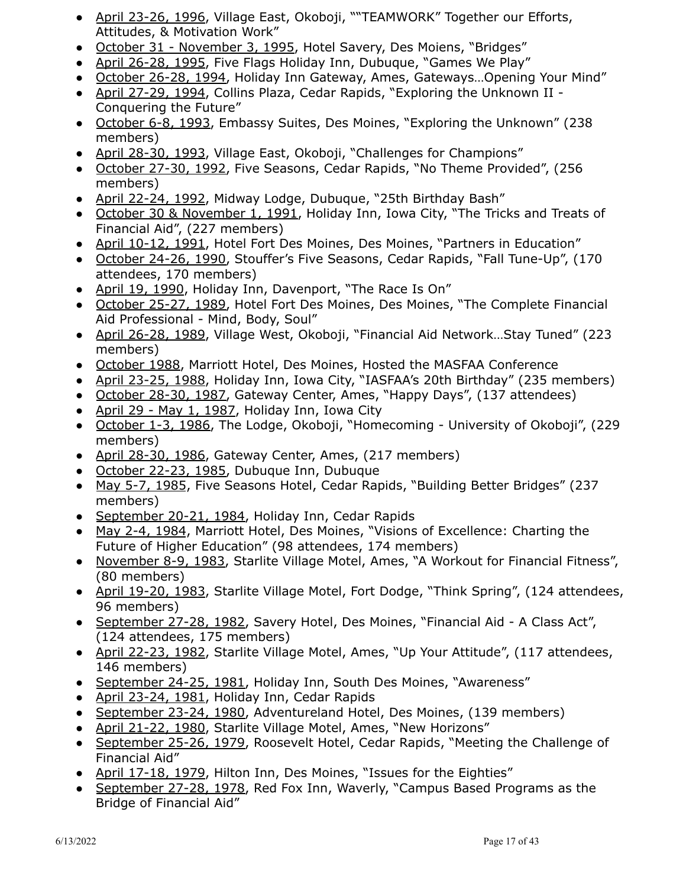- April 23-26, 1996, Village East, Okoboji, ""TEAMWORK" Together our Efforts, Attitudes, & Motivation Work"
- October 31 - November 3, 1995, Hotel Savery, Des Moiens, "Bridges"
- April 26-28, 1995, Five Flags Holiday Inn, Dubuque, "Games We Play"
- October 26-28, 1994, Holiday Inn Gateway, Ames, Gateways…Opening Your Mind"
- April 27-29, 1994, Collins Plaza, Cedar Rapids, "Exploring the Unknown II - Conquering the Future"
- October 6-8, 1993, Embassy Suites, Des Moines, "Exploring the Unknown" (238 members)
- April 28-30, 1993, Village East, Okoboji, "Challenges for Champions"
- October 27-30, 1992, Five Seasons, Cedar Rapids, "No Theme Provided", (256 members)
- April 22-24, 1992, Midway Lodge, Dubuque, "25th Birthday Bash"
- October 30 & November 1, 1991, Holiday Inn, Iowa City, "The Tricks and Treats of Financial Aid", (227 members)
- April 10-12, 1991, Hotel Fort Des Moines, Des Moines, "Partners in Education"
- October 24-26, 1990, Stouffer's Five Seasons, Cedar Rapids, "Fall Tune-Up", (170 attendees, 170 members)
- April 19, 1990, Holiday Inn, Davenport, "The Race Is On"
- October 25-27, 1989, Hotel Fort Des Moines, Des Moines, "The Complete Financial Aid Professional - Mind, Body, Soul"
- April 26-28, 1989, Village West, Okoboji, "Financial Aid Network…Stay Tuned" (223 members)
- October 1988, Marriott Hotel, Des Moines, Hosted the MASFAA Conference
- April 23-25, 1988, Holiday Inn, Iowa City, "IASFAA's 20th Birthday" (235 members)
- October 28-30, 1987, Gateway Center, Ames, "Happy Days", (137 attendees)
- April 29 - May 1, 1987, Holiday Inn, Iowa City
- October 1-3, 1986, The Lodge, Okoboji, "Homecoming - University of Okoboji", (229 members)
- April 28-30, 1986, Gateway Center, Ames, (217 members)
- October 22-23, 1985, Dubuque Inn, Dubuque
- May 5-7, 1985, Five Seasons Hotel, Cedar Rapids, "Building Better Bridges" (237 members)
- September 20-21, 1984, Holiday Inn, Cedar Rapids
- May 2-4, 1984, Marriott Hotel, Des Moines, "Visions of Excellence: Charting the Future of Higher Education" (98 attendees, 174 members)
- November 8-9, 1983, Starlite Village Motel, Ames, "A Workout for Financial Fitness", (80 members)
- April 19-20, 1983, Starlite Village Motel, Fort Dodge, "Think Spring", (124 attendees, 96 members)
- September 27-28, 1982, Savery Hotel, Des Moines, "Financial Aid - A Class Act", (124 attendees, 175 members)
- April 22-23, 1982, Starlite Village Motel, Ames, "Up Your Attitude", (117 attendees, 146 members)
- September 24-25, 1981, Holiday Inn, South Des Moines, "Awareness"
- April 23-24, 1981, Holiday Inn, Cedar Rapids
- September 23-24, 1980, Adventureland Hotel, Des Moines, (139 members)
- April 21-22, 1980, Starlite Village Motel, Ames, "New Horizons"
- September 25-26, 1979, Roosevelt Hotel, Cedar Rapids, "Meeting the Challenge of Financial Aid"
- April 17-18, 1979, Hilton Inn, Des Moines, "Issues for the Eighties"
- September 27-28, 1978, Red Fox Inn, Waverly, "Campus Based Programs as the Bridge of Financial Aid"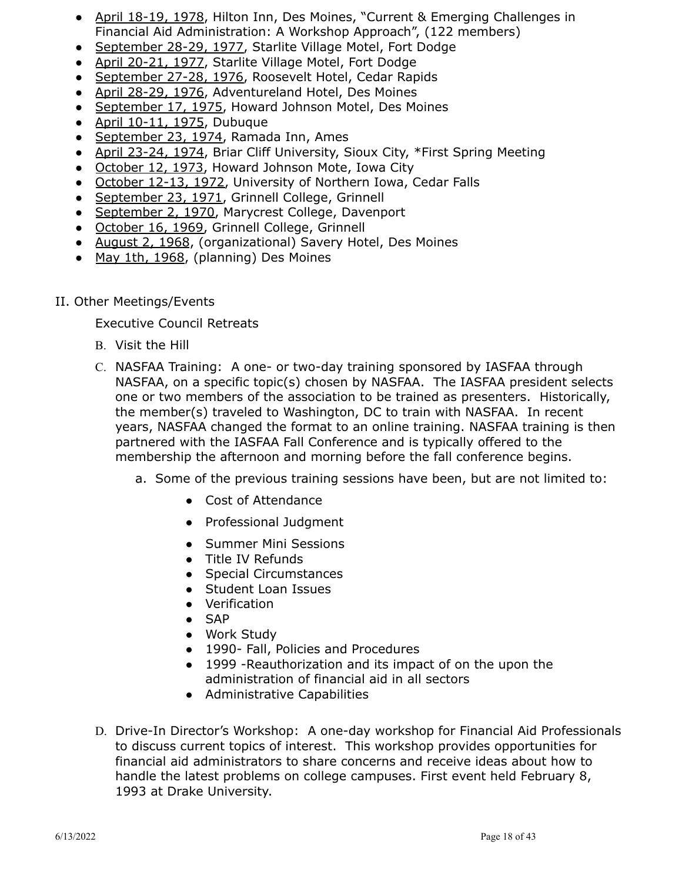- April 18-19, 1978, Hilton Inn, Des Moines, "Current & Emerging Challenges in Financial Aid Administration: A Workshop Approach", (122 members)
- September 28-29, 1977, Starlite Village Motel, Fort Dodge
- April 20-21, 1977, Starlite Village Motel, Fort Dodge
- September 27-28, 1976, Roosevelt Hotel, Cedar Rapids
- April 28-29, 1976, Adventureland Hotel, Des Moines
- September 17, 1975, Howard Johnson Motel, Des Moines
- April 10-11, 1975, Dubuque
- September 23, 1974, Ramada Inn, Ames
- April 23-24, 1974, Briar Cliff University, Sioux City, *First Spring Meeting
- October 12, 1973, Howard Johnson Mote, Iowa City
- October 12-13, 1972, University of Northern Iowa, Cedar Falls
- September 23, 1971, Grinnell College, Grinnell
- September 2, 1970, Marycrest College, Davenport
- October 16, 1969, Grinnell College, Grinnell
- August 2, 1968, (organizational) Savery Hotel, Des Moines
- May 1th, 1968, (planning) Des Moines

II. Other Meetings/Events

Executive Council Retreats

B. Visit the Hill

C. NASFAA Training: A one- or two-day training sponsored by IASFAA through NASFAA, on a specific topic(s) chosen by NASFAA. The IASFAA president selects one or two members of the association to be trained as presenters. Historically, the member(s) traveled to Washington, DC to train with NASFAA. In recent years, NASFAA changed the format to an online training. NASFAA training is then partnered with the IASFAA Fall Conference and is typically offered to the membership the afternoon and morning before the fall conference begins.

   a. Some of the previous training sessions have been, but are not limited to:

      - Cost of Attendance
      - Professional Judgment
      - Summer Mini Sessions
      - Title IV Refunds
      - Special Circumstances
      - Student Loan Issues
      - Verification
      - SAP
      - Work Study
      - 1990- Fall, Policies and Procedures
      - 1999 -Reauthorization and its impact of on the upon the administration of financial aid in all sectors
      - Administrative Capabilities

D. Drive-In Director's Workshop: A one-day workshop for Financial Aid Professionals to discuss current topics of interest. This workshop provides opportunities for financial aid administrators to share concerns and receive ideas about how to handle the latest problems on college campuses. First event held February 8, 1993 at Drake University.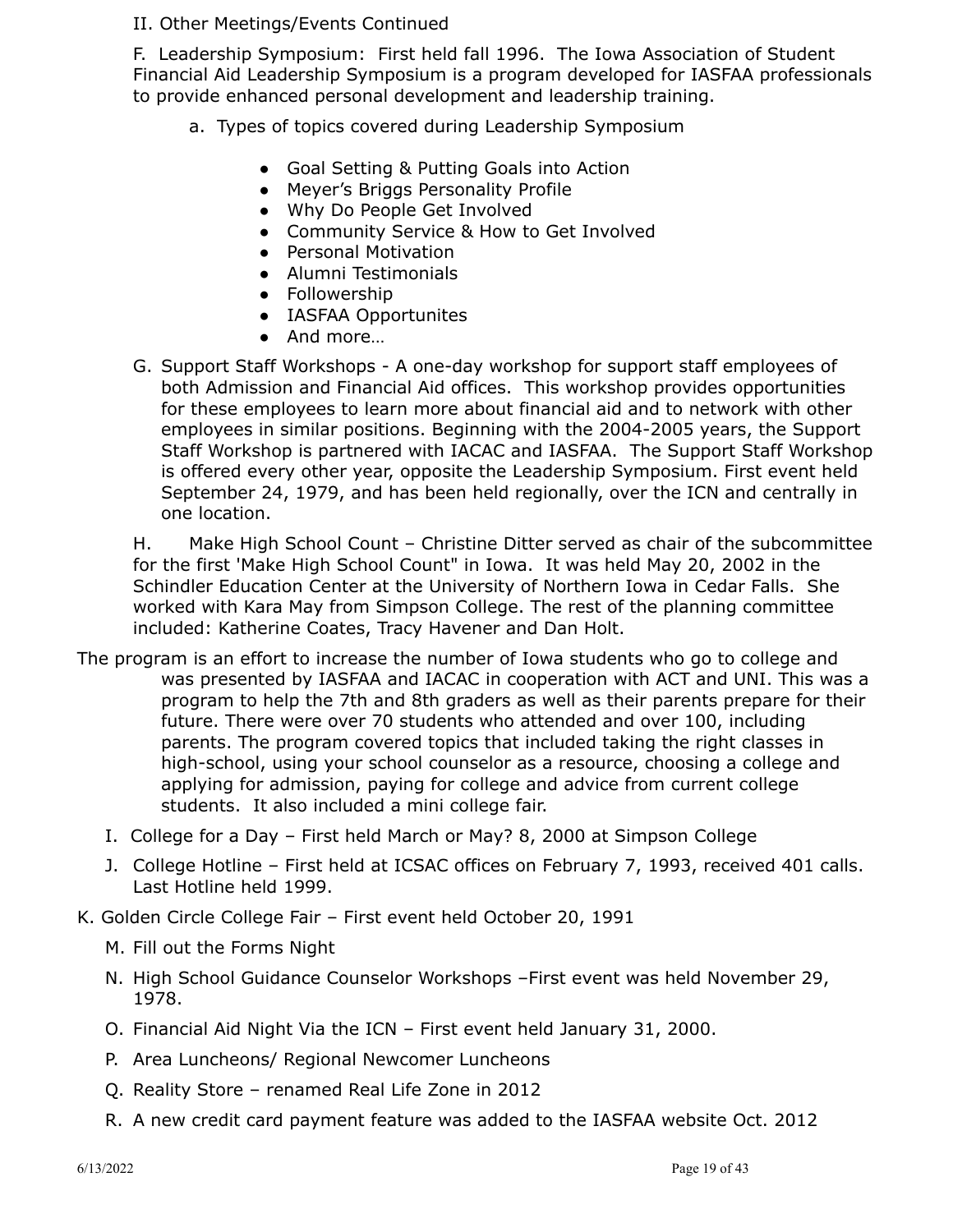II. Other Meetings/Events Continued

F. Leadership Symposium: First held fall 1996. The Iowa Association of Student Financial Aid Leadership Symposium is a program developed for IASFAA professionals to provide enhanced personal development and leadership training.

a. Types of topics covered during Leadership Symposium

- Goal Setting & Putting Goals into Action
- Meyer's Briggs Personality Profile
- Why Do People Get Involved
- Community Service & How to Get Involved
- Personal Motivation
- Alumni Testimonials
- Followership
- IASFAA Opportunites
- And more…

G. Support Staff Workshops - A one-day workshop for support staff employees of both Admission and Financial Aid offices. This workshop provides opportunities for these employees to learn more about financial aid and to network with other employees in similar positions. Beginning with the 2004-2005 years, the Support Staff Workshop is partnered with IACAC and IASFAA. The Support Staff Workshop is offered every other year, opposite the Leadership Symposium. First event held September 24, 1979, and has been held regionally, over the ICN and centrally in one location.

H. Make High School Count – Christine Ditter served as chair of the subcommittee for the first 'Make High School Count" in Iowa. It was held May 20, 2002 in the Schindler Education Center at the University of Northern Iowa in Cedar Falls. She worked with Kara May from Simpson College. The rest of the planning committee included: Katherine Coates, Tracy Havener and Dan Holt.

The program is an effort to increase the number of Iowa students who go to college and was presented by IASFAA and IACAC in cooperation with ACT and UNI. This was a program to help the 7th and 8th graders as well as their parents prepare for their future. There were over 70 students who attended and over 100, including parents. The program covered topics that included taking the right classes in high-school, using your school counselor as a resource, choosing a college and applying for admission, paying for college and advice from current college students. It also included a mini college fair.

I. College for a Day – First held March or May? 8, 2000 at Simpson College

J. College Hotline – First held at ICSAC offices on February 7, 1993, received 401 calls. Last Hotline held 1999.

K. Golden Circle College Fair – First event held October 20, 1991

M. Fill out the Forms Night

N. High School Guidance Counselor Workshops –First event was held November 29, 1978.

O. Financial Aid Night Via the ICN – First event held January 31, 2000.

P. Area Luncheons/ Regional Newcomer Luncheons

Q. Reality Store – renamed Real Life Zone in 2012

R. A new credit card payment feature was added to the IASFAA website Oct. 2012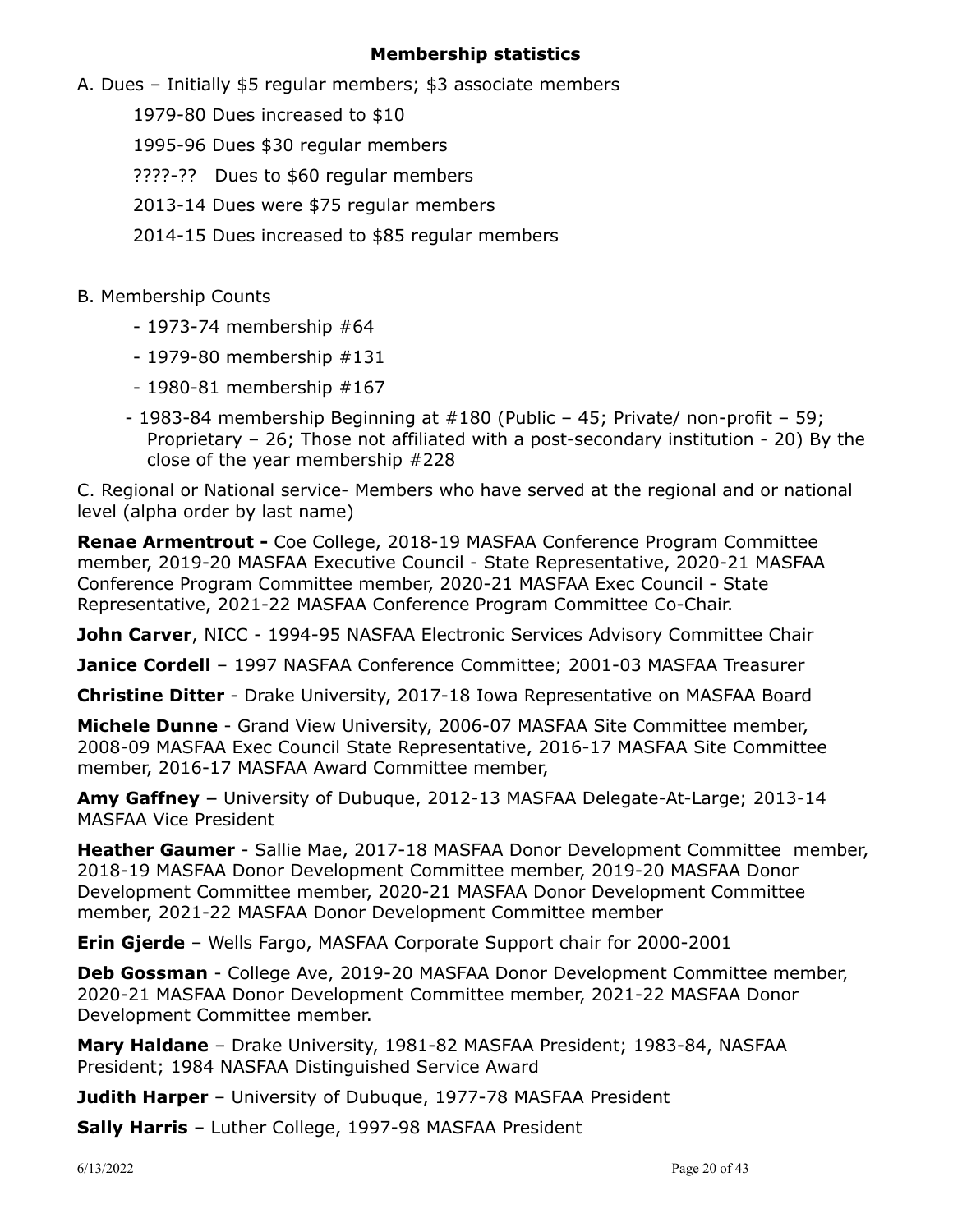## Membership statistics

A. Dues – Initially $5 regular members; $3 associate members

- 1979-80 Dues increased to $10
- 1995-96 Dues $30 regular members
- ????-?? Dues to $60 regular members
- 2013-14 Dues were $75 regular members
- 2014-15 Dues increased to $85 regular members

B. Membership Counts

- 1973-74 membership #64
- 1979-80 membership #131
- 1980-81 membership #167
- 1983-84 membership Beginning at #180 (Public – 45; Private/ non-profit – 59; Proprietary – 26; Those not affiliated with a post-secondary institution - 20) By the close of the year membership #228

C. Regional or National service- Members who have served at the regional and or national level (alpha order by last name)

**Renae Armentrout -** Coe College, 2018-19 MASFAA Conference Program Committee member, 2019-20 MASFAA Executive Council - State Representative, 2020-21 MASFAA Conference Program Committee member, 2020-21 MASFAA Exec Council - State Representative, 2021-22 MASFAA Conference Program Committee Co-Chair.

**John Carver**, NICC - 1994-95 NASFAA Electronic Services Advisory Committee Chair

**Janice Cordell** – 1997 NASFAA Conference Committee; 2001-03 MASFAA Treasurer

**Christine Ditter** - Drake University, 2017-18 Iowa Representative on MASFAA Board

**Michele Dunne** - Grand View University, 2006-07 MASFAA Site Committee member, 2008-09 MASFAA Exec Council State Representative, 2016-17 MASFAA Site Committee member, 2016-17 MASFAA Award Committee member,

**Amy Gaffney –** University of Dubuque, 2012-13 MASFAA Delegate-At-Large; 2013-14 MASFAA Vice President

**Heather Gaumer** - Sallie Mae, 2017-18 MASFAA Donor Development Committee member, 2018-19 MASFAA Donor Development Committee member, 2019-20 MASFAA Donor Development Committee member, 2020-21 MASFAA Donor Development Committee member, 2021-22 MASFAA Donor Development Committee member

**Erin Gjerde** – Wells Fargo, MASFAA Corporate Support chair for 2000-2001

**Deb Gossman** - College Ave, 2019-20 MASFAA Donor Development Committee member, 2020-21 MASFAA Donor Development Committee member, 2021-22 MASFAA Donor Development Committee member.

**Mary Haldane** – Drake University, 1981-82 MASFAA President; 1983-84, NASFAA President; 1984 NASFAA Distinguished Service Award

**Judith Harper** – University of Dubuque, 1977-78 MASFAA President

**Sally Harris** – Luther College, 1997-98 MASFAA President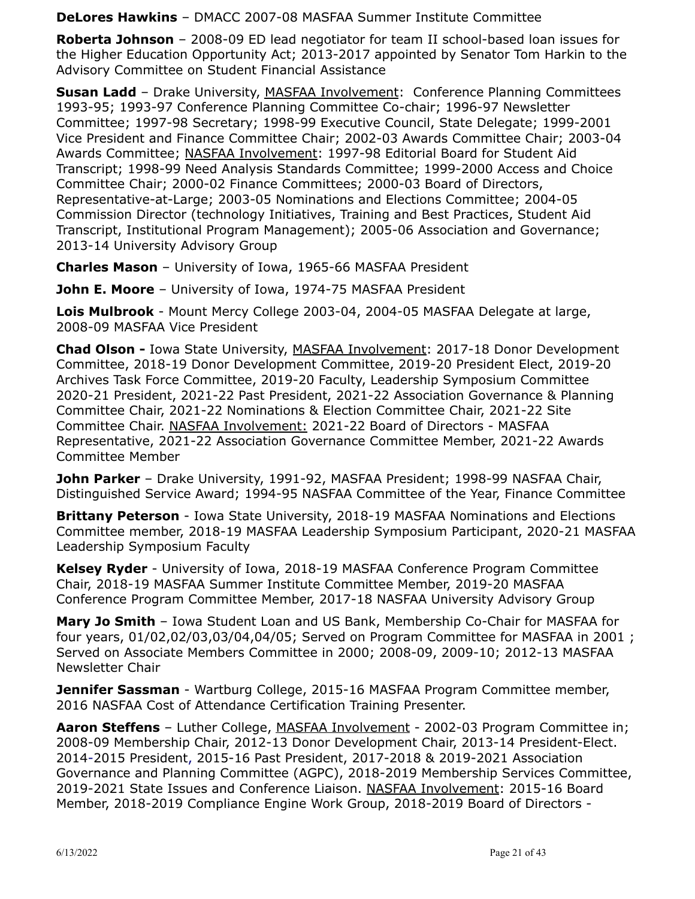**DeLores Hawkins** – DMACC 2007-08 MASFAA Summer Institute Committee

**Roberta Johnson** – 2008-09 ED lead negotiator for team II school-based loan issues for the Higher Education Opportunity Act; 2013-2017 appointed by Senator Tom Harkin to the Advisory Committee on Student Financial Assistance

**Susan Ladd** – Drake University, MASFAA Involvement: Conference Planning Committees 1993-95; 1993-97 Conference Planning Committee Co-chair; 1996-97 Newsletter Committee; 1997-98 Secretary; 1998-99 Executive Council, State Delegate; 1999-2001 Vice President and Finance Committee Chair; 2002-03 Awards Committee Chair; 2003-04 Awards Committee; NASFAA Involvement: 1997-98 Editorial Board for Student Aid Transcript; 1998-99 Need Analysis Standards Committee; 1999-2000 Access and Choice Committee Chair; 2000-02 Finance Committees; 2000-03 Board of Directors, Representative-at-Large; 2003-05 Nominations and Elections Committee; 2004-05 Commission Director (technology Initiatives, Training and Best Practices, Student Aid Transcript, Institutional Program Management); 2005-06 Association and Governance; 2013-14 University Advisory Group

**Charles Mason** – University of Iowa, 1965-66 MASFAA President

**John E. Moore** – University of Iowa, 1974-75 MASFAA President

**Lois Mulbrook** - Mount Mercy College 2003-04, 2004-05 MASFAA Delegate at large, 2008-09 MASFAA Vice President

**Chad Olson -** Iowa State University, MASFAA Involvement: 2017-18 Donor Development Committee, 2018-19 Donor Development Committee, 2019-20 President Elect, 2019-20 Archives Task Force Committee, 2019-20 Faculty, Leadership Symposium Committee 2020-21 President, 2021-22 Past President, 2021-22 Association Governance & Planning Committee Chair, 2021-22 Nominations & Election Committee Chair, 2021-22 Site Committee Chair. NASFAA Involvement: 2021-22 Board of Directors - MASFAA Representative, 2021-22 Association Governance Committee Member, 2021-22 Awards Committee Member

**John Parker** – Drake University, 1991-92, MASFAA President; 1998-99 NASFAA Chair, Distinguished Service Award; 1994-95 NASFAA Committee of the Year, Finance Committee

**Brittany Peterson** - Iowa State University, 2018-19 MASFAA Nominations and Elections Committee member, 2018-19 MASFAA Leadership Symposium Participant, 2020-21 MASFAA Leadership Symposium Faculty

**Kelsey Ryder** - University of Iowa, 2018-19 MASFAA Conference Program Committee Chair, 2018-19 MASFAA Summer Institute Committee Member, 2019-20 MASFAA Conference Program Committee Member, 2017-18 NASFAA University Advisory Group

**Mary Jo Smith** – Iowa Student Loan and US Bank, Membership Co-Chair for MASFAA for four years, 01/02,02/03,03/04,04/05; Served on Program Committee for MASFAA in 2001 ; Served on Associate Members Committee in 2000; 2008-09, 2009-10; 2012-13 MASFAA Newsletter Chair

**Jennifer Sassman** - Wartburg College, 2015-16 MASFAA Program Committee member, 2016 NASFAA Cost of Attendance Certification Training Presenter.

**Aaron Steffens** – Luther College, MASFAA Involvement - 2002-03 Program Committee in; 2008-09 Membership Chair, 2012-13 Donor Development Chair, 2013-14 President-Elect. 2014-2015 President, 2015-16 Past President, 2017-2018 & 2019-2021 Association Governance and Planning Committee (AGPC), 2018-2019 Membership Services Committee, 2019-2021 State Issues and Conference Liaison. NASFAA Involvement: 2015-16 Board Member, 2018-2019 Compliance Engine Work Group, 2018-2019 Board of Directors -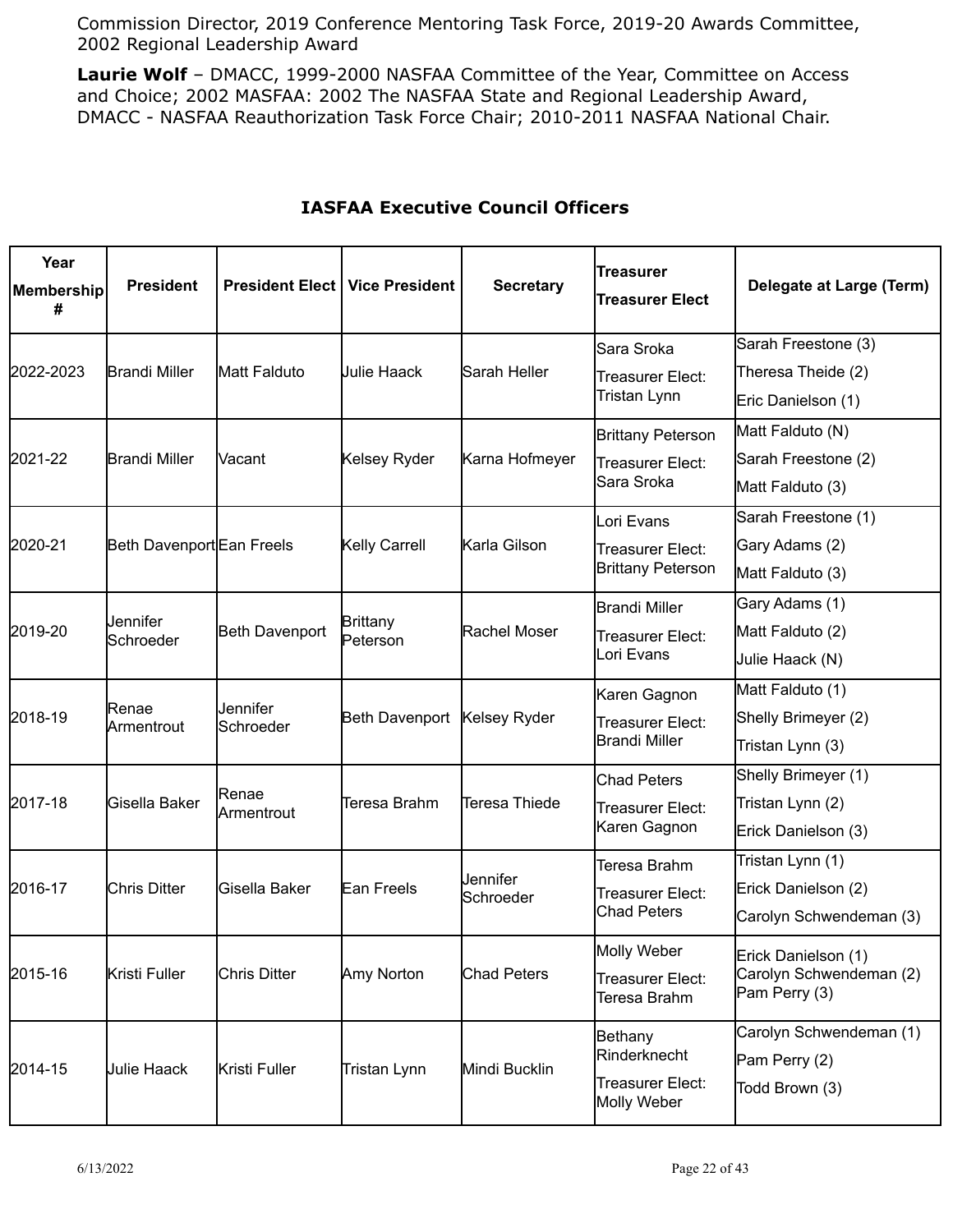Commission Director, 2019 Conference Mentoring Task Force, 2019-20 Awards Committee, 2002 Regional Leadership Award

**Laurie Wolf** – DMACC, 1999-2000 NASFAA Committee of the Year, Committee on Access and Choice; 2002 MASFAA: 2002 The NASFAA State and Regional Leadership Award, DMACC - NASFAA Reauthorization Task Force Chair; 2010-2011 NASFAA National Chair.

## IASFAA Executive Council Officers

| Year Membership # | President | President Elect | Vice President | Secretary | Treasurer Treasurer Elect | Delegate at Large (Term) |
|---|---|---|---|---|---|---|
| 2022-2023 | Brandi Miller | Matt Falduto | Julie Haack | Sarah Heller | Sara Sroka<br>Treasurer Elect: Tristan Lynn | Sarah Freestone (3)<br>Theresa Theide (2)<br>Eric Danielson (1) |
| 2021-22 | Brandi Miller | Vacant | Kelsey Ryder | Karna Hofmeyer | Brittany Peterson<br>Treasurer Elect: Sara Sroka | Matt Falduto (N)<br>Sarah Freestone (2)<br>Matt Falduto (3) |
| 2020-21 | Beth Davenport | Ean Freels | Kelly Carrell | Karla Gilson | Lori Evans<br>Treasurer Elect: Brittany Peterson | Sarah Freestone (1)<br>Gary Adams (2)<br>Matt Falduto (3) |
| 2019-20 | Jennifer Schroeder | Beth Davenport | Brittany Peterson | Rachel Moser | Brandi Miller<br>Treasurer Elect: Lori Evans | Gary Adams (1)<br>Matt Falduto (2)<br>Julie Haack (N) |
| 2018-19 | Renae Armentrout | Jennifer Schroeder | Beth Davenport | Kelsey Ryder | Karen Gagnon<br>Treasurer Elect: Brandi Miller | Matt Falduto (1)<br>Shelly Brimeyer (2)<br>Tristan Lynn (3) |
| 2017-18 | Gisella Baker | Renae Armentrout | Teresa Brahm | Teresa Thiede | Chad Peters<br>Treasurer Elect: Karen Gagnon | Shelly Brimeyer (1)<br>Tristan Lynn (2)<br>Erick Danielson (3) |
| 2016-17 | Chris Ditter | Gisella Baker | Ean Freels | Jennifer Schroeder | Teresa Brahm<br>Treasurer Elect: Chad Peters | Tristan Lynn (1)<br>Erick Danielson (2)<br>Carolyn Schwendeman (3) |
| 2015-16 | Kristi Fuller | Chris Ditter | Amy Norton | Chad Peters | Molly Weber<br>Treasurer Elect: Teresa Brahm | Erick Danielson (1)<br>Carolyn Schwendeman (2)<br>Pam Perry (3) |
| 2014-15 | Julie Haack | Kristi Fuller | Tristan Lynn | Mindi Bucklin | Bethany Rinderknecht<br>Treasurer Elect: Molly Weber | Carolyn Schwendeman (1)<br>Pam Perry (2)<br>Todd Brown (3) |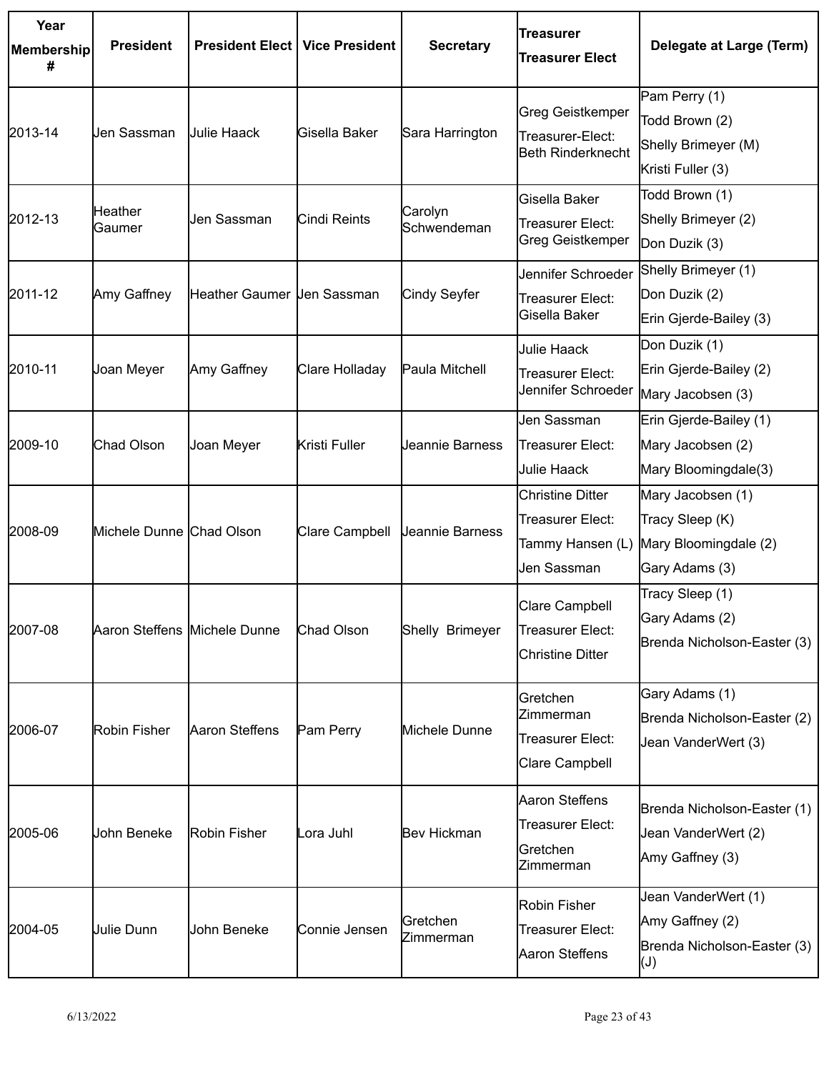| Year Membership # | President | President Elect | Vice President | Secretary | Treasurer Treasurer Elect | Delegate at Large (Term) |
|---|---|---|---|---|---|---|
| 2013-14 | Jen Sassman | Julie Haack | Gisella Baker | Sara Harrington | Greg Geistkemper<br>Treasurer-Elect: Beth Rinderknecht | Pam Perry (1)<br>Todd Brown (2)<br>Shelly Brimeyer (M)<br>Kristi Fuller (3) |
| 2012-13 | Heather Gaumer | Jen Sassman | Cindi Reints | Carolyn Schwendeman | Gisella Baker<br>Treasurer Elect: Greg Geistkemper | Todd Brown (1)<br>Shelly Brimeyer (2)<br>Don Duzik (3) |
| 2011-12 | Amy Gaffney | Heather Gaumer | Jen Sassman | Cindy Seyfer | Jennifer Schroeder<br>Treasurer Elect: Gisella Baker | Shelly Brimeyer (1)<br>Don Duzik (2)<br>Erin Gjerde-Bailey (3) |
| 2010-11 | Joan Meyer | Amy Gaffney | Clare Holladay | Paula Mitchell | Julie Haack<br>Treasurer Elect: Jennifer Schroeder | Don Duzik (1)<br>Erin Gjerde-Bailey (2)<br>Mary Jacobsen (3) |
| 2009-10 | Chad Olson | Joan Meyer | Kristi Fuller | Jeannie Barness | Jen Sassman<br>Treasurer Elect:<br>Julie Haack | Erin Gjerde-Bailey (1)<br>Mary Jacobsen (2)<br>Mary Bloomingdale(3) |
| 2008-09 | Michele Dunne | Chad Olson | Clare Campbell | Jeannie Barness | Christine Ditter<br>Treasurer Elect:<br>Tammy Hansen (L)<br>Jen Sassman | Mary Jacobsen (1)<br>Tracy Sleep (K)<br>Mary Bloomingdale (2)<br>Gary Adams (3) |
| 2007-08 | Aaron Steffens | Michele Dunne | Chad Olson | Shelly Brimeyer | Clare Campbell<br>Treasurer Elect:<br>Christine Ditter | Tracy Sleep (1)<br>Gary Adams (2)<br>Brenda Nicholson-Easter (3) |
| 2006-07 | Robin Fisher | Aaron Steffens | Pam Perry | Michele Dunne | Gretchen Zimmerman<br>Treasurer Elect:<br>Clare Campbell | Gary Adams (1)<br>Brenda Nicholson-Easter (2)<br>Jean VanderWert (3) |
| 2005-06 | John Beneke | Robin Fisher | Lora Juhl | Bev Hickman | Aaron Steffens<br>Treasurer Elect:<br>Gretchen Zimmerman | Brenda Nicholson-Easter (1)<br>Jean VanderWert (2)<br>Amy Gaffney (3) |
| 2004-05 | Julie Dunn | John Beneke | Connie Jensen | Gretchen Zimmerman | Robin Fisher<br>Treasurer Elect:<br>Aaron Steffens | Jean VanderWert (1)<br>Amy Gaffney (2)<br>Brenda Nicholson-Easter (3) (J) |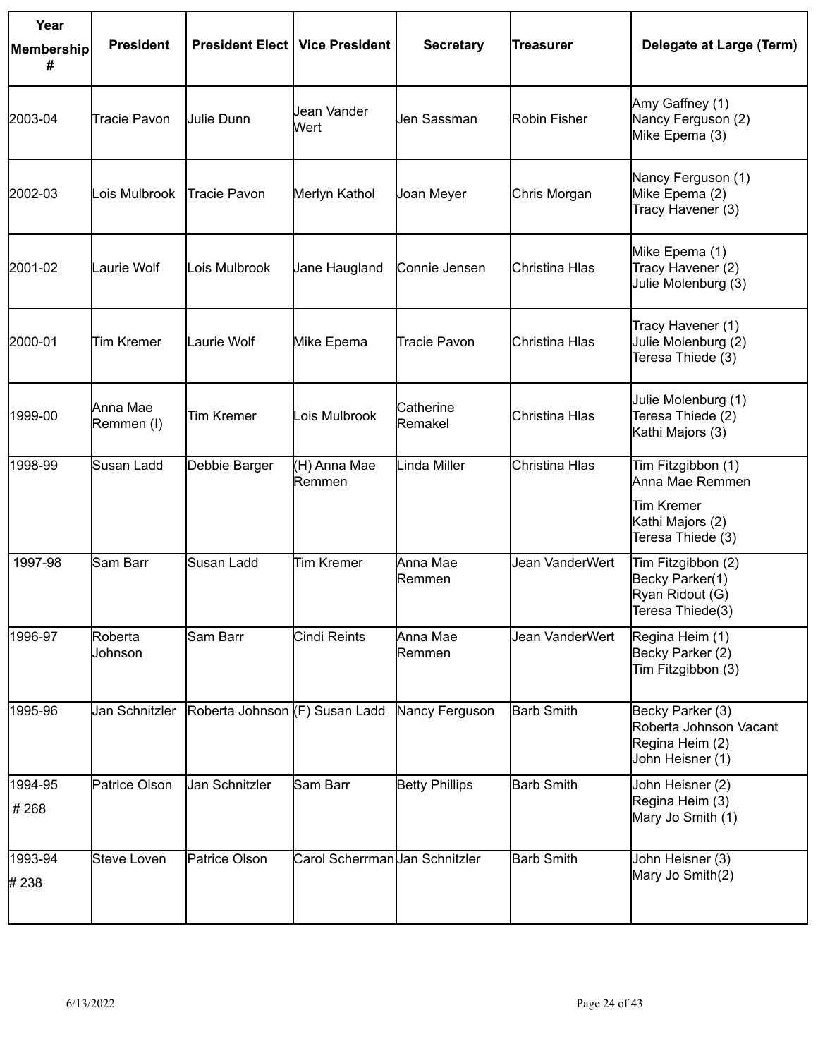| Year Membership # | President | President Elect | Vice President | Secretary | Treasurer | Delegate at Large (Term) |
|---|---|---|---|---|---|---|
| 2003-04 | Tracie Pavon | Julie Dunn | Jean Vander Wert | Jen Sassman | Robin Fisher | Amy Gaffney (1)<br>Nancy Ferguson (2)<br>Mike Epema (3) |
| 2002-03 | Lois Mulbrook | Tracie Pavon | Merlyn Kathol | Joan Meyer | Chris Morgan | Nancy Ferguson (1)<br>Mike Epema (2)<br>Tracy Havener (3) |
| 2001-02 | Laurie Wolf | Lois Mulbrook | Jane Haugland | Connie Jensen | Christina Hlas | Mike Epema (1)<br>Tracy Havener (2)<br>Julie Molenburg (3) |
| 2000-01 | Tim Kremer | Laurie Wolf | Mike Epema | Tracie Pavon | Christina Hlas | Tracy Havener (1)<br>Julie Molenburg (2)<br>Teresa Thiede (3) |
| 1999-00 | Anna Mae Remmen (I) | Tim Kremer | Lois Mulbrook | Catherine Remakel | Christina Hlas | Julie Molenburg (1)<br>Teresa Thiede (2)<br>Kathi Majors (3) |
| 1998-99 | Susan Ladd | Debbie Barger | (H) Anna Mae Remmen | Linda Miller | Christina Hlas | Tim Fitzgibbon (1)<br>Anna Mae Remmen<br>Tim Kremer<br>Kathi Majors (2)<br>Teresa Thiede (3) |
| 1997-98 | Sam Barr | Susan Ladd | Tim Kremer | Anna Mae Remmen | Jean VanderWert | Tim Fitzgibbon (2)<br>Becky Parker(1)<br>Ryan Ridout (G)<br>Teresa Thiede(3) |
| 1996-97 | Roberta Johnson | Sam Barr | Cindi Reints | Anna Mae Remmen | Jean VanderWert | Regina Heim (1)<br>Becky Parker (2)<br>Tim Fitzgibbon (3) |
| 1995-96 | Jan Schnitzler | Roberta Johnson | (F) Susan Ladd | Nancy Ferguson | Barb Smith | Becky Parker (3)<br>Roberta Johnson Vacant<br>Regina Heim (2)<br>John Heisner (1) |
| 1994-95<br># 268 | Patrice Olson | Jan Schnitzler | Sam Barr | Betty Phillips | Barb Smith | John Heisner (2)<br>Regina Heim (3)<br>Mary Jo Smith (1) |
| 1993-94<br># 238 | Steve Loven | Patrice Olson | Carol Scherrman | Jan Schnitzler | Barb Smith | John Heisner (3)<br>Mary Jo Smith(2) |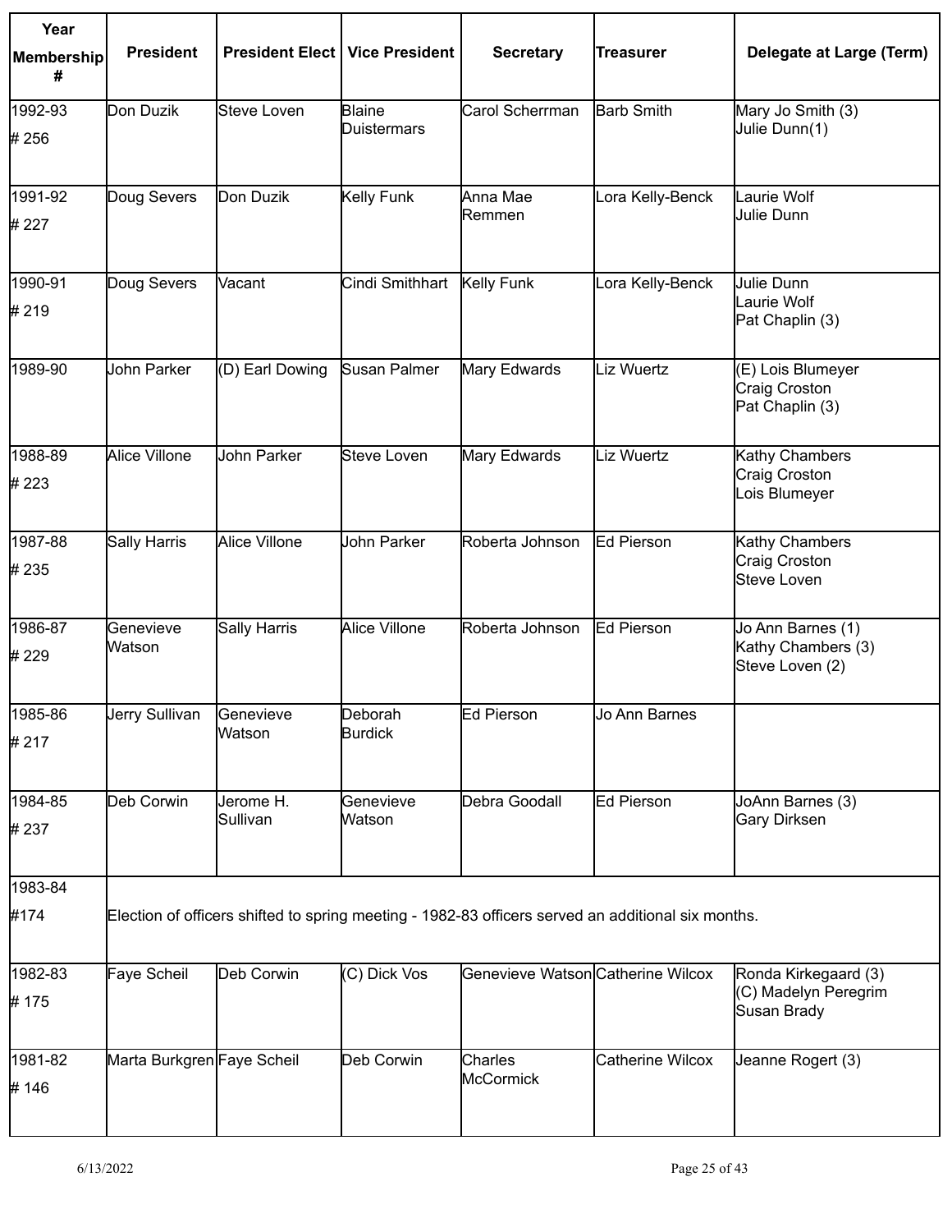| Year Membership # | President | President Elect | Vice President | Secretary | Treasurer | Delegate at Large (Term) |
|---|---|---|---|---|---|---|
| 1992-93 # 256 | Don Duzik | Steve Loven | Blaine Duistermars | Carol Scherrman | Barb Smith | Mary Jo Smith (3) Julie Dunn(1) |
| 1991-92 # 227 | Doug Severs | Don Duzik | Kelly Funk | Anna Mae Remmen | Lora Kelly-Benck | Laurie Wolf Julie Dunn |
| 1990-91 # 219 | Doug Severs | Vacant | Cindi Smithhart | Kelly Funk | Lora Kelly-Benck | Julie Dunn Laurie Wolf Pat Chaplin (3) |
| 1989-90 | John Parker | (D) Earl Dowing | Susan Palmer | Mary Edwards | Liz Wuertz | (E) Lois Blumeyer Craig Croston Pat Chaplin (3) |
| 1988-89 # 223 | Alice Villone | John Parker | Steve Loven | Mary Edwards | Liz Wuertz | Kathy Chambers Craig Croston Lois Blumeyer |
| 1987-88 # 235 | Sally Harris | Alice Villone | John Parker | Roberta Johnson | Ed Pierson | Kathy Chambers Craig Croston Steve Loven |
| 1986-87 # 229 | Genevieve Watson | Sally Harris | Alice Villone | Roberta Johnson | Ed Pierson | Jo Ann Barnes (1) Kathy Chambers (3) Steve Loven (2) |
| 1985-86 # 217 | Jerry Sullivan | Genevieve Watson | Deborah Burdick | Ed Pierson | Jo Ann Barnes | |
| 1984-85 # 237 | Deb Corwin | Jerome H. Sullivan | Genevieve Watson | Debra Goodall | Ed Pierson | JoAnn Barnes (3) Gary Dirksen |
| 1983-84 #174 | Election of officers shifted to spring meeting - 1982-83 officers served an additional six months. | | | | | |
| 1982-83 # 175 | Faye Scheil | Deb Corwin | (C) Dick Vos | Genevieve Watson | Catherine Wilcox | Ronda Kirkegaard (3) (C) Madelyn Peregrim Susan Brady |
| 1981-82 # 146 | Marta Burkgren | Faye Scheil | Deb Corwin | Charles McCormick | Catherine Wilcox | Jeanne Rogert (3) |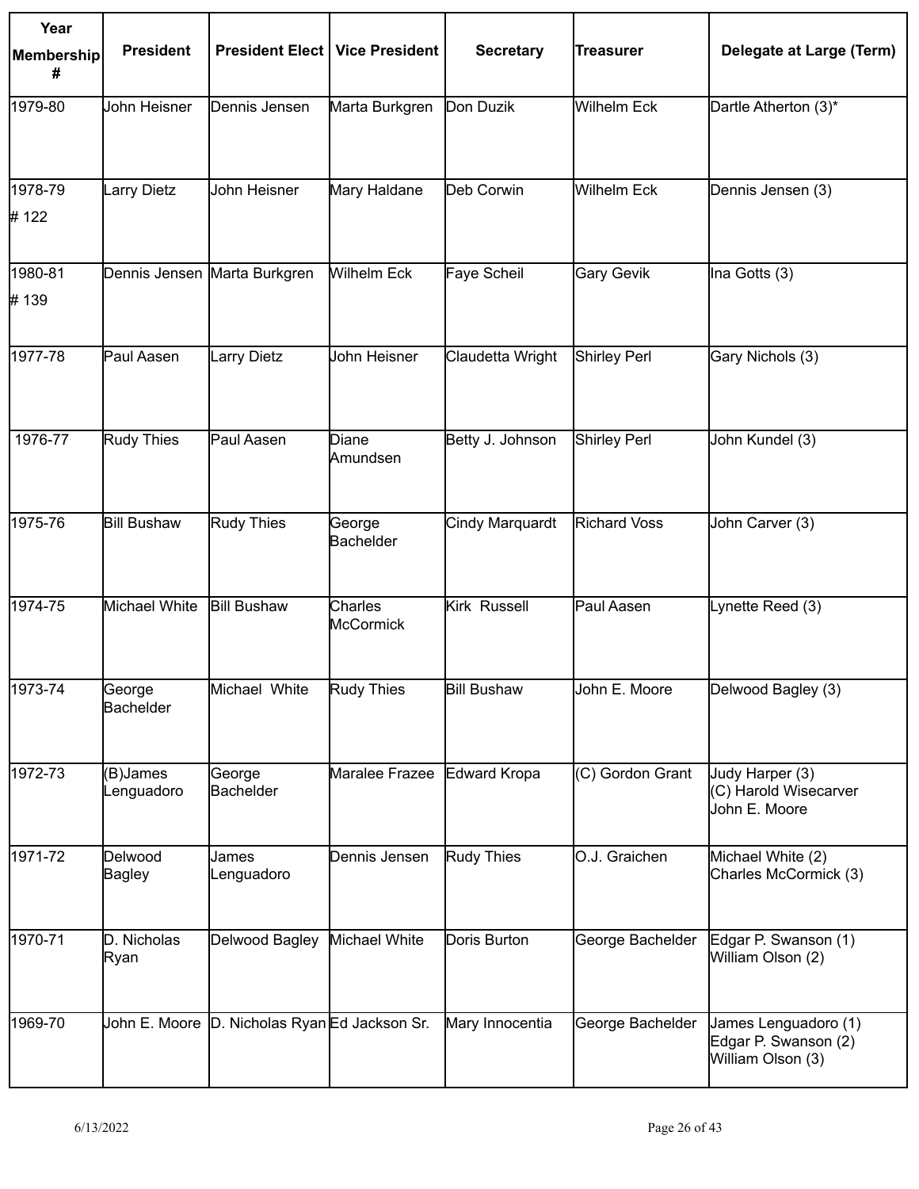| Year Membership # | President | President Elect | Vice President | Secretary | Treasurer | Delegate at Large (Term) |
|---|---|---|---|---|---|---|
| 1979-80 | John Heisner | Dennis Jensen | Marta Burkgren | Don Duzik | Wilhelm Eck | Dartle Atherton (3)* |
| 1978-79 # 122 | Larry Dietz | John Heisner | Mary Haldane | Deb Corwin | Wilhelm Eck | Dennis Jensen (3) |
| 1980-81 # 139 | Dennis Jensen | Marta Burkgren | Wilhelm Eck | Faye Scheil | Gary Gevik | Ina Gotts (3) |
| 1977-78 | Paul Aasen | Larry Dietz | John Heisner | Claudetta Wright | Shirley Perl | Gary Nichols (3) |
| 1976-77 | Rudy Thies | Paul Aasen | Diane Amundsen | Betty J. Johnson | Shirley Perl | John Kundel (3) |
| 1975-76 | Bill Bushaw | Rudy Thies | George Bachelder | Cindy Marquardt | Richard Voss | John Carver (3) |
| 1974-75 | Michael White | Bill Bushaw | Charles McCormick | Kirk Russell | Paul Aasen | Lynette Reed (3) |
| 1973-74 | George Bachelder | Michael White | Rudy Thies | Bill Bushaw | John E. Moore | Delwood Bagley (3) |
| 1972-73 | (B)James Lenguadoro | George Bachelder | Maralee Frazee | Edward Kropa | (C) Gordon Grant | Judy Harper (3)<br>(C) Harold Wisecarver<br>John E. Moore |
| 1971-72 | Delwood Bagley | James Lenguadoro | Dennis Jensen | Rudy Thies | O.J. Graichen | Michael White (2)<br>Charles McCormick (3) |
| 1970-71 | D. Nicholas Ryan | Delwood Bagley | Michael White | Doris Burton | George Bachelder | Edgar P. Swanson (1)<br>William Olson (2) |
| 1969-70 | John E. Moore | D. Nicholas Ryan | Ed Jackson Sr. | Mary Innocentia | George Bachelder | James Lenguadoro (1)<br>Edgar P. Swanson (2)<br>William Olson (3) |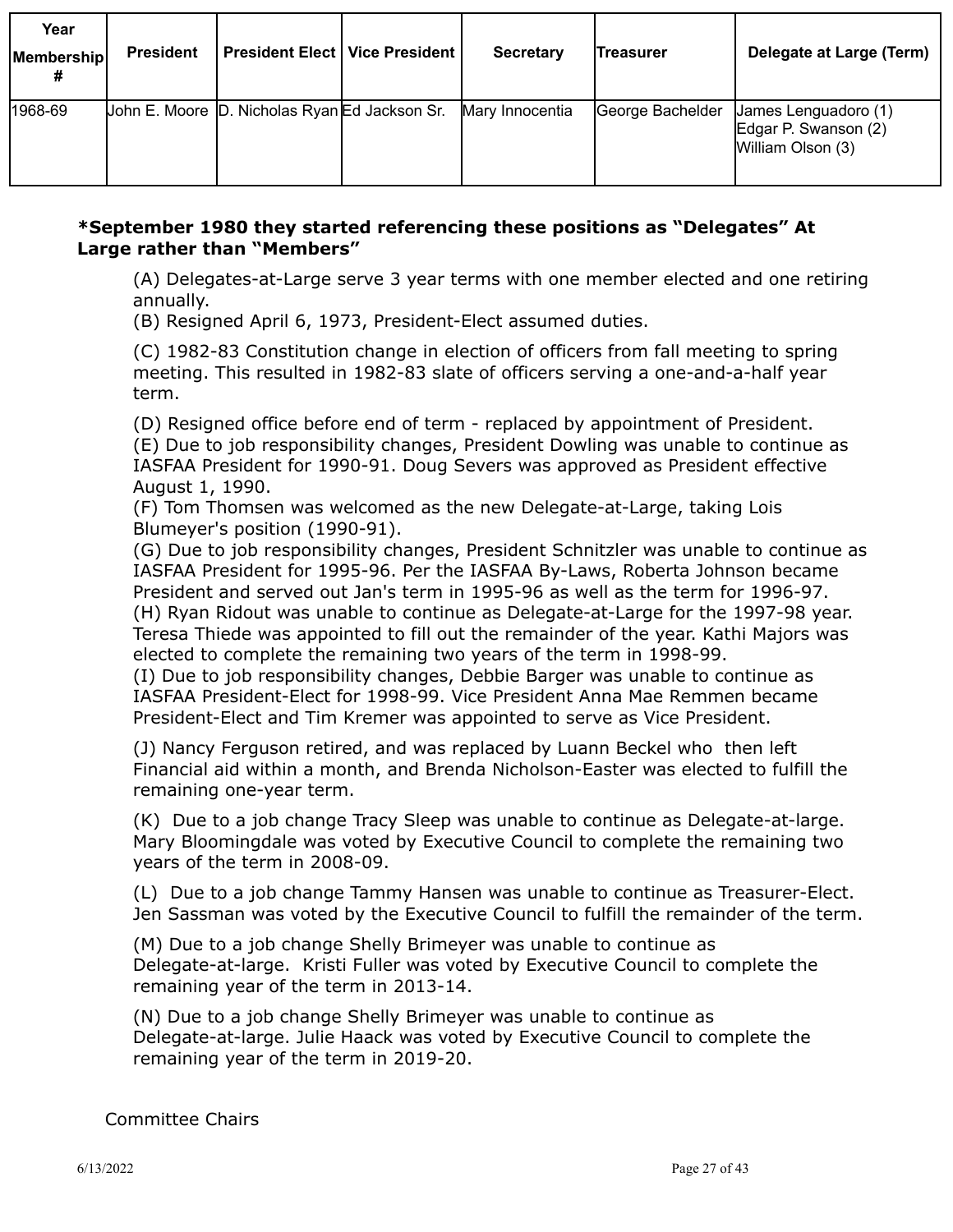| Year Membership # | President | President Elect | Vice President | Secretary | Treasurer | Delegate at Large (Term) |
|---|---|---|---|---|---|---|
| 1968-69 | John E. Moore | D. Nicholas Ryan | Ed Jackson Sr. | Mary Innocentia | George Bachelder | James Lenguadoro (1)<br>Edgar P. Swanson (2)<br>William Olson (3) |

**\*September 1980 they started referencing these positions as "Delegates" At Large rather than "Members"**

(A) Delegates-at-Large serve 3 year terms with one member elected and one retiring annually.
(B) Resigned April 6, 1973, President-Elect assumed duties.

(C) 1982-83 Constitution change in election of officers from fall meeting to spring meeting. This resulted in 1982-83 slate of officers serving a one-and-a-half year term.

(D) Resigned office before end of term - replaced by appointment of President.
(E) Due to job responsibility changes, President Dowling was unable to continue as IASFAA President for 1990-91. Doug Severs was approved as President effective August 1, 1990.
(F) Tom Thomsen was welcomed as the new Delegate-at-Large, taking Lois Blumeyer's position (1990-91).
(G) Due to job responsibility changes, President Schnitzler was unable to continue as IASFAA President for 1995-96. Per the IASFAA By-Laws, Roberta Johnson became President and served out Jan's term in 1995-96 as well as the term for 1996-97.
(H) Ryan Ridout was unable to continue as Delegate-at-Large for the 1997-98 year. Teresa Thiede was appointed to fill out the remainder of the year. Kathi Majors was elected to complete the remaining two years of the term in 1998-99.
(I) Due to job responsibility changes, Debbie Barger was unable to continue as IASFAA President-Elect for 1998-99. Vice President Anna Mae Remmen became President-Elect and Tim Kremer was appointed to serve as Vice President.

(J) Nancy Ferguson retired, and was replaced by Luann Beckel who then left Financial aid within a month, and Brenda Nicholson-Easter was elected to fulfill the remaining one-year term.

(K) Due to a job change Tracy Sleep was unable to continue as Delegate-at-large. Mary Bloomingdale was voted by Executive Council to complete the remaining two years of the term in 2008-09.

(L) Due to a job change Tammy Hansen was unable to continue as Treasurer-Elect. Jen Sassman was voted by the Executive Council to fulfill the remainder of the term.

(M) Due to a job change Shelly Brimeyer was unable to continue as Delegate-at-large. Kristi Fuller was voted by Executive Council to complete the remaining year of the term in 2013-14.

(N) Due to a job change Shelly Brimeyer was unable to continue as Delegate-at-large. Julie Haack was voted by Executive Council to complete the remaining year of the term in 2019-20.

Committee Chairs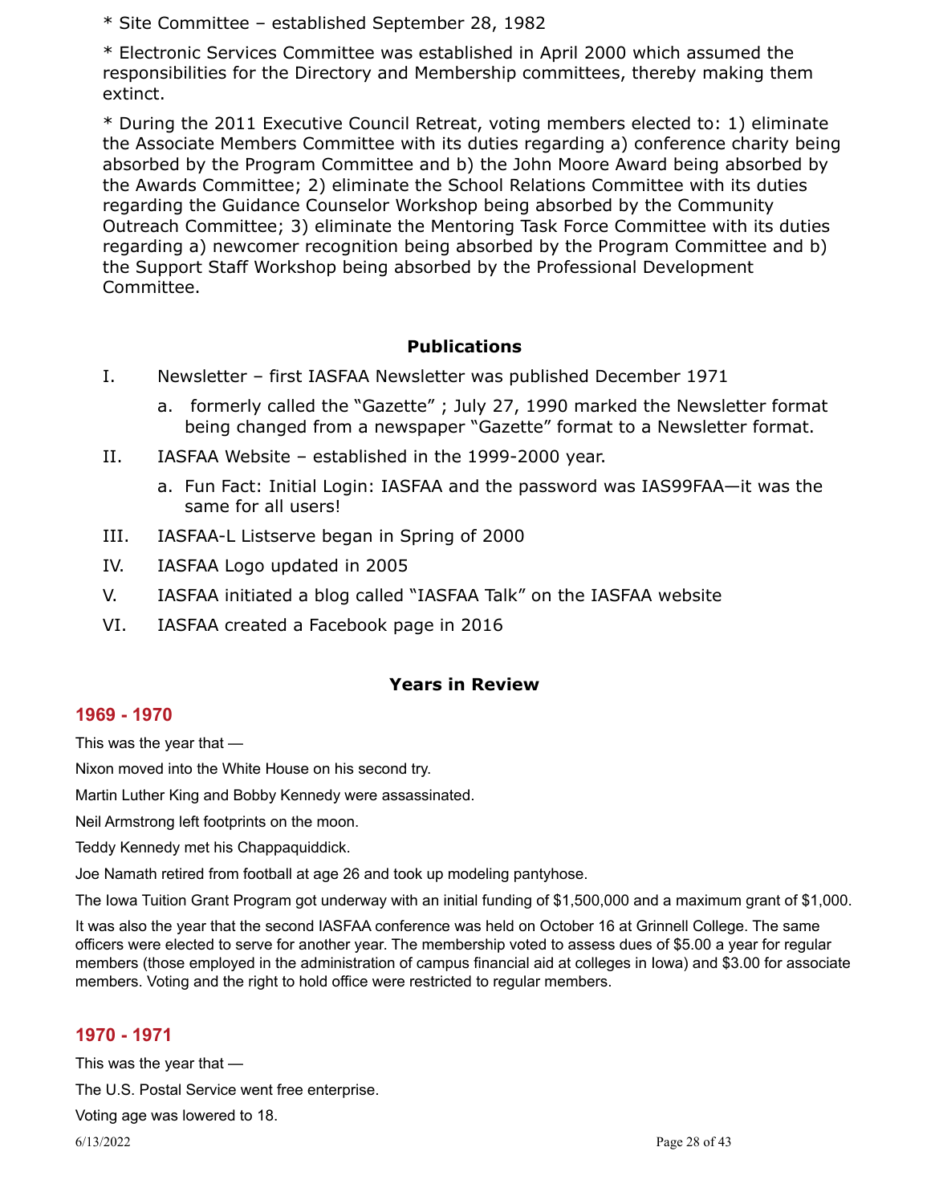\* Site Committee – established September 28, 1982

\* Electronic Services Committee was established in April 2000 which assumed the responsibilities for the Directory and Membership committees, thereby making them extinct.

\* During the 2011 Executive Council Retreat, voting members elected to: 1) eliminate the Associate Members Committee with its duties regarding a) conference charity being absorbed by the Program Committee and b) the John Moore Award being absorbed by the Awards Committee; 2) eliminate the School Relations Committee with its duties regarding the Guidance Counselor Workshop being absorbed by the Community Outreach Committee; 3) eliminate the Mentoring Task Force Committee with its duties regarding a) newcomer recognition being absorbed by the Program Committee and b) the Support Staff Workshop being absorbed by the Professional Development Committee.

## Publications

I. Newsletter – first IASFAA Newsletter was published December 1971
   a. formerly called the "Gazette" ; July 27, 1990 marked the Newsletter format being changed from a newspaper "Gazette" format to a Newsletter format.

II. IASFAA Website – established in the 1999-2000 year.
   a. Fun Fact: Initial Login: IASFAA and the password was IAS99FAA—it was the same for all users!

III. IASFAA-L Listserve began in Spring of 2000

IV. IASFAA Logo updated in 2005

V. IASFAA initiated a blog called "IASFAA Talk" on the IASFAA website

VI. IASFAA created a Facebook page in 2016

## Years in Review

### 1969 - 1970

This was the year that —

Nixon moved into the White House on his second try.

Martin Luther King and Bobby Kennedy were assassinated.

Neil Armstrong left footprints on the moon.

Teddy Kennedy met his Chappaquiddick.

Joe Namath retired from football at age 26 and took up modeling pantyhose.

The Iowa Tuition Grant Program got underway with an initial funding of $1,500,000 and a maximum grant of $1,000.

It was also the year that the second IASFAA conference was held on October 16 at Grinnell College. The same officers were elected to serve for another year. The membership voted to assess dues of $5.00 a year for regular members (those employed in the administration of campus financial aid at colleges in Iowa) and $3.00 for associate members. Voting and the right to hold office were restricted to regular members.

### 1970 - 1971

This was the year that —

The U.S. Postal Service went free enterprise.

Voting age was lowered to 18.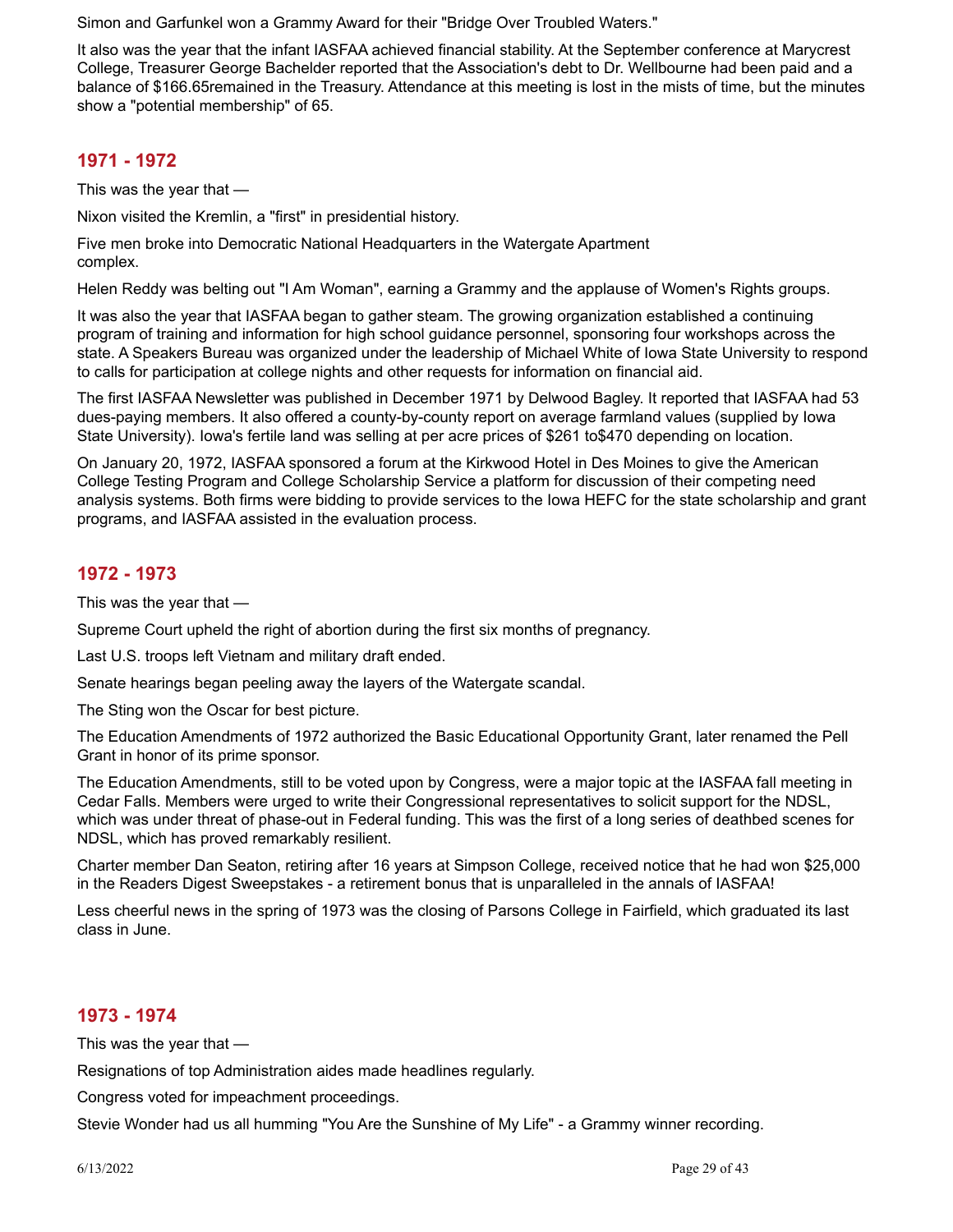Simon and Garfunkel won a Grammy Award for their "Bridge Over Troubled Waters."

It also was the year that the infant IASFAA achieved financial stability. At the September conference at Marycrest College, Treasurer George Bachelder reported that the Association's debt to Dr. Wellbourne had been paid and a balance of $166.65remained in the Treasury. Attendance at this meeting is lost in the mists of time, but the minutes show a "potential membership" of 65.

## 1971 - 1972

This was the year that —

Nixon visited the Kremlin, a "first" in presidential history.

Five men broke into Democratic National Headquarters in the Watergate Apartment complex.

Helen Reddy was belting out "I Am Woman", earning a Grammy and the applause of Women's Rights groups.

It was also the year that IASFAA began to gather steam. The growing organization established a continuing program of training and information for high school guidance personnel, sponsoring four workshops across the state. A Speakers Bureau was organized under the leadership of Michael White of Iowa State University to respond to calls for participation at college nights and other requests for information on financial aid.

The first IASFAA Newsletter was published in December 1971 by Delwood Bagley. It reported that IASFAA had 53 dues-paying members. It also offered a county-by-county report on average farmland values (supplied by Iowa State University). Iowa's fertile land was selling at per acre prices of $261 to$470 depending on location.

On January 20, 1972, IASFAA sponsored a forum at the Kirkwood Hotel in Des Moines to give the American College Testing Program and College Scholarship Service a platform for discussion of their competing need analysis systems. Both firms were bidding to provide services to the Iowa HEFC for the state scholarship and grant programs, and IASFAA assisted in the evaluation process.

## 1972 - 1973

This was the year that —

Supreme Court upheld the right of abortion during the first six months of pregnancy.

Last U.S. troops left Vietnam and military draft ended.

Senate hearings began peeling away the layers of the Watergate scandal.

The Sting won the Oscar for best picture.

The Education Amendments of 1972 authorized the Basic Educational Opportunity Grant, later renamed the Pell Grant in honor of its prime sponsor.

The Education Amendments, still to be voted upon by Congress, were a major topic at the IASFAA fall meeting in Cedar Falls. Members were urged to write their Congressional representatives to solicit support for the NDSL, which was under threat of phase-out in Federal funding. This was the first of a long series of deathbed scenes for NDSL, which has proved remarkably resilient.

Charter member Dan Seaton, retiring after 16 years at Simpson College, received notice that he had won $25,000 in the Readers Digest Sweepstakes - a retirement bonus that is unparalleled in the annals of IASFAA!

Less cheerful news in the spring of 1973 was the closing of Parsons College in Fairfield, which graduated its last class in June.

## 1973 - 1974

This was the year that —

Resignations of top Administration aides made headlines regularly.

Congress voted for impeachment proceedings.

Stevie Wonder had us all humming "You Are the Sunshine of My Life" - a Grammy winner recording.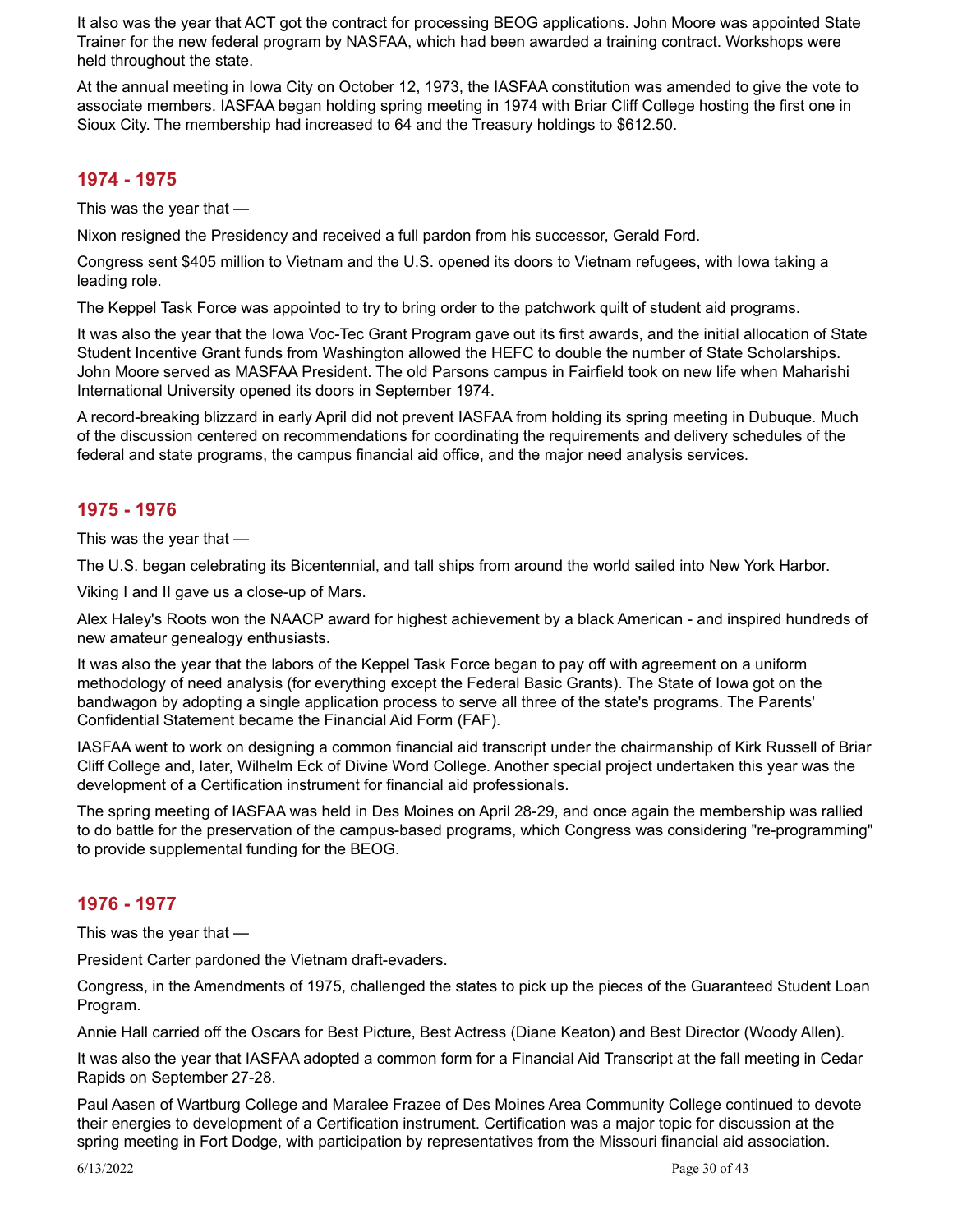It also was the year that ACT got the contract for processing BEOG applications. John Moore was appointed State Trainer for the new federal program by NASFAA, which had been awarded a training contract. Workshops were held throughout the state.

At the annual meeting in Iowa City on October 12, 1973, the IASFAA constitution was amended to give the vote to associate members. IASFAA began holding spring meeting in 1974 with Briar Cliff College hosting the first one in Sioux City. The membership had increased to 64 and the Treasury holdings to $612.50.

## 1974 - 1975

This was the year that —

Nixon resigned the Presidency and received a full pardon from his successor, Gerald Ford.

Congress sent $405 million to Vietnam and the U.S. opened its doors to Vietnam refugees, with Iowa taking a leading role.

The Keppel Task Force was appointed to try to bring order to the patchwork quilt of student aid programs.

It was also the year that the Iowa Voc-Tec Grant Program gave out its first awards, and the initial allocation of State Student Incentive Grant funds from Washington allowed the HEFC to double the number of State Scholarships. John Moore served as MASFAA President. The old Parsons campus in Fairfield took on new life when Maharishi International University opened its doors in September 1974.

A record-breaking blizzard in early April did not prevent IASFAA from holding its spring meeting in Dubuque. Much of the discussion centered on recommendations for coordinating the requirements and delivery schedules of the federal and state programs, the campus financial aid office, and the major need analysis services.

## 1975 - 1976

This was the year that —

The U.S. began celebrating its Bicentennial, and tall ships from around the world sailed into New York Harbor.

Viking I and II gave us a close-up of Mars.

Alex Haley's Roots won the NAACP award for highest achievement by a black American - and inspired hundreds of new amateur genealogy enthusiasts.

It was also the year that the labors of the Keppel Task Force began to pay off with agreement on a uniform methodology of need analysis (for everything except the Federal Basic Grants). The State of Iowa got on the bandwagon by adopting a single application process to serve all three of the state's programs. The Parents' Confidential Statement became the Financial Aid Form (FAF).

IASFAA went to work on designing a common financial aid transcript under the chairmanship of Kirk Russell of Briar Cliff College and, later, Wilhelm Eck of Divine Word College. Another special project undertaken this year was the development of a Certification instrument for financial aid professionals.

The spring meeting of IASFAA was held in Des Moines on April 28-29, and once again the membership was rallied to do battle for the preservation of the campus-based programs, which Congress was considering "re-programming" to provide supplemental funding for the BEOG.

## 1976 - 1977

This was the year that —

President Carter pardoned the Vietnam draft-evaders.

Congress, in the Amendments of 1975, challenged the states to pick up the pieces of the Guaranteed Student Loan Program.

Annie Hall carried off the Oscars for Best Picture, Best Actress (Diane Keaton) and Best Director (Woody Allen).

It was also the year that IASFAA adopted a common form for a Financial Aid Transcript at the fall meeting in Cedar Rapids on September 27-28.

Paul Aasen of Wartburg College and Maralee Frazee of Des Moines Area Community College continued to devote their energies to development of a Certification instrument. Certification was a major topic for discussion at the spring meeting in Fort Dodge, with participation by representatives from the Missouri financial aid association.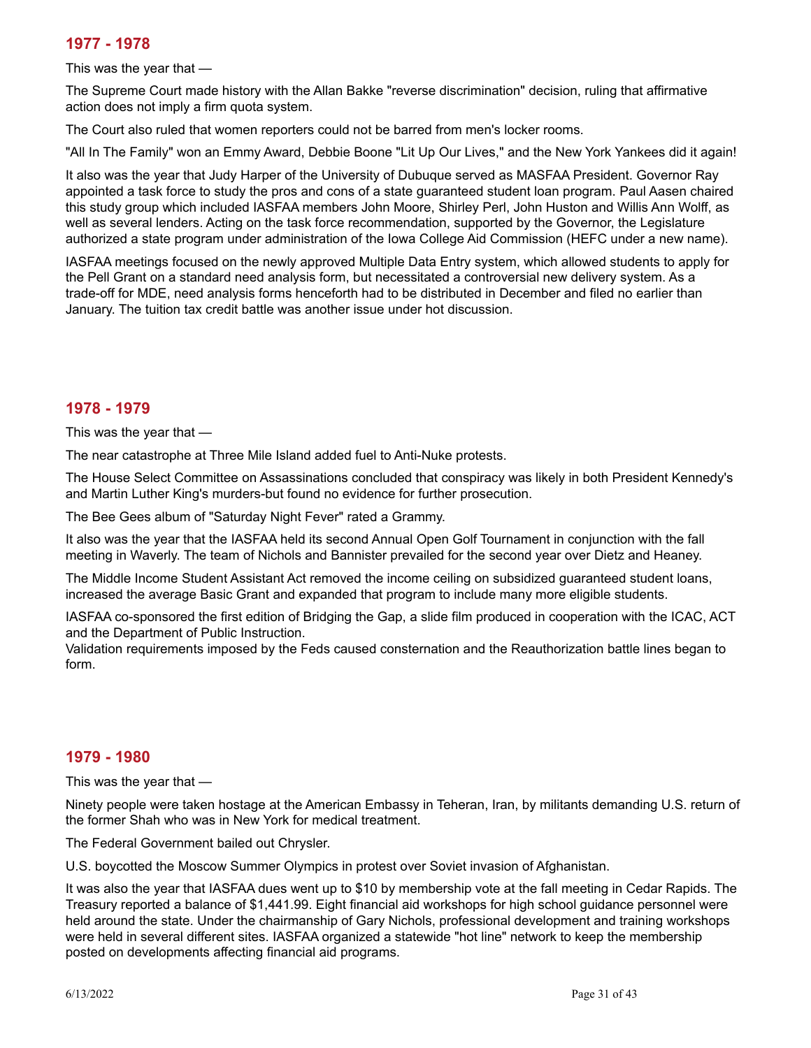## 1977 - 1978

This was the year that —

The Supreme Court made history with the Allan Bakke "reverse discrimination" decision, ruling that affirmative action does not imply a firm quota system.

The Court also ruled that women reporters could not be barred from men's locker rooms.

"All In The Family" won an Emmy Award, Debbie Boone "Lit Up Our Lives," and the New York Yankees did it again!

It also was the year that Judy Harper of the University of Dubuque served as MASFAA President. Governor Ray appointed a task force to study the pros and cons of a state guaranteed student loan program. Paul Aasen chaired this study group which included IASFAA members John Moore, Shirley Perl, John Huston and Willis Ann Wolff, as well as several lenders. Acting on the task force recommendation, supported by the Governor, the Legislature authorized a state program under administration of the Iowa College Aid Commission (HEFC under a new name).

IASFAA meetings focused on the newly approved Multiple Data Entry system, which allowed students to apply for the Pell Grant on a standard need analysis form, but necessitated a controversial new delivery system. As a trade-off for MDE, need analysis forms henceforth had to be distributed in December and filed no earlier than January. The tuition tax credit battle was another issue under hot discussion.

## 1978 - 1979

This was the year that —

The near catastrophe at Three Mile Island added fuel to Anti-Nuke protests.

The House Select Committee on Assassinations concluded that conspiracy was likely in both President Kennedy's and Martin Luther King's murders-but found no evidence for further prosecution.

The Bee Gees album of "Saturday Night Fever" rated a Grammy.

It also was the year that the IASFAA held its second Annual Open Golf Tournament in conjunction with the fall meeting in Waverly. The team of Nichols and Bannister prevailed for the second year over Dietz and Heaney.

The Middle Income Student Assistant Act removed the income ceiling on subsidized guaranteed student loans, increased the average Basic Grant and expanded that program to include many more eligible students.

IASFAA co-sponsored the first edition of Bridging the Gap, a slide film produced in cooperation with the ICAC, ACT and the Department of Public Instruction.
Validation requirements imposed by the Feds caused consternation and the Reauthorization battle lines began to form.

## 1979 - 1980

This was the year that —

Ninety people were taken hostage at the American Embassy in Teheran, Iran, by militants demanding U.S. return of the former Shah who was in New York for medical treatment.

The Federal Government bailed out Chrysler.

U.S. boycotted the Moscow Summer Olympics in protest over Soviet invasion of Afghanistan.

It was also the year that IASFAA dues went up to $10 by membership vote at the fall meeting in Cedar Rapids. The Treasury reported a balance of $1,441.99. Eight financial aid workshops for high school guidance personnel were held around the state. Under the chairmanship of Gary Nichols, professional development and training workshops were held in several different sites. IASFAA organized a statewide "hot line" network to keep the membership posted on developments affecting financial aid programs.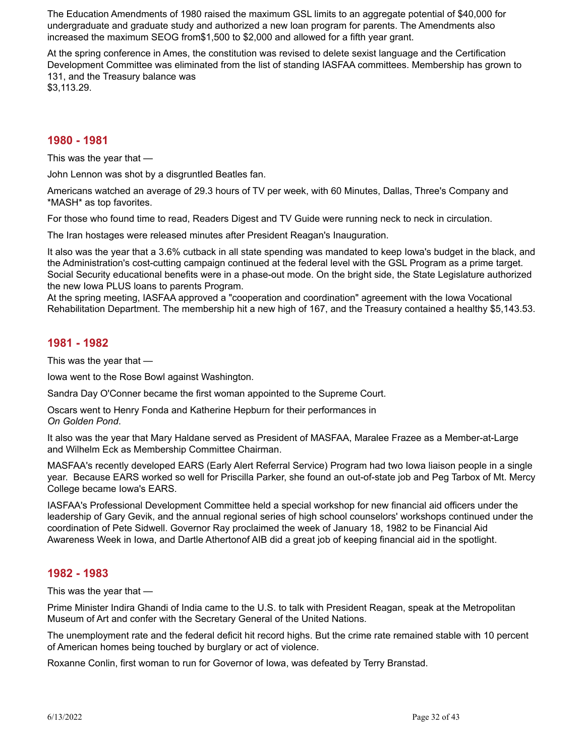The Education Amendments of 1980 raised the maximum GSL limits to an aggregate potential of $40,000 for undergraduate and graduate study and authorized a new loan program for parents. The Amendments also increased the maximum SEOG from$1,500 to $2,000 and allowed for a fifth year grant.

At the spring conference in Ames, the constitution was revised to delete sexist language and the Certification Development Committee was eliminated from the list of standing IASFAA committees. Membership has grown to 131, and the Treasury balance was
$3,113.29.

## 1980 - 1981

This was the year that —

John Lennon was shot by a disgruntled Beatles fan.

Americans watched an average of 29.3 hours of TV per week, with 60 Minutes, Dallas, Three's Company and *MASH* as top favorites.

For those who found time to read, Readers Digest and TV Guide were running neck to neck in circulation.

The Iran hostages were released minutes after President Reagan's Inauguration.

It also was the year that a 3.6% cutback in all state spending was mandated to keep Iowa's budget in the black, and the Administration's cost-cutting campaign continued at the federal level with the GSL Program as a prime target. Social Security educational benefits were in a phase-out mode. On the bright side, the State Legislature authorized the new Iowa PLUS loans to parents Program.
At the spring meeting, IASFAA approved a "cooperation and coordination" agreement with the Iowa Vocational Rehabilitation Department. The membership hit a new high of 167, and the Treasury contained a healthy $5,143.53.

## 1981 - 1982

This was the year that —

Iowa went to the Rose Bowl against Washington.

Sandra Day O'Conner became the first woman appointed to the Supreme Court.

Oscars went to Henry Fonda and Katherine Hepburn for their performances in
*On Golden Pond*.

It also was the year that Mary Haldane served as President of MASFAA, Maralee Frazee as a Member-at-Large and Wilhelm Eck as Membership Committee Chairman.

MASFAA's recently developed EARS (Early Alert Referral Service) Program had two Iowa liaison people in a single year. Because EARS worked so well for Priscilla Parker, she found an out-of-state job and Peg Tarbox of Mt. Mercy College became Iowa's EARS.

IASFAA's Professional Development Committee held a special workshop for new financial aid officers under the leadership of Gary Gevik, and the annual regional series of high school counselors' workshops continued under the coordination of Pete Sidwell. Governor Ray proclaimed the week of January 18, 1982 to be Financial Aid Awareness Week in Iowa, and Dartle Athertonof AIB did a great job of keeping financial aid in the spotlight.

## 1982 - 1983

This was the year that —

Prime Minister Indira Ghandi of India came to the U.S. to talk with President Reagan, speak at the Metropolitan Museum of Art and confer with the Secretary General of the United Nations.

The unemployment rate and the federal deficit hit record highs. But the crime rate remained stable with 10 percent of American homes being touched by burglary or act of violence.

Roxanne Conlin, first woman to run for Governor of Iowa, was defeated by Terry Branstad.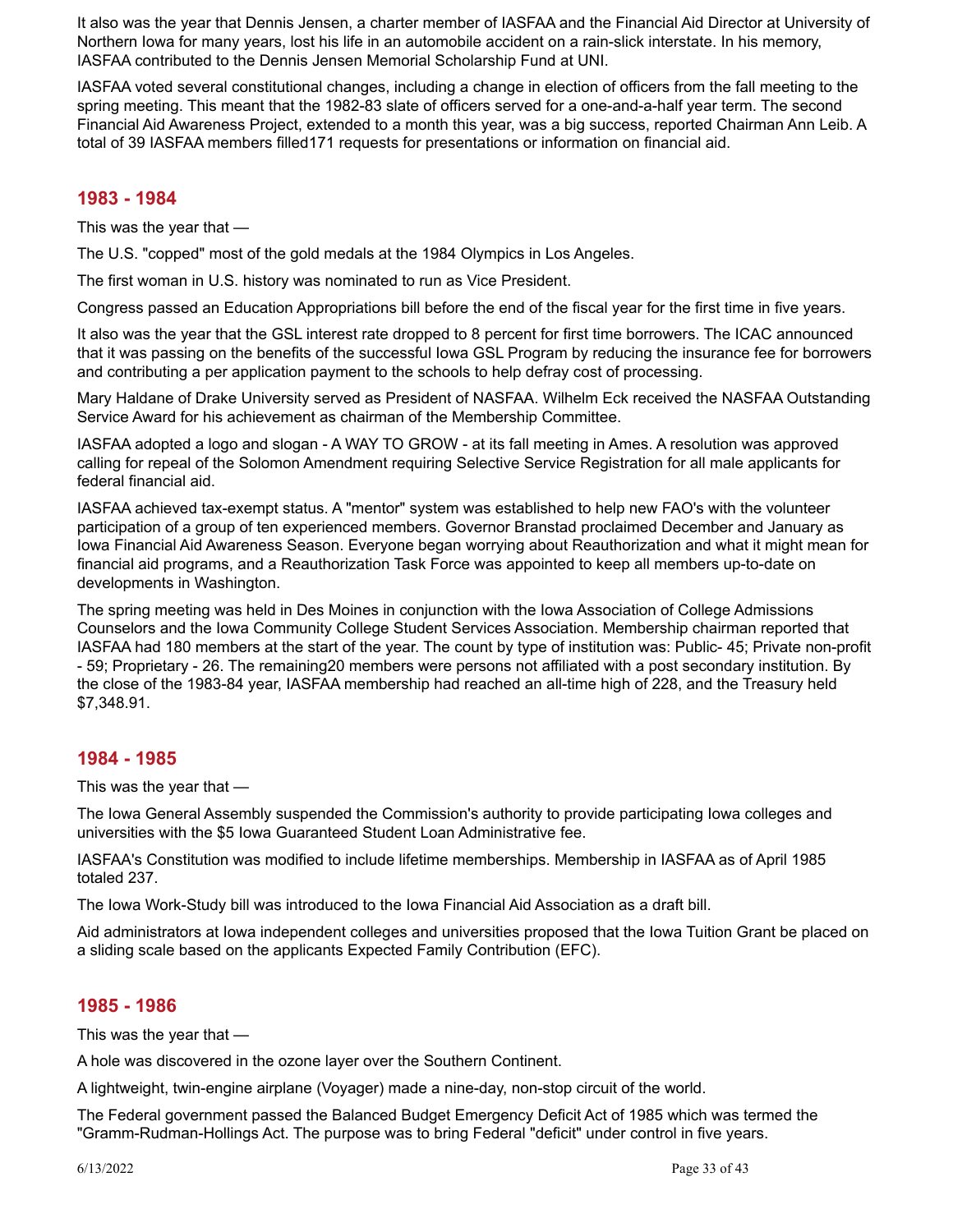It also was the year that Dennis Jensen, a charter member of IASFAA and the Financial Aid Director at University of Northern Iowa for many years, lost his life in an automobile accident on a rain-slick interstate. In his memory, IASFAA contributed to the Dennis Jensen Memorial Scholarship Fund at UNI.

IASFAA voted several constitutional changes, including a change in election of officers from the fall meeting to the spring meeting. This meant that the 1982-83 slate of officers served for a one-and-a-half year term. The second Financial Aid Awareness Project, extended to a month this year, was a big success, reported Chairman Ann Leib. A total of 39 IASFAA members filled171 requests for presentations or information on financial aid.

## 1983 - 1984

This was the year that —

The U.S. "copped" most of the gold medals at the 1984 Olympics in Los Angeles.

The first woman in U.S. history was nominated to run as Vice President.

Congress passed an Education Appropriations bill before the end of the fiscal year for the first time in five years.

It also was the year that the GSL interest rate dropped to 8 percent for first time borrowers. The ICAC announced that it was passing on the benefits of the successful Iowa GSL Program by reducing the insurance fee for borrowers and contributing a per application payment to the schools to help defray cost of processing.

Mary Haldane of Drake University served as President of NASFAA. Wilhelm Eck received the NASFAA Outstanding Service Award for his achievement as chairman of the Membership Committee.

IASFAA adopted a logo and slogan - A WAY TO GROW - at its fall meeting in Ames. A resolution was approved calling for repeal of the Solomon Amendment requiring Selective Service Registration for all male applicants for federal financial aid.

IASFAA achieved tax-exempt status. A "mentor" system was established to help new FAO's with the volunteer participation of a group of ten experienced members. Governor Branstad proclaimed December and January as Iowa Financial Aid Awareness Season. Everyone began worrying about Reauthorization and what it might mean for financial aid programs, and a Reauthorization Task Force was appointed to keep all members up-to-date on developments in Washington.

The spring meeting was held in Des Moines in conjunction with the Iowa Association of College Admissions Counselors and the Iowa Community College Student Services Association. Membership chairman reported that IASFAA had 180 members at the start of the year. The count by type of institution was: Public- 45; Private non-profit - 59; Proprietary - 26. The remaining20 members were persons not affiliated with a post secondary institution. By the close of the 1983-84 year, IASFAA membership had reached an all-time high of 228, and the Treasury held $7,348.91.

## 1984 - 1985

This was the year that —

The Iowa General Assembly suspended the Commission's authority to provide participating Iowa colleges and universities with the $5 Iowa Guaranteed Student Loan Administrative fee.

IASFAA's Constitution was modified to include lifetime memberships. Membership in IASFAA as of April 1985 totaled 237.

The Iowa Work-Study bill was introduced to the Iowa Financial Aid Association as a draft bill.

Aid administrators at Iowa independent colleges and universities proposed that the Iowa Tuition Grant be placed on a sliding scale based on the applicants Expected Family Contribution (EFC).

## 1985 - 1986

This was the year that —

A hole was discovered in the ozone layer over the Southern Continent.

A lightweight, twin-engine airplane (Voyager) made a nine-day, non-stop circuit of the world.

The Federal government passed the Balanced Budget Emergency Deficit Act of 1985 which was termed the "Gramm-Rudman-Hollings Act. The purpose was to bring Federal "deficit" under control in five years.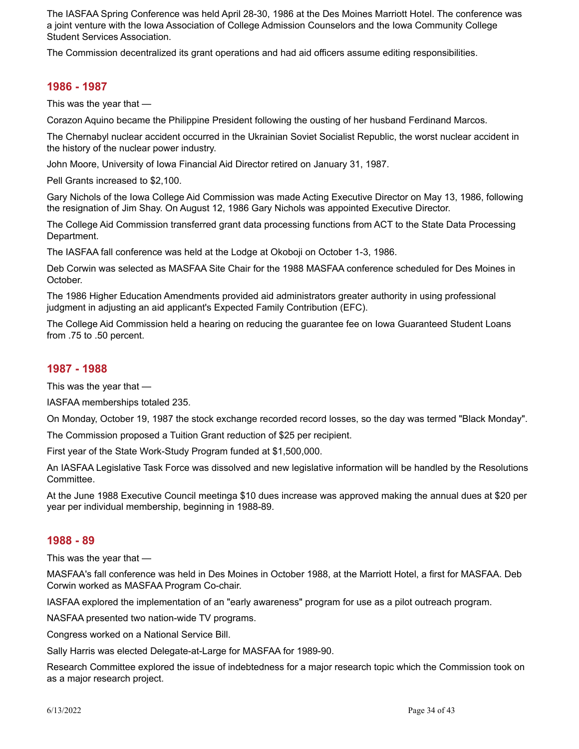The IASFAA Spring Conference was held April 28-30, 1986 at the Des Moines Marriott Hotel. The conference was a joint venture with the Iowa Association of College Admission Counselors and the Iowa Community College Student Services Association.

The Commission decentralized its grant operations and had aid officers assume editing responsibilities.

## 1986 - 1987

This was the year that —

Corazon Aquino became the Philippine President following the ousting of her husband Ferdinand Marcos.

The Chernabyl nuclear accident occurred in the Ukrainian Soviet Socialist Republic, the worst nuclear accident in the history of the nuclear power industry.

John Moore, University of Iowa Financial Aid Director retired on January 31, 1987.

Pell Grants increased to $2,100.

Gary Nichols of the Iowa College Aid Commission was made Acting Executive Director on May 13, 1986, following the resignation of Jim Shay. On August 12, 1986 Gary Nichols was appointed Executive Director.

The College Aid Commission transferred grant data processing functions from ACT to the State Data Processing Department.

The IASFAA fall conference was held at the Lodge at Okoboji on October 1-3, 1986.

Deb Corwin was selected as MASFAA Site Chair for the 1988 MASFAA conference scheduled for Des Moines in October.

The 1986 Higher Education Amendments provided aid administrators greater authority in using professional judgment in adjusting an aid applicant's Expected Family Contribution (EFC).

The College Aid Commission held a hearing on reducing the guarantee fee on Iowa Guaranteed Student Loans from .75 to .50 percent.

## 1987 - 1988

This was the year that —

IASFAA memberships totaled 235.

On Monday, October 19, 1987 the stock exchange recorded record losses, so the day was termed "Black Monday".

The Commission proposed a Tuition Grant reduction of $25 per recipient.

First year of the State Work-Study Program funded at $1,500,000.

An IASFAA Legislative Task Force was dissolved and new legislative information will be handled by the Resolutions Committee.

At the June 1988 Executive Council meetinga $10 dues increase was approved making the annual dues at $20 per year per individual membership, beginning in 1988-89.

## 1988 - 89

This was the year that —

MASFAA's fall conference was held in Des Moines in October 1988, at the Marriott Hotel, a first for MASFAA. Deb Corwin worked as MASFAA Program Co-chair.

IASFAA explored the implementation of an "early awareness" program for use as a pilot outreach program.

NASFAA presented two nation-wide TV programs.

Congress worked on a National Service Bill.

Sally Harris was elected Delegate-at-Large for MASFAA for 1989-90.

Research Committee explored the issue of indebtedness for a major research topic which the Commission took on as a major research project.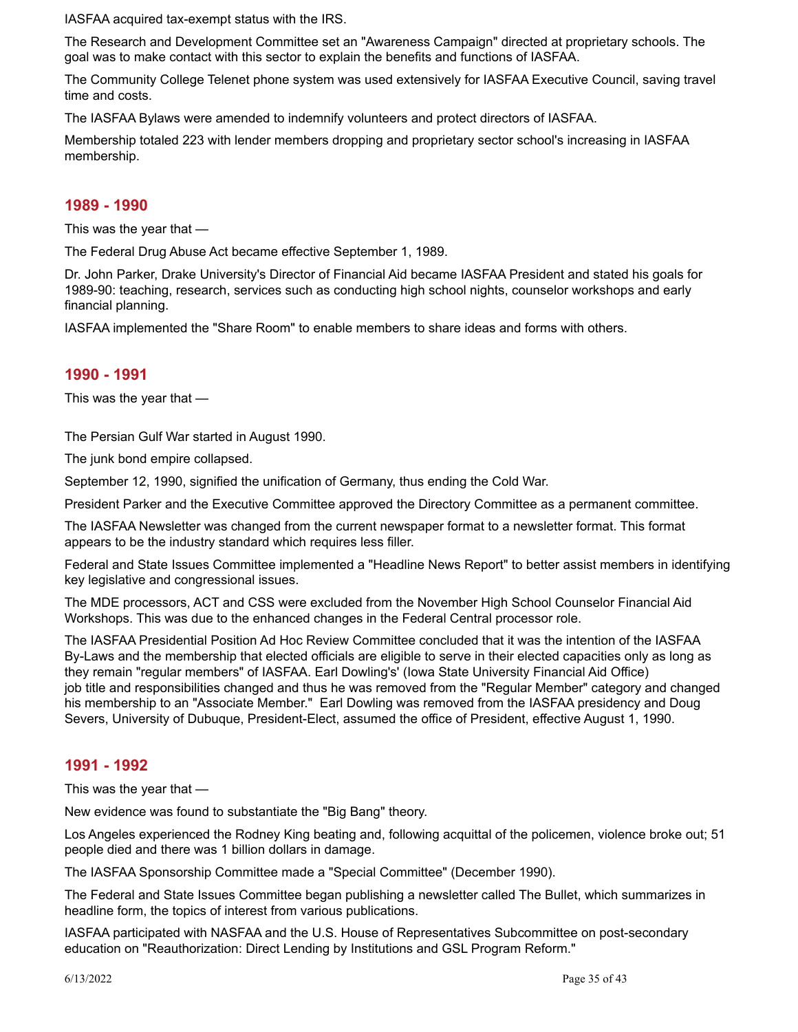IASFAA acquired tax-exempt status with the IRS.

The Research and Development Committee set an "Awareness Campaign" directed at proprietary schools. The goal was to make contact with this sector to explain the benefits and functions of IASFAA.

The Community College Telenet phone system was used extensively for IASFAA Executive Council, saving travel time and costs.

The IASFAA Bylaws were amended to indemnify volunteers and protect directors of IASFAA.

Membership totaled 223 with lender members dropping and proprietary sector school's increasing in IASFAA membership.

## 1989 - 1990

This was the year that —

The Federal Drug Abuse Act became effective September 1, 1989.

Dr. John Parker, Drake University's Director of Financial Aid became IASFAA President and stated his goals for 1989-90: teaching, research, services such as conducting high school nights, counselor workshops and early financial planning.

IASFAA implemented the "Share Room" to enable members to share ideas and forms with others.

## 1990 - 1991

This was the year that —

The Persian Gulf War started in August 1990.

The junk bond empire collapsed.

September 12, 1990, signified the unification of Germany, thus ending the Cold War.

President Parker and the Executive Committee approved the Directory Committee as a permanent committee.

The IASFAA Newsletter was changed from the current newspaper format to a newsletter format. This format appears to be the industry standard which requires less filler.

Federal and State Issues Committee implemented a "Headline News Report" to better assist members in identifying key legislative and congressional issues.

The MDE processors, ACT and CSS were excluded from the November High School Counselor Financial Aid Workshops. This was due to the enhanced changes in the Federal Central processor role.

The IASFAA Presidential Position Ad Hoc Review Committee concluded that it was the intention of the IASFAA By-Laws and the membership that elected officials are eligible to serve in their elected capacities only as long as they remain "regular members" of IASFAA. Earl Dowling's' (Iowa State University Financial Aid Office) job title and responsibilities changed and thus he was removed from the "Regular Member" category and changed his membership to an "Associate Member." Earl Dowling was removed from the IASFAA presidency and Doug Severs, University of Dubuque, President-Elect, assumed the office of President, effective August 1, 1990.

## 1991 - 1992

This was the year that —

New evidence was found to substantiate the "Big Bang" theory.

Los Angeles experienced the Rodney King beating and, following acquittal of the policemen, violence broke out; 51 people died and there was 1 billion dollars in damage.

The IASFAA Sponsorship Committee made a "Special Committee" (December 1990).

The Federal and State Issues Committee began publishing a newsletter called The Bullet, which summarizes in headline form, the topics of interest from various publications.

IASFAA participated with NASFAA and the U.S. House of Representatives Subcommittee on post-secondary education on "Reauthorization: Direct Lending by Institutions and GSL Program Reform."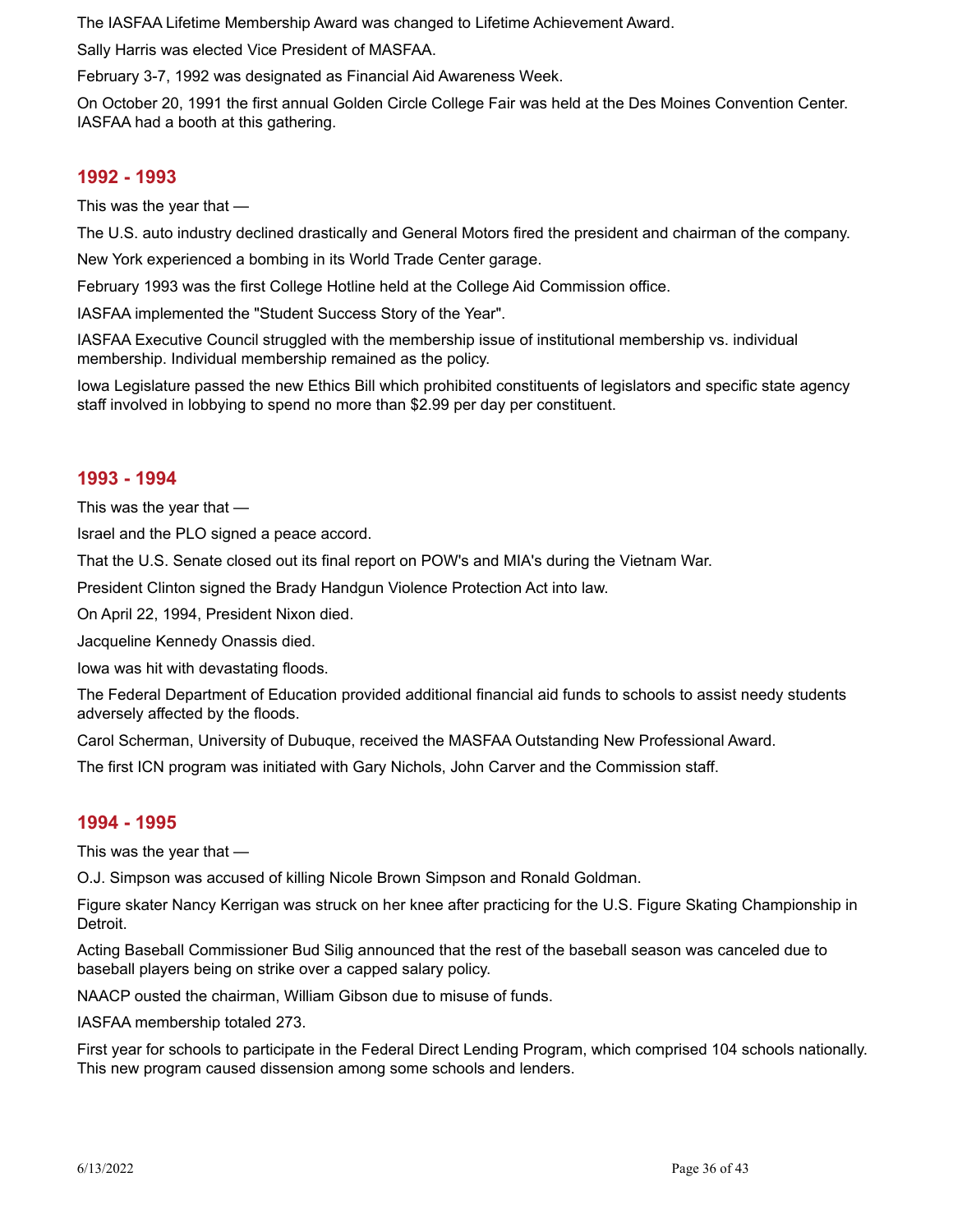The IASFAA Lifetime Membership Award was changed to Lifetime Achievement Award.

Sally Harris was elected Vice President of MASFAA.

February 3-7, 1992 was designated as Financial Aid Awareness Week.

On October 20, 1991 the first annual Golden Circle College Fair was held at the Des Moines Convention Center. IASFAA had a booth at this gathering.

## 1992 - 1993

This was the year that —

The U.S. auto industry declined drastically and General Motors fired the president and chairman of the company.

New York experienced a bombing in its World Trade Center garage.

February 1993 was the first College Hotline held at the College Aid Commission office.

IASFAA implemented the "Student Success Story of the Year".

IASFAA Executive Council struggled with the membership issue of institutional membership vs. individual membership. Individual membership remained as the policy.

Iowa Legislature passed the new Ethics Bill which prohibited constituents of legislators and specific state agency staff involved in lobbying to spend no more than $2.99 per day per constituent.

## 1993 - 1994

This was the year that —

Israel and the PLO signed a peace accord.

That the U.S. Senate closed out its final report on POW's and MIA's during the Vietnam War.

President Clinton signed the Brady Handgun Violence Protection Act into law.

On April 22, 1994, President Nixon died.

Jacqueline Kennedy Onassis died.

Iowa was hit with devastating floods.

The Federal Department of Education provided additional financial aid funds to schools to assist needy students adversely affected by the floods.

Carol Scherman, University of Dubuque, received the MASFAA Outstanding New Professional Award.

The first ICN program was initiated with Gary Nichols, John Carver and the Commission staff.

## 1994 - 1995

This was the year that —

O.J. Simpson was accused of killing Nicole Brown Simpson and Ronald Goldman.

Figure skater Nancy Kerrigan was struck on her knee after practicing for the U.S. Figure Skating Championship in Detroit.

Acting Baseball Commissioner Bud Silig announced that the rest of the baseball season was canceled due to baseball players being on strike over a capped salary policy.

NAACP ousted the chairman, William Gibson due to misuse of funds.

IASFAA membership totaled 273.

First year for schools to participate in the Federal Direct Lending Program, which comprised 104 schools nationally. This new program caused dissension among some schools and lenders.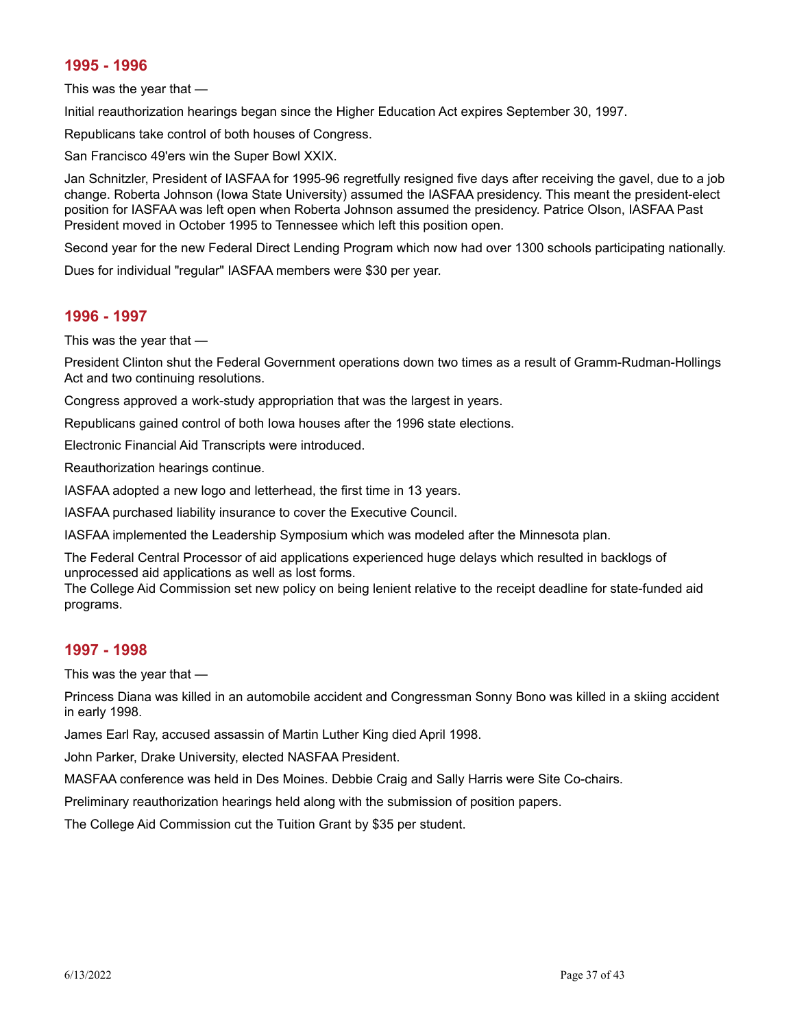## 1995 - 1996

This was the year that —

Initial reauthorization hearings began since the Higher Education Act expires September 30, 1997.

Republicans take control of both houses of Congress.

San Francisco 49'ers win the Super Bowl XXIX.

Jan Schnitzler, President of IASFAA for 1995-96 regretfully resigned five days after receiving the gavel, due to a job change. Roberta Johnson (Iowa State University) assumed the IASFAA presidency. This meant the president-elect position for IASFAA was left open when Roberta Johnson assumed the presidency. Patrice Olson, IASFAA Past President moved in October 1995 to Tennessee which left this position open.

Second year for the new Federal Direct Lending Program which now had over 1300 schools participating nationally.

Dues for individual "regular" IASFAA members were $30 per year.

## 1996 - 1997

This was the year that —

President Clinton shut the Federal Government operations down two times as a result of Gramm-Rudman-Hollings Act and two continuing resolutions.

Congress approved a work-study appropriation that was the largest in years.

Republicans gained control of both Iowa houses after the 1996 state elections.

Electronic Financial Aid Transcripts were introduced.

Reauthorization hearings continue.

IASFAA adopted a new logo and letterhead, the first time in 13 years.

IASFAA purchased liability insurance to cover the Executive Council.

IASFAA implemented the Leadership Symposium which was modeled after the Minnesota plan.

The Federal Central Processor of aid applications experienced huge delays which resulted in backlogs of unprocessed aid applications as well as lost forms.

The College Aid Commission set new policy on being lenient relative to the receipt deadline for state-funded aid programs.

## 1997 - 1998

This was the year that —

Princess Diana was killed in an automobile accident and Congressman Sonny Bono was killed in a skiing accident in early 1998.

James Earl Ray, accused assassin of Martin Luther King died April 1998.

John Parker, Drake University, elected NASFAA President.

MASFAA conference was held in Des Moines. Debbie Craig and Sally Harris were Site Co-chairs.

Preliminary reauthorization hearings held along with the submission of position papers.

The College Aid Commission cut the Tuition Grant by $35 per student.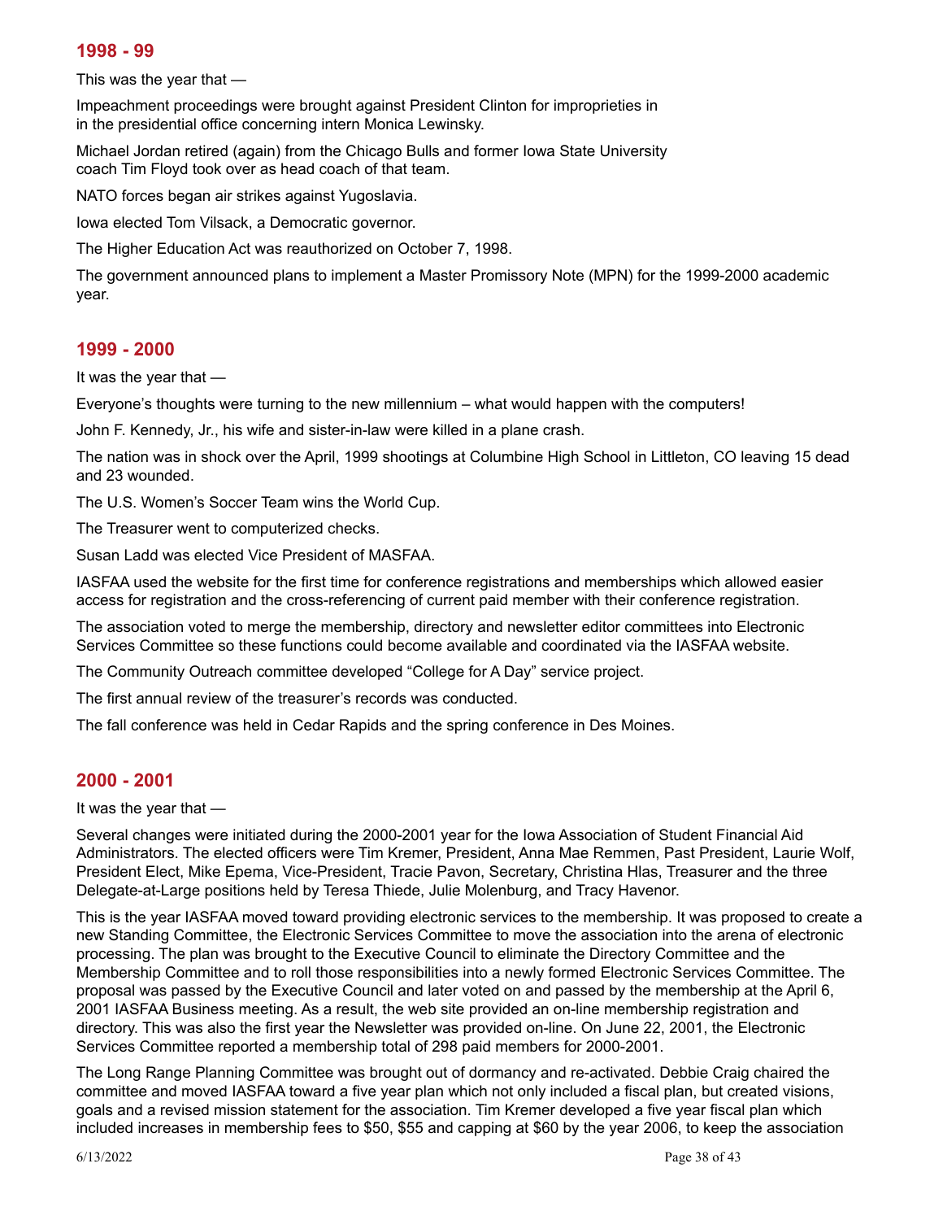## 1998 - 99

This was the year that —

Impeachment proceedings were brought against President Clinton for improprieties in in the presidential office concerning intern Monica Lewinsky.

Michael Jordan retired (again) from the Chicago Bulls and former Iowa State University coach Tim Floyd took over as head coach of that team.

NATO forces began air strikes against Yugoslavia.

Iowa elected Tom Vilsack, a Democratic governor.

The Higher Education Act was reauthorized on October 7, 1998.

The government announced plans to implement a Master Promissory Note (MPN) for the 1999-2000 academic year.

## 1999 - 2000

It was the year that —

Everyone's thoughts were turning to the new millennium – what would happen with the computers!

John F. Kennedy, Jr., his wife and sister-in-law were killed in a plane crash.

The nation was in shock over the April, 1999 shootings at Columbine High School in Littleton, CO leaving 15 dead and 23 wounded.

The U.S. Women's Soccer Team wins the World Cup.

The Treasurer went to computerized checks.

Susan Ladd was elected Vice President of MASFAA.

IASFAA used the website for the first time for conference registrations and memberships which allowed easier access for registration and the cross-referencing of current paid member with their conference registration.

The association voted to merge the membership, directory and newsletter editor committees into Electronic Services Committee so these functions could become available and coordinated via the IASFAA website.

The Community Outreach committee developed "College for A Day" service project.

The first annual review of the treasurer's records was conducted.

The fall conference was held in Cedar Rapids and the spring conference in Des Moines.

## 2000 - 2001

It was the year that —

Several changes were initiated during the 2000-2001 year for the Iowa Association of Student Financial Aid Administrators. The elected officers were Tim Kremer, President, Anna Mae Remmen, Past President, Laurie Wolf, President Elect, Mike Epema, Vice-President, Tracie Pavon, Secretary, Christina Hlas, Treasurer and the three Delegate-at-Large positions held by Teresa Thiede, Julie Molenburg, and Tracy Havenor.

This is the year IASFAA moved toward providing electronic services to the membership. It was proposed to create a new Standing Committee, the Electronic Services Committee to move the association into the arena of electronic processing. The plan was brought to the Executive Council to eliminate the Directory Committee and the Membership Committee and to roll those responsibilities into a newly formed Electronic Services Committee. The proposal was passed by the Executive Council and later voted on and passed by the membership at the April 6, 2001 IASFAA Business meeting. As a result, the web site provided an on-line membership registration and directory. This was also the first year the Newsletter was provided on-line. On June 22, 2001, the Electronic Services Committee reported a membership total of 298 paid members for 2000-2001.

The Long Range Planning Committee was brought out of dormancy and re-activated. Debbie Craig chaired the committee and moved IASFAA toward a five year plan which not only included a fiscal plan, but created visions, goals and a revised mission statement for the association. Tim Kremer developed a five year fiscal plan which included increases in membership fees to $50, $55 and capping at $60 by the year 2006, to keep the association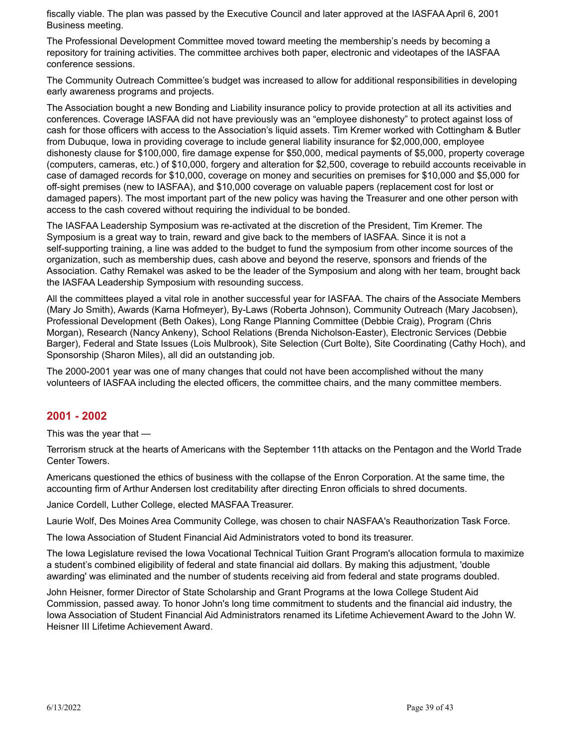fiscally viable. The plan was passed by the Executive Council and later approved at the IASFAA April 6, 2001 Business meeting.

The Professional Development Committee moved toward meeting the membership's needs by becoming a repository for training activities. The committee archives both paper, electronic and videotapes of the IASFAA conference sessions.

The Community Outreach Committee's budget was increased to allow for additional responsibilities in developing early awareness programs and projects.

The Association bought a new Bonding and Liability insurance policy to provide protection at all its activities and conferences. Coverage IASFAA did not have previously was an "employee dishonesty" to protect against loss of cash for those officers with access to the Association's liquid assets. Tim Kremer worked with Cottingham & Butler from Dubuque, Iowa in providing coverage to include general liability insurance for $2,000,000, employee dishonesty clause for $100,000, fire damage expense for $50,000, medical payments of $5,000, property coverage (computers, cameras, etc.) of $10,000, forgery and alteration for $2,500, coverage to rebuild accounts receivable in case of damaged records for $10,000, coverage on money and securities on premises for $10,000 and $5,000 for off-sight premises (new to IASFAA), and $10,000 coverage on valuable papers (replacement cost for lost or damaged papers). The most important part of the new policy was having the Treasurer and one other person with access to the cash covered without requiring the individual to be bonded.

The IASFAA Leadership Symposium was re-activated at the discretion of the President, Tim Kremer. The Symposium is a great way to train, reward and give back to the members of IASFAA. Since it is not a self-supporting training, a line was added to the budget to fund the symposium from other income sources of the organization, such as membership dues, cash above and beyond the reserve, sponsors and friends of the Association. Cathy Remakel was asked to be the leader of the Symposium and along with her team, brought back the IASFAA Leadership Symposium with resounding success.

All the committees played a vital role in another successful year for IASFAA. The chairs of the Associate Members (Mary Jo Smith), Awards (Karna Hofmeyer), By-Laws (Roberta Johnson), Community Outreach (Mary Jacobsen), Professional Development (Beth Oakes), Long Range Planning Committee (Debbie Craig), Program (Chris Morgan), Research (Nancy Ankeny), School Relations (Brenda Nicholson-Easter), Electronic Services (Debbie Barger), Federal and State Issues (Lois Mulbrook), Site Selection (Curt Bolte), Site Coordinating (Cathy Hoch), and Sponsorship (Sharon Miles), all did an outstanding job.

The 2000-2001 year was one of many changes that could not have been accomplished without the many volunteers of IASFAA including the elected officers, the committee chairs, and the many committee members.

## 2001 - 2002

This was the year that —

Terrorism struck at the hearts of Americans with the September 11th attacks on the Pentagon and the World Trade Center Towers.

Americans questioned the ethics of business with the collapse of the Enron Corporation. At the same time, the accounting firm of Arthur Andersen lost creditability after directing Enron officials to shred documents.

Janice Cordell, Luther College, elected MASFAA Treasurer.

Laurie Wolf, Des Moines Area Community College, was chosen to chair NASFAA's Reauthorization Task Force.

The Iowa Association of Student Financial Aid Administrators voted to bond its treasurer.

The Iowa Legislature revised the Iowa Vocational Technical Tuition Grant Program's allocation formula to maximize a student's combined eligibility of federal and state financial aid dollars. By making this adjustment, 'double awarding' was eliminated and the number of students receiving aid from federal and state programs doubled.

John Heisner, former Director of State Scholarship and Grant Programs at the Iowa College Student Aid Commission, passed away. To honor John's long time commitment to students and the financial aid industry, the Iowa Association of Student Financial Aid Administrators renamed its Lifetime Achievement Award to the John W. Heisner III Lifetime Achievement Award.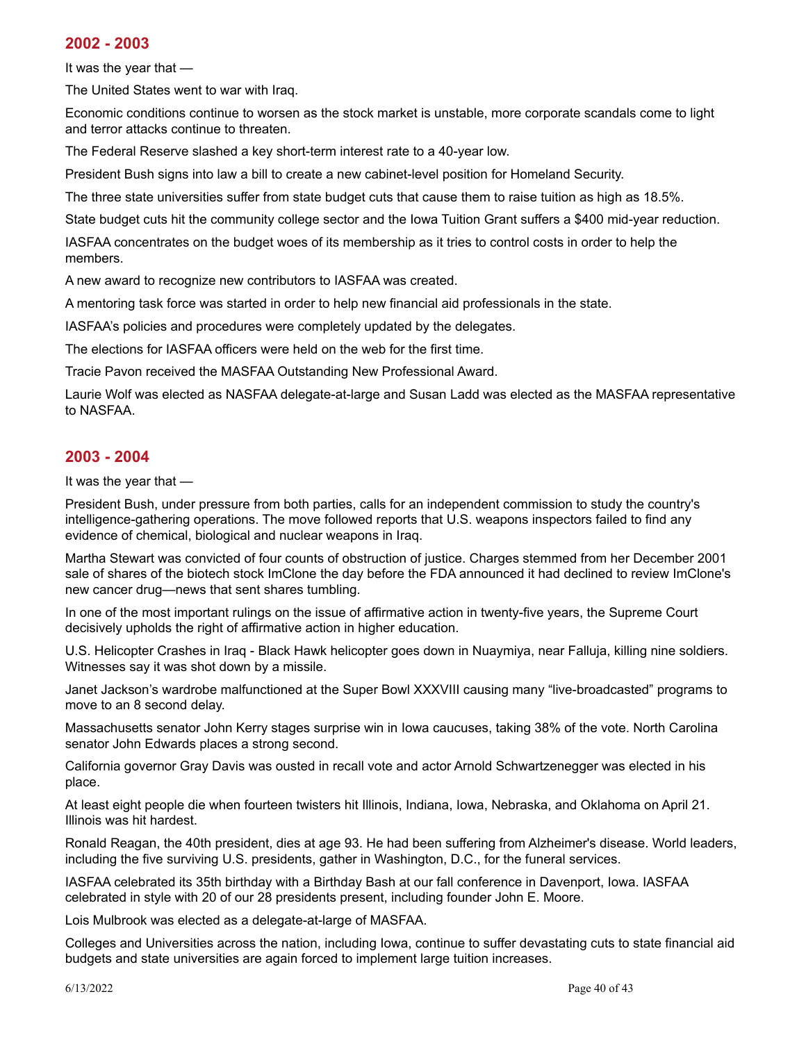## 2002 - 2003

It was the year that —

The United States went to war with Iraq.

Economic conditions continue to worsen as the stock market is unstable, more corporate scandals come to light and terror attacks continue to threaten.

The Federal Reserve slashed a key short-term interest rate to a 40-year low.

President Bush signs into law a bill to create a new cabinet-level position for Homeland Security.

The three state universities suffer from state budget cuts that cause them to raise tuition as high as 18.5%.

State budget cuts hit the community college sector and the Iowa Tuition Grant suffers a $400 mid-year reduction.

IASFAA concentrates on the budget woes of its membership as it tries to control costs in order to help the members.

A new award to recognize new contributors to IASFAA was created.

A mentoring task force was started in order to help new financial aid professionals in the state.

IASFAA's policies and procedures were completely updated by the delegates.

The elections for IASFAA officers were held on the web for the first time.

Tracie Pavon received the MASFAA Outstanding New Professional Award.

Laurie Wolf was elected as NASFAA delegate-at-large and Susan Ladd was elected as the MASFAA representative to NASFAA.

## 2003 - 2004

It was the year that —

President Bush, under pressure from both parties, calls for an independent commission to study the country's intelligence-gathering operations. The move followed reports that U.S. weapons inspectors failed to find any evidence of chemical, biological and nuclear weapons in Iraq.

Martha Stewart was convicted of four counts of obstruction of justice. Charges stemmed from her December 2001 sale of shares of the biotech stock ImClone the day before the FDA announced it had declined to review ImClone's new cancer drug—news that sent shares tumbling.

In one of the most important rulings on the issue of affirmative action in twenty-five years, the Supreme Court decisively upholds the right of affirmative action in higher education.

U.S. Helicopter Crashes in Iraq - Black Hawk helicopter goes down in Nuaymiya, near Falluja, killing nine soldiers. Witnesses say it was shot down by a missile.

Janet Jackson's wardrobe malfunctioned at the Super Bowl XXXVIII causing many "live-broadcasted" programs to move to an 8 second delay.

Massachusetts senator John Kerry stages surprise win in Iowa caucuses, taking 38% of the vote. North Carolina senator John Edwards places a strong second.

California governor Gray Davis was ousted in recall vote and actor Arnold Schwartzenegger was elected in his place.

At least eight people die when fourteen twisters hit Illinois, Indiana, Iowa, Nebraska, and Oklahoma on April 21. Illinois was hit hardest.

Ronald Reagan, the 40th president, dies at age 93. He had been suffering from Alzheimer's disease. World leaders, including the five surviving U.S. presidents, gather in Washington, D.C., for the funeral services.

IASFAA celebrated its 35th birthday with a Birthday Bash at our fall conference in Davenport, Iowa. IASFAA celebrated in style with 20 of our 28 presidents present, including founder John E. Moore.

Lois Mulbrook was elected as a delegate-at-large of MASFAA.

Colleges and Universities across the nation, including Iowa, continue to suffer devastating cuts to state financial aid budgets and state universities are again forced to implement large tuition increases.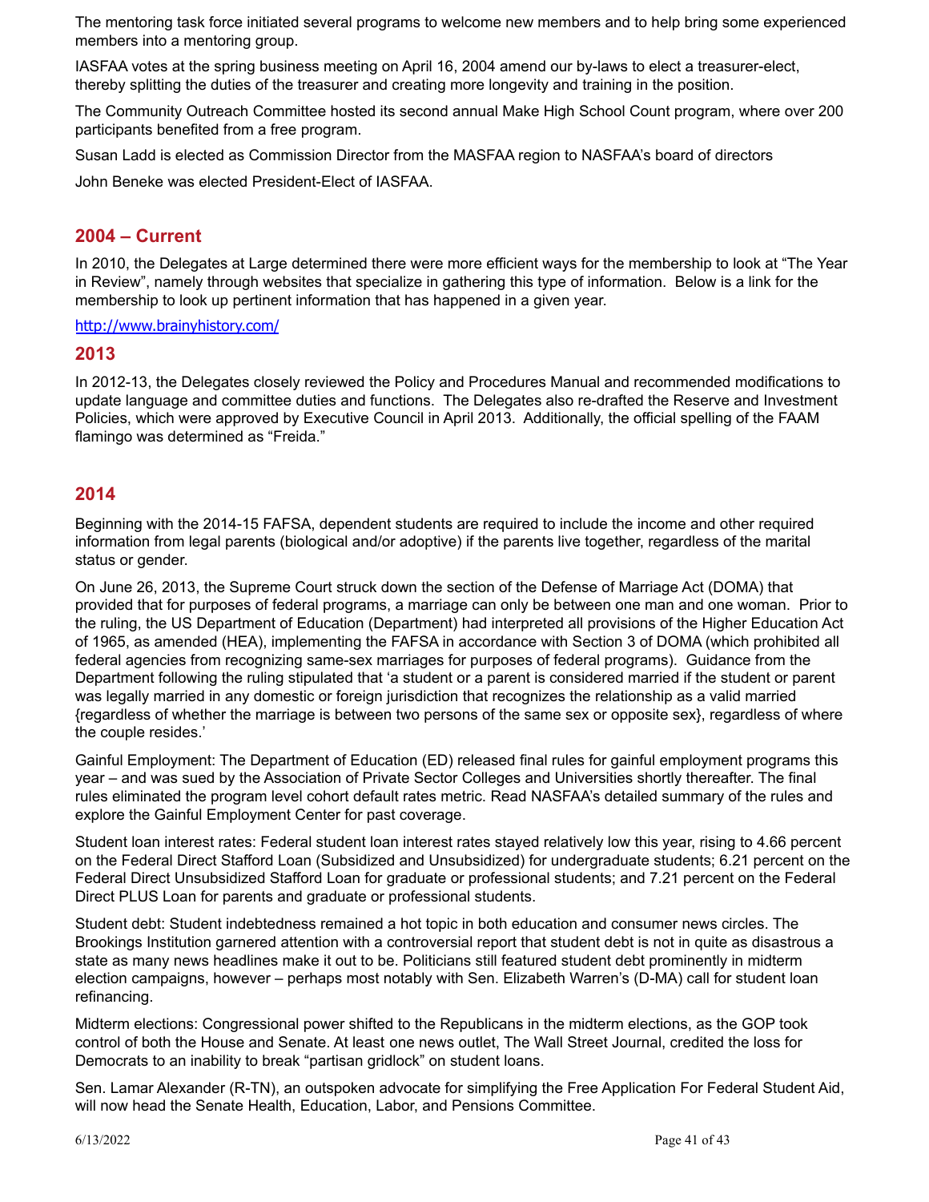The mentoring task force initiated several programs to welcome new members and to help bring some experienced members into a mentoring group.

IASFAA votes at the spring business meeting on April 16, 2004 amend our by-laws to elect a treasurer-elect, thereby splitting the duties of the treasurer and creating more longevity and training in the position.

The Community Outreach Committee hosted its second annual Make High School Count program, where over 200 participants benefited from a free program.

Susan Ladd is elected as Commission Director from the MASFAA region to NASFAA's board of directors

John Beneke was elected President-Elect of IASFAA.

## 2004 – Current

In 2010, the Delegates at Large determined there were more efficient ways for the membership to look at "The Year in Review", namely through websites that specialize in gathering this type of information. Below is a link for the membership to look up pertinent information that has happened in a given year.

http://www.brainyhistory.com/

## 2013

In 2012-13, the Delegates closely reviewed the Policy and Procedures Manual and recommended modifications to update language and committee duties and functions. The Delegates also re-drafted the Reserve and Investment Policies, which were approved by Executive Council in April 2013. Additionally, the official spelling of the FAAM flamingo was determined as "Freida."

## 2014

Beginning with the 2014-15 FAFSA, dependent students are required to include the income and other required information from legal parents (biological and/or adoptive) if the parents live together, regardless of the marital status or gender.

On June 26, 2013, the Supreme Court struck down the section of the Defense of Marriage Act (DOMA) that provided that for purposes of federal programs, a marriage can only be between one man and one woman. Prior to the ruling, the US Department of Education (Department) had interpreted all provisions of the Higher Education Act of 1965, as amended (HEA), implementing the FAFSA in accordance with Section 3 of DOMA (which prohibited all federal agencies from recognizing same-sex marriages for purposes of federal programs). Guidance from the Department following the ruling stipulated that 'a student or a parent is considered married if the student or parent was legally married in any domestic or foreign jurisdiction that recognizes the relationship as a valid married {regardless of whether the marriage is between two persons of the same sex or opposite sex}, regardless of where the couple resides.'

Gainful Employment: The Department of Education (ED) released final rules for gainful employment programs this year – and was sued by the Association of Private Sector Colleges and Universities shortly thereafter. The final rules eliminated the program level cohort default rates metric. Read NASFAA's detailed summary of the rules and explore the Gainful Employment Center for past coverage.

Student loan interest rates: Federal student loan interest rates stayed relatively low this year, rising to 4.66 percent on the Federal Direct Stafford Loan (Subsidized and Unsubsidized) for undergraduate students; 6.21 percent on the Federal Direct Unsubsidized Stafford Loan for graduate or professional students; and 7.21 percent on the Federal Direct PLUS Loan for parents and graduate or professional students.

Student debt: Student indebtedness remained a hot topic in both education and consumer news circles. The Brookings Institution garnered attention with a controversial report that student debt is not in quite as disastrous a state as many news headlines make it out to be. Politicians still featured student debt prominently in midterm election campaigns, however – perhaps most notably with Sen. Elizabeth Warren's (D-MA) call for student loan refinancing.

Midterm elections: Congressional power shifted to the Republicans in the midterm elections, as the GOP took control of both the House and Senate. At least one news outlet, The Wall Street Journal, credited the loss for Democrats to an inability to break "partisan gridlock" on student loans.

Sen. Lamar Alexander (R-TN), an outspoken advocate for simplifying the Free Application For Federal Student Aid, will now head the Senate Health, Education, Labor, and Pensions Committee.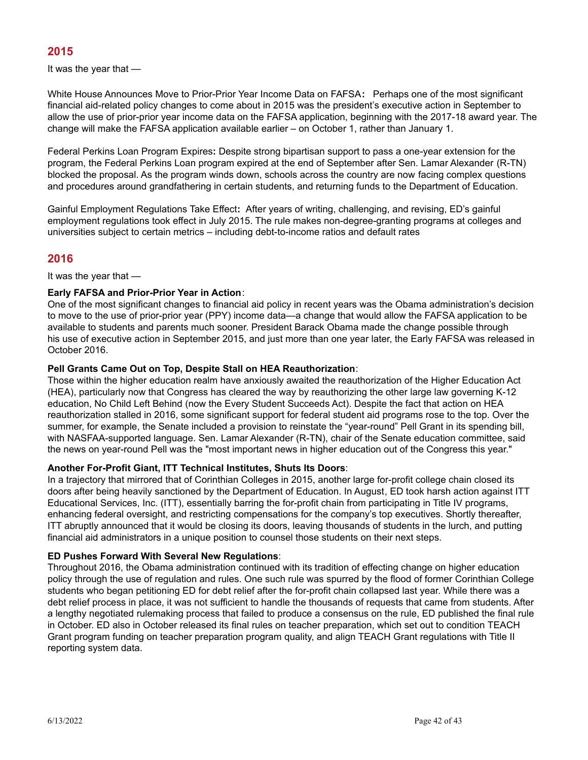## 2015

It was the year that —

White House Announces Move to Prior-Prior Year Income Data on FAFSA**:** Perhaps one of the most significant financial aid-related policy changes to come about in 2015 was the president's executive action in September to allow the use of prior-prior year income data on the FAFSA application, beginning with the 2017-18 award year. The change will make the FAFSA application available earlier – on October 1, rather than January 1.

Federal Perkins Loan Program Expires**:** Despite strong bipartisan support to pass a one-year extension for the program, the Federal Perkins Loan program expired at the end of September after Sen. Lamar Alexander (R-TN) blocked the proposal. As the program winds down, schools across the country are now facing complex questions and procedures around grandfathering in certain students, and returning funds to the Department of Education.

Gainful Employment Regulations Take Effect**:** After years of writing, challenging, and revising, ED's gainful employment regulations took effect in July 2015. The rule makes non-degree-granting programs at colleges and universities subject to certain metrics – including debt-to-income ratios and default rates

## 2016

It was the year that —

**Early FAFSA and Prior-Prior Year in Action**:
One of the most significant changes to financial aid policy in recent years was the Obama administration's decision to move to the use of prior-prior year (PPY) income data—a change that would allow the FAFSA application to be available to students and parents much sooner. President Barack Obama made the change possible through his use of executive action in September 2015, and just more than one year later, the Early FAFSA was released in October 2016.

**Pell Grants Came Out on Top, Despite Stall on HEA Reauthorization**:
Those within the higher education realm have anxiously awaited the reauthorization of the Higher Education Act (HEA), particularly now that Congress has cleared the way by reauthorizing the other large law governing K-12 education, No Child Left Behind (now the Every Student Succeeds Act). Despite the fact that action on HEA reauthorization stalled in 2016, some significant support for federal student aid programs rose to the top. Over the summer, for example, the Senate included a provision to reinstate the "year-round" Pell Grant in its spending bill, with NASFAA-supported language. Sen. Lamar Alexander (R-TN), chair of the Senate education committee, said the news on year-round Pell was the "most important news in higher education out of the Congress this year."

**Another For-Profit Giant, ITT Technical Institutes, Shuts Its Doors**:
In a trajectory that mirrored that of Corinthian Colleges in 2015, another large for-profit college chain closed its doors after being heavily sanctioned by the Department of Education. In August, ED took harsh action against ITT Educational Services, Inc. (ITT), essentially barring the for-profit chain from participating in Title IV programs, enhancing federal oversight, and restricting compensations for the company's top executives. Shortly thereafter, ITT abruptly announced that it would be closing its doors, leaving thousands of students in the lurch, and putting financial aid administrators in a unique position to counsel those students on their next steps.

**ED Pushes Forward With Several New Regulations**:
Throughout 2016, the Obama administration continued with its tradition of effecting change on higher education policy through the use of regulation and rules. One such rule was spurred by the flood of former Corinthian College students who began petitioning ED for debt relief after the for-profit chain collapsed last year. While there was a debt relief process in place, it was not sufficient to handle the thousands of requests that came from students. After a lengthy negotiated rulemaking process that failed to produce a consensus on the rule, ED published the final rule in October. ED also in October released its final rules on teacher preparation, which set out to condition TEACH Grant program funding on teacher preparation program quality, and align TEACH Grant regulations with Title II reporting system data.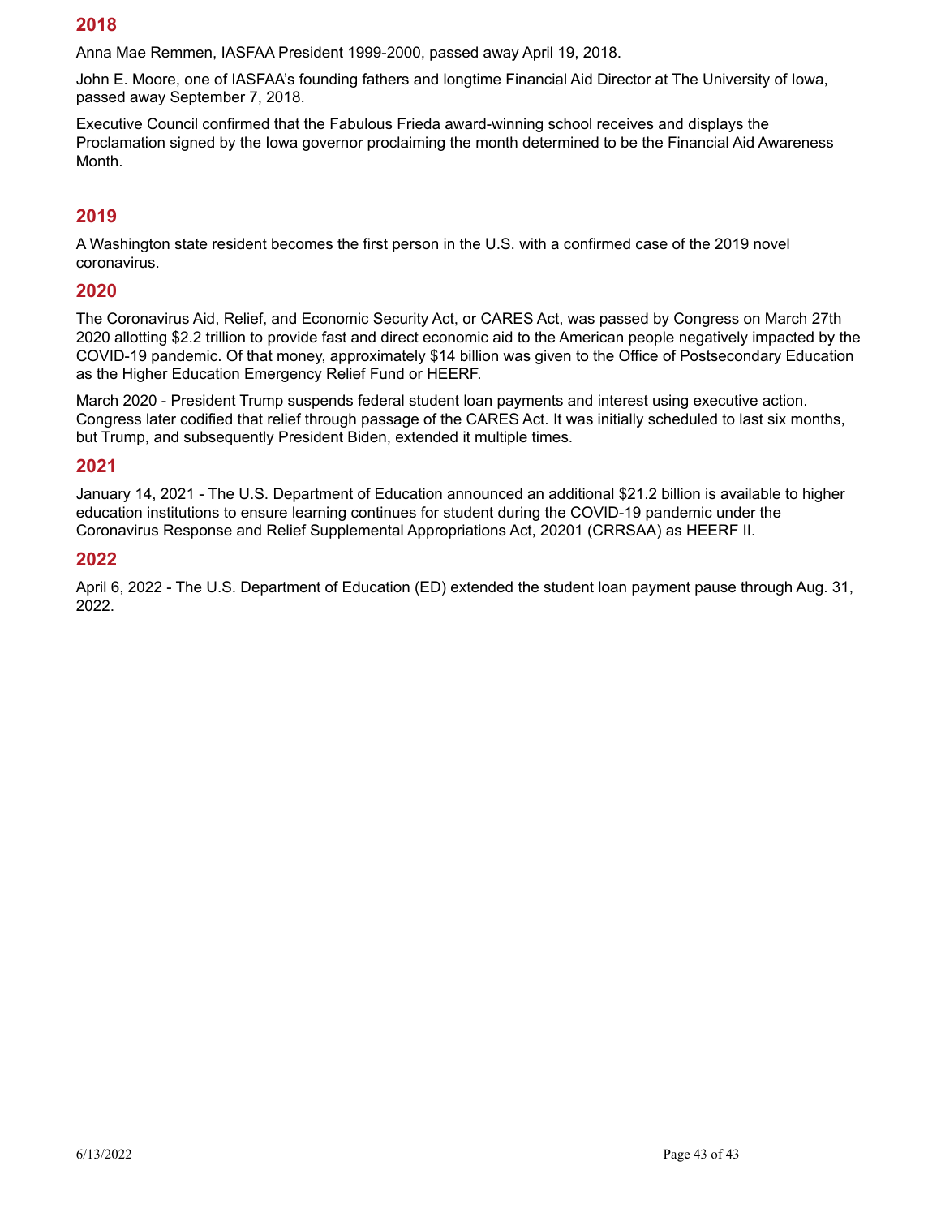## 2018

Anna Mae Remmen, IASFAA President 1999-2000, passed away April 19, 2018.

John E. Moore, one of IASFAA's founding fathers and longtime Financial Aid Director at The University of Iowa, passed away September 7, 2018.

Executive Council confirmed that the Fabulous Frieda award-winning school receives and displays the Proclamation signed by the Iowa governor proclaiming the month determined to be the Financial Aid Awareness Month.

## 2019

A Washington state resident becomes the first person in the U.S. with a confirmed case of the 2019 novel coronavirus.

## 2020

The Coronavirus Aid, Relief, and Economic Security Act, or CARES Act, was passed by Congress on March 27th 2020 allotting $2.2 trillion to provide fast and direct economic aid to the American people negatively impacted by the COVID-19 pandemic. Of that money, approximately $14 billion was given to the Office of Postsecondary Education as the Higher Education Emergency Relief Fund or HEERF.

March 2020 - President Trump suspends federal student loan payments and interest using executive action. Congress later codified that relief through passage of the CARES Act. It was initially scheduled to last six months, but Trump, and subsequently President Biden, extended it multiple times.

## 2021

January 14, 2021 - The U.S. Department of Education announced an additional $21.2 billion is available to higher education institutions to ensure learning continues for student during the COVID-19 pandemic under the Coronavirus Response and Relief Supplemental Appropriations Act, 20201 (CRRSAA) as HEERF II.

## 2022

April 6, 2022 - The U.S. Department of Education (ED) extended the student loan payment pause through Aug. 31, 2022.